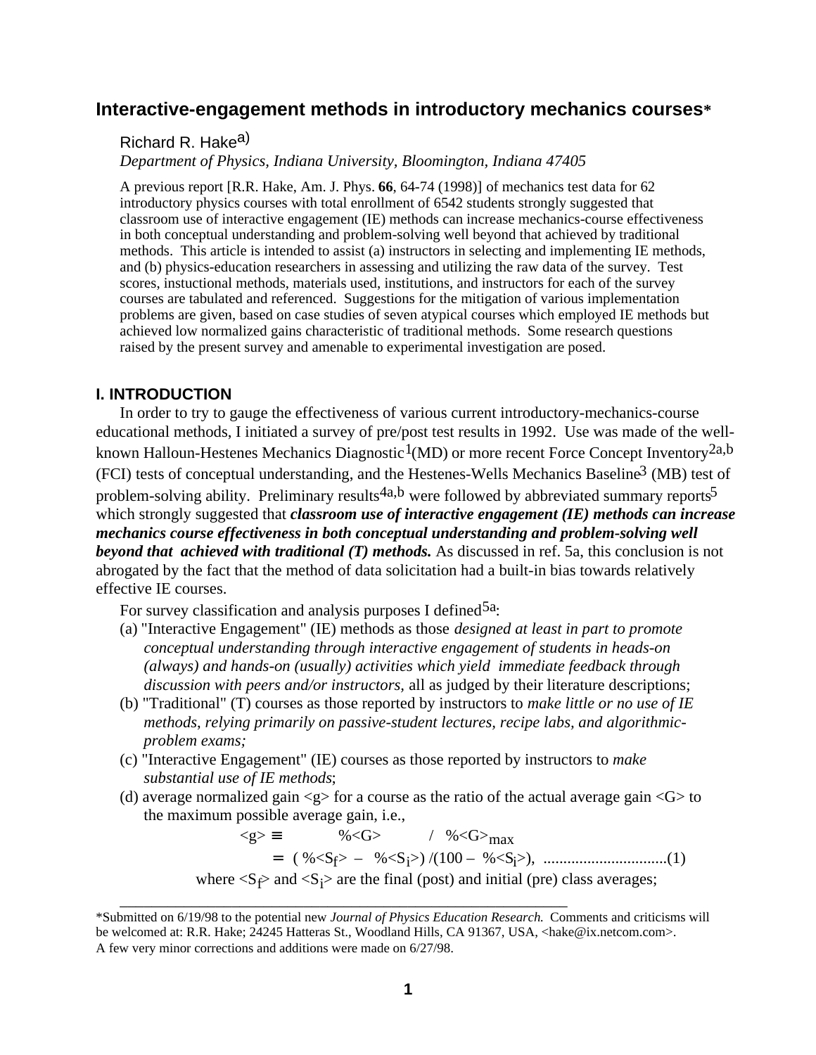# Interactive-engagement methods in introductory mechanics courses*

Richard R. Hake[a)]

*Department of Physics, Indiana University, Bloomington, Indiana 47405*

A previous report [R.R. Hake, Am. J. Phys. **66**, 64-74 (1998)] of mechanics test data for 62 introductory physics courses with total enrollment of 6542 students strongly suggested that classroom use of interactive engagement (IE) methods can increase mechanics-course effectiveness in both conceptual understanding and problem-solving well beyond that achieved by traditional methods. This article is intended to assist (a) instructors in selecting and implementing IE methods, and (b) physics-education researchers in assessing and utilizing the raw data of the survey. Test scores, instuctional methods, materials used, institutions, and instructors for each of the survey courses are tabulated and referenced. Suggestions for the mitigation of various implementation problems are given, based on case studies of seven atypical courses which employed IE methods but achieved low normalized gains characteristic of traditional methods. Some research questions raised by the present survey and amenable to experimental investigation are posed.

## I. INTRODUCTION

In order to try to gauge the effectiveness of various current introductory-mechanics-course educational methods, I initiated a survey of pre/post test results in 1992. Use was made of the well-known Halloun-Hestenes Mechanics Diagnostic[1](MD) or more recent Force Concept Inventory[2a,b] (FCI) tests of conceptual understanding, and the Hestenes-Wells Mechanics Baseline[3] (MB) test of problem-solving ability. Preliminary results[4a,b] were followed by abbreviated summary reports[5] which strongly suggested that ***classroom use of interactive engagement (IE) methods can increase mechanics course effectiveness in both conceptual understanding and problem-solving well beyond that achieved with traditional (T) methods.*** As discussed in ref. 5a, this conclusion is not abrogated by the fact that the method of data solicitation had a built-in bias towards relatively effective IE courses.

For survey classification and analysis purposes I defined[5a]:

(a) "Interactive Engagement" (IE) methods as those *designed at least in part to promote conceptual understanding through interactive engagement of students in heads-on (always) and hands-on (usually) activities which yield immediate feedback through discussion with peers and/or instructors*, all as judged by their literature descriptions;

(b) "Traditional" (T) courses as those reported by instructors to *make little or no use of IE methods, relying primarily on passive-student lectures, recipe labs, and algorithmic-problem exams;*

(c) "Interactive Engagement" (IE) courses as those reported by instructors to *make substantial use of IE methods*;

(d) average normalized gain $<g>$ for a course as the ratio of the actual average gain $<G>$ to the maximum possible average gain, i.e.,

$$<g> \equiv \%<G> / \%<G>_{max} = (\%<S_f> - \%<S_i>) / (100 - \%<S_i>), \quad \text{..............................(1)}$$

where $<S_f>$ and $<S_i>$ are the final (post) and initial (pre) class averages;

---

*Submitted on 6/19/98 to the potential new *Journal of Physics Education Research.* Comments and criticisms will be welcomed at: R.R. Hake; 24245 Hatteras St., Woodland Hills, CA 91367, USA, <hake@ix.netcom.com>. A few very minor corrections and additions were made on 6/27/98.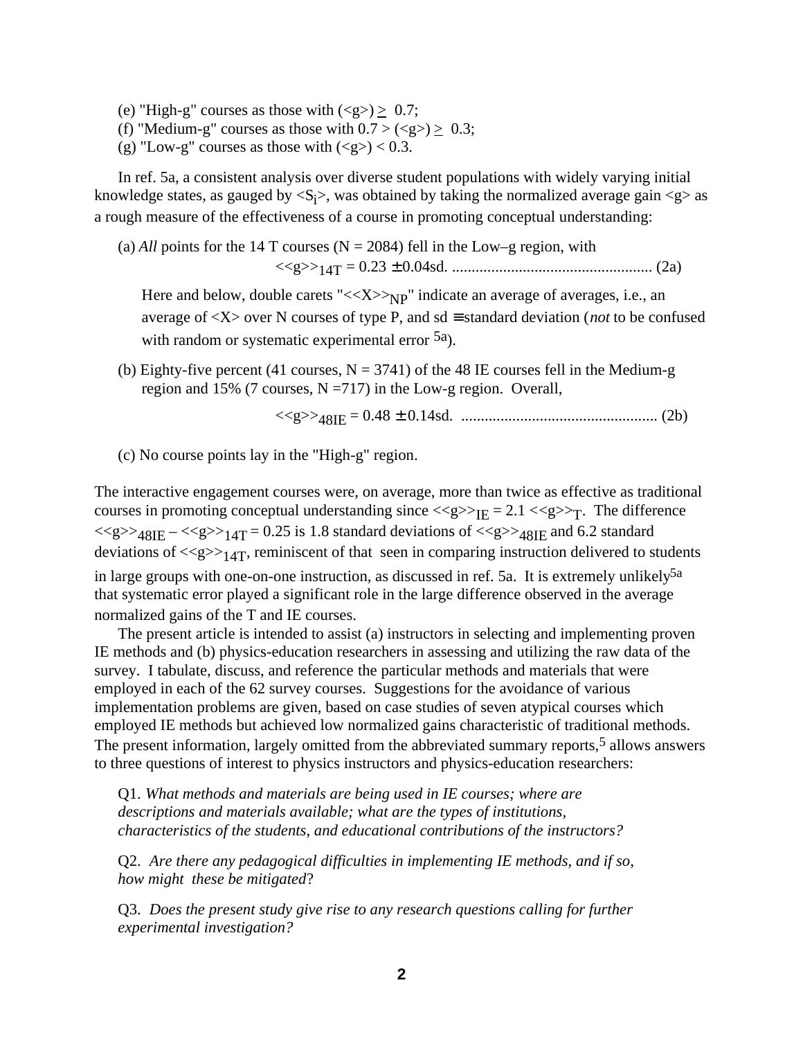(e) "High-g" courses as those with $(\langle g \rangle) \geq 0.7$;
(f) "Medium-g" courses as those with $0.7 > (\langle g \rangle) \geq 0.3$;
(g) "Low-g" courses as those with $(\langle g \rangle) < 0.3$.

In ref. 5a, a consistent analysis over diverse student populations with widely varying initial knowledge states, as gauged by $\langle S_i \rangle$, was obtained by taking the normalized average gain $\langle g \rangle$ as a rough measure of the effectiveness of a course in promoting conceptual understanding:

(a) *All* points for the 14 T courses (N = 2084) fell in the Low–g region, with

$$\langle\langle g \rangle\rangle_{14T} = 0.23 \pm 0.04\text{sd.} \quad \text{(2a)}$$

Here and below, double carets "$\langle\langle X \rangle\rangle_{NP}$" indicate an average of averages, i.e., an average of $\langle X \rangle$ over N courses of type P, and sd $\equiv$ standard deviation (*not* to be confused with random or systematic experimental error [5a]).

(b) Eighty-five percent (41 courses, N = 3741) of the 48 IE courses fell in the Medium-g region and 15% (7 courses, N =717) in the Low-g region. Overall,

$$\langle\langle g \rangle\rangle_{48IE} = 0.48 \pm 0.14\text{sd.} \quad \text{(2b)}$$

(c) No course points lay in the "High-g" region.

The interactive engagement courses were, on average, more than twice as effective as traditional courses in promoting conceptual understanding since $\langle\langle g \rangle\rangle_{IE} = 2.1 \langle\langle g \rangle\rangle_{T}$. The difference $\langle\langle g \rangle\rangle_{48IE} - \langle\langle g \rangle\rangle_{14T} = 0.25$ is 1.8 standard deviations of $\langle\langle g \rangle\rangle_{48IE}$ and 6.2 standard deviations of $\langle\langle g \rangle\rangle_{14T}$, reminiscent of that seen in comparing instruction delivered to students in large groups with one-on-one instruction, as discussed in ref. 5a. It is extremely unlikely[5a] that systematic error played a significant role in the large difference observed in the average normalized gains of the T and IE courses.

The present article is intended to assist (a) instructors in selecting and implementing proven IE methods and (b) physics-education researchers in assessing and utilizing the raw data of the survey. I tabulate, discuss, and reference the particular methods and materials that were employed in each of the 62 survey courses. Suggestions for the avoidance of various implementation problems are given, based on case studies of seven atypical courses which employed IE methods but achieved low normalized gains characteristic of traditional methods. The present information, largely omitted from the abbreviated summary reports,[5] allows answers to three questions of interest to physics instructors and physics-education researchers:

Q1. *What methods and materials are being used in IE courses; where are descriptions and materials available; what are the types of institutions, characteristics of the students, and educational contributions of the instructors?*

Q2. *Are there any pedagogical difficulties in implementing IE methods, and if so, how might these be mitigated*?

Q3. *Does the present study give rise to any research questions calling for further experimental investigation?*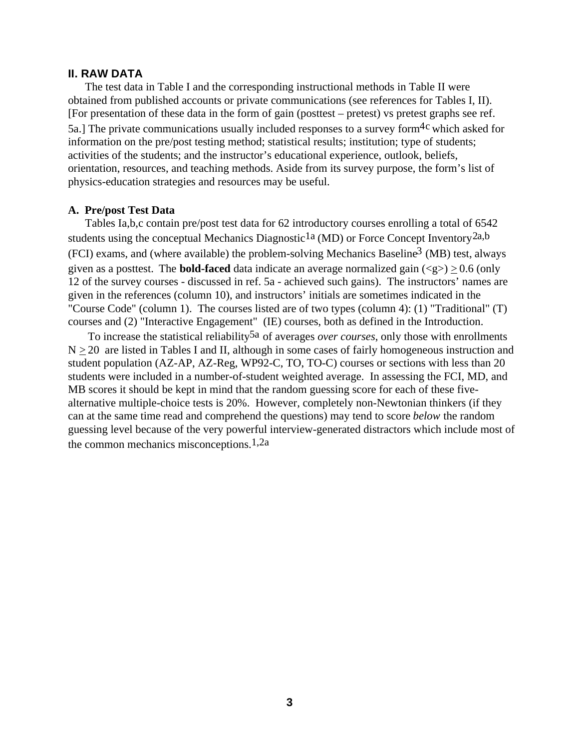## II. RAW DATA

The test data in Table I and the corresponding instructional methods in Table II were obtained from published accounts or private communications (see references for Tables I, II). [For presentation of these data in the form of gain (posttest – pretest) vs pretest graphs see ref. 5a.] The private communications usually included responses to a survey form[4c] which asked for information on the pre/post testing method; statistical results; institution; type of students; activities of the students; and the instructor's educational experience, outlook, beliefs, orientation, resources, and teaching methods. Aside from its survey purpose, the form's list of physics-education strategies and resources may be useful.

### A. Pre/post Test Data

Tables Ia,b,c contain pre/post test data for 62 introductory courses enrolling a total of 6542 students using the conceptual Mechanics Diagnostic[1a] (MD) or Force Concept Inventory[2a,b] (FCI) exams, and (where available) the problem-solving Mechanics Baseline[3] (MB) test, always given as a posttest. The **bold-faced** data indicate an average normalized gain ($\langle g \rangle \geq 0.6$) (only 12 of the survey courses - discussed in ref. 5a - achieved such gains). The instructors' names are given in the references (column 10), and instructors' initials are sometimes indicated in the "Course Code" (column 1). The courses listed are of two types (column 4): (1) "Traditional" (T) courses and (2) "Interactive Engagement" (IE) courses, both as defined in the Introduction.

To increase the statistical reliability[5a] of averages *over courses*, only those with enrollments $N \geq 20$ are listed in Tables I and II, although in some cases of fairly homogeneous instruction and student population (AZ-AP, AZ-Reg, WP92-C, TO, TO-C) courses or sections with less than 20 students were included in a number-of-student weighted average. In assessing the FCI, MD, and MB scores it should be kept in mind that the random guessing score for each of these five-alternative multiple-choice tests is 20%. However, completely non-Newtonian thinkers (if they can at the same time read and comprehend the questions) may tend to score *below* the random guessing level because of the very powerful interview-generated distractors which include most of the common mechanics misconceptions.[1,2a]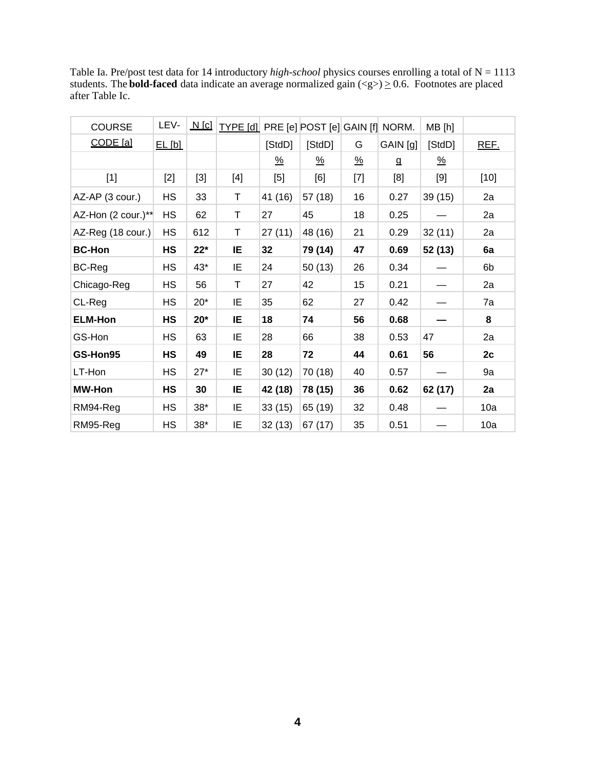Table Ia. Pre/post test data for 14 introductory *high-school* physics courses enrolling a total of N = 1113 students. The **bold-faced** data indicate an average normalized gain (<g>) ≥ 0.6. Footnotes are placed after Table Ic.

| COURSE CODE [a] | LEV-EL [b] | N [c] | TYPE [d] | PRE [e] [StdD] % | POST [e] [StdD] % | GAIN [f] G % | NORM. GAIN [g] g | MB [h] [StdD] % | REF. |
|---|---|---|---|---|---|---|---|---|---|
| [1] | [2] | [3] | [4] | [5] | [6] | [7] | [8] | [9] | [10] |
| AZ-AP (3 cour.) | HS | 33 | T | 41 (16) | 57 (18) | 16 | 0.27 | 39 (15) | 2a |
| AZ-Hon (2 cour.)** | HS | 62 | T | 27 | 45 | 18 | 0.25 | — | 2a |
| AZ-Reg (18 cour.) | HS | 612 | T | 27 (11) | 48 (16) | 21 | 0.29 | 32 (11) | 2a |
| **BC-Hon** | **HS** | **22*** | **IE** | **32** | **79 (14)** | **47** | **0.69** | **52 (13)** | **6a** |
| BC-Reg | HS | 43* | IE | 24 | 50 (13) | 26 | 0.34 | — | 6b |
| Chicago-Reg | HS | 56 | T | 27 | 42 | 15 | 0.21 | — | 2a |
| CL-Reg | HS | 20* | IE | 35 | 62 | 27 | 0.42 | — | 7a |
| **ELM-Hon** | **HS** | **20*** | **IE** | **18** | **74** | **56** | **0.68** | **—** | **8** |
| GS-Hon | HS | 63 | IE | 28 | 66 | 38 | 0.53 | 47 | 2a |
| **GS-Hon95** | **HS** | **49** | **IE** | **28** | **72** | **44** | **0.61** | **56** | **2c** |
| LT-Hon | HS | 27* | IE | 30 (12) | 70 (18) | 40 | 0.57 | — | 9a |
| **MW-Hon** | **HS** | **30** | **IE** | **42 (18)** | **78 (15)** | **36** | **0.62** | **62 (17)** | **2a** |
| RM94-Reg | HS | 38* | IE | 33 (15) | 65 (19) | 32 | 0.48 | — | 10a |
| RM95-Reg | HS | 38* | IE | 32 (13) | 67 (17) | 35 | 0.51 | — | 10a |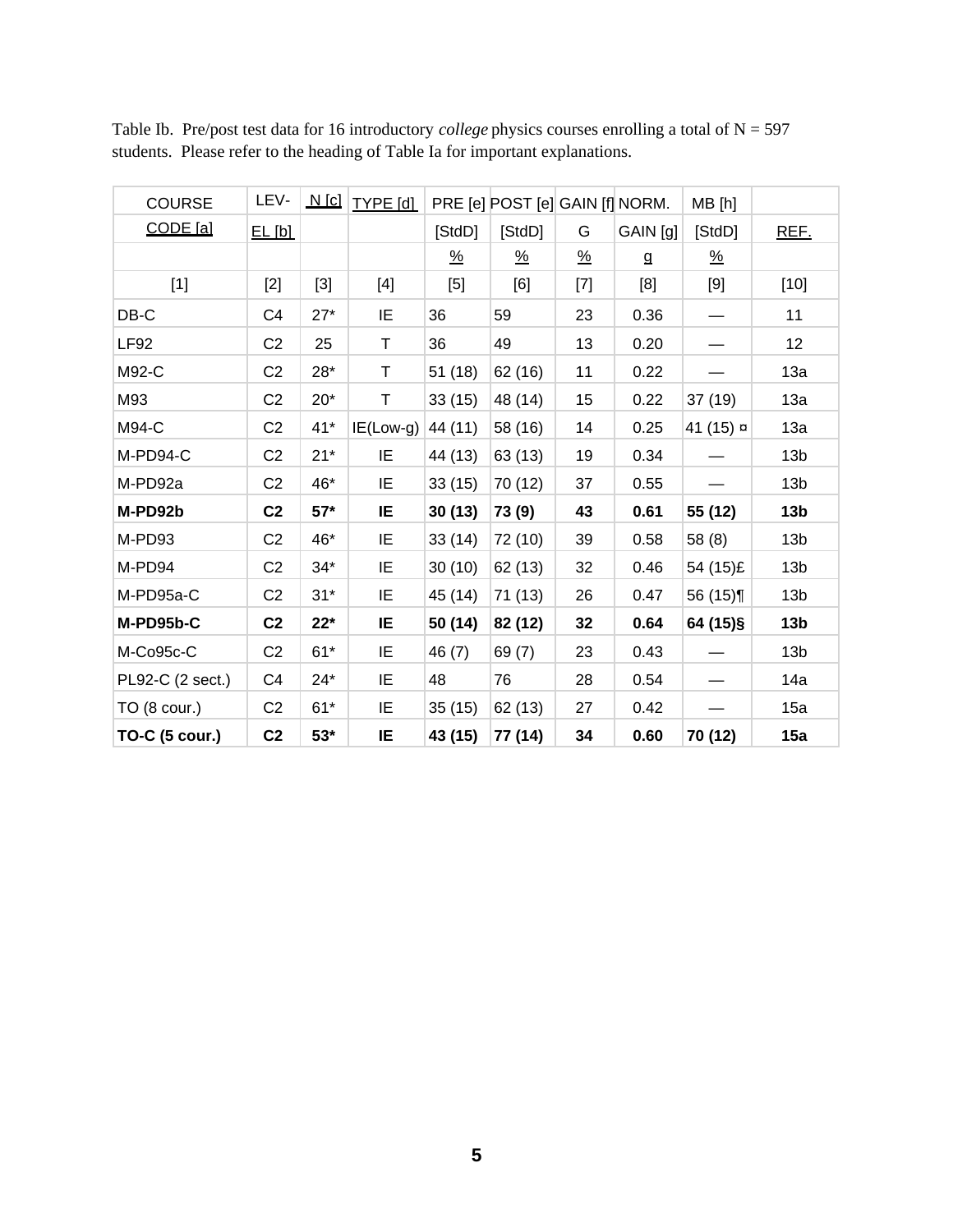Table Ib. Pre/post test data for 16 introductory *college* physics courses enrolling a total of N = 597 students. Please refer to the heading of Table Ia for important explanations.

| COURSE CODE [a] | LEV-EL [b] | N [c] | TYPE [d] | PRE [e] [StdD] % | POST [e] [StdD] % | GAIN [f] G % | NORM. GAIN [g] g | MB [h] [StdD] % | REF. |
|---|---|---|---|---|---|---|---|---|---|
| [1] | [2] | [3] | [4] | [5] | [6] | [7] | [8] | [9] | [10] |
| DB-C | C4 | 27* | IE | 36 | 59 | 23 | 0.36 | — | 11 |
| LF92 | C2 | 25 | T | 36 | 49 | 13 | 0.20 | — | 12 |
| M92-C | C2 | 28* | T | 51 (18) | 62 (16) | 11 | 0.22 | — | 13a |
| M93 | C2 | 20* | T | 33 (15) | 48 (14) | 15 | 0.22 | 37 (19) | 13a |
| M94-C | C2 | 41* | IE(Low-g) | 44 (11) | 58 (16) | 14 | 0.25 | 41 (15) ¤ | 13a |
| M-PD94-C | C2 | 21* | IE | 44 (13) | 63 (13) | 19 | 0.34 | — | 13b |
| M-PD92a | C2 | 46* | IE | 33 (15) | 70 (12) | 37 | 0.55 | — | 13b |
| **M-PD92b** | **C2** | **57*** | **IE** | **30 (13)** | **73 (9)** | **43** | **0.61** | **55 (12)** | **13b** |
| M-PD93 | C2 | 46* | IE | 33 (14) | 72 (10) | 39 | 0.58 | 58 (8) | 13b |
| M-PD94 | C2 | 34* | IE | 30 (10) | 62 (13) | 32 | 0.46 | 54 (15)£ | 13b |
| M-PD95a-C | C2 | 31* | IE | 45 (14) | 71 (13) | 26 | 0.47 | 56 (15)¶ | 13b |
| **M-PD95b-C** | **C2** | **22*** | **IE** | **50 (14)** | **82 (12)** | **32** | **0.64** | **64 (15)§** | **13b** |
| M-Co95c-C | C2 | 61* | IE | 46 (7) | 69 (7) | 23 | 0.43 | — | 13b |
| PL92-C (2 sect.) | C4 | 24* | IE | 48 | 76 | 28 | 0.54 | — | 14a |
| TO (8 cour.) | C2 | 61* | IE | 35 (15) | 62 (13) | 27 | 0.42 | — | 15a |
| **TO-C (5 cour.)** | **C2** | **53*** | **IE** | **43 (15)** | **77 (14)** | **34** | **0.60** | **70 (12)** | **15a** |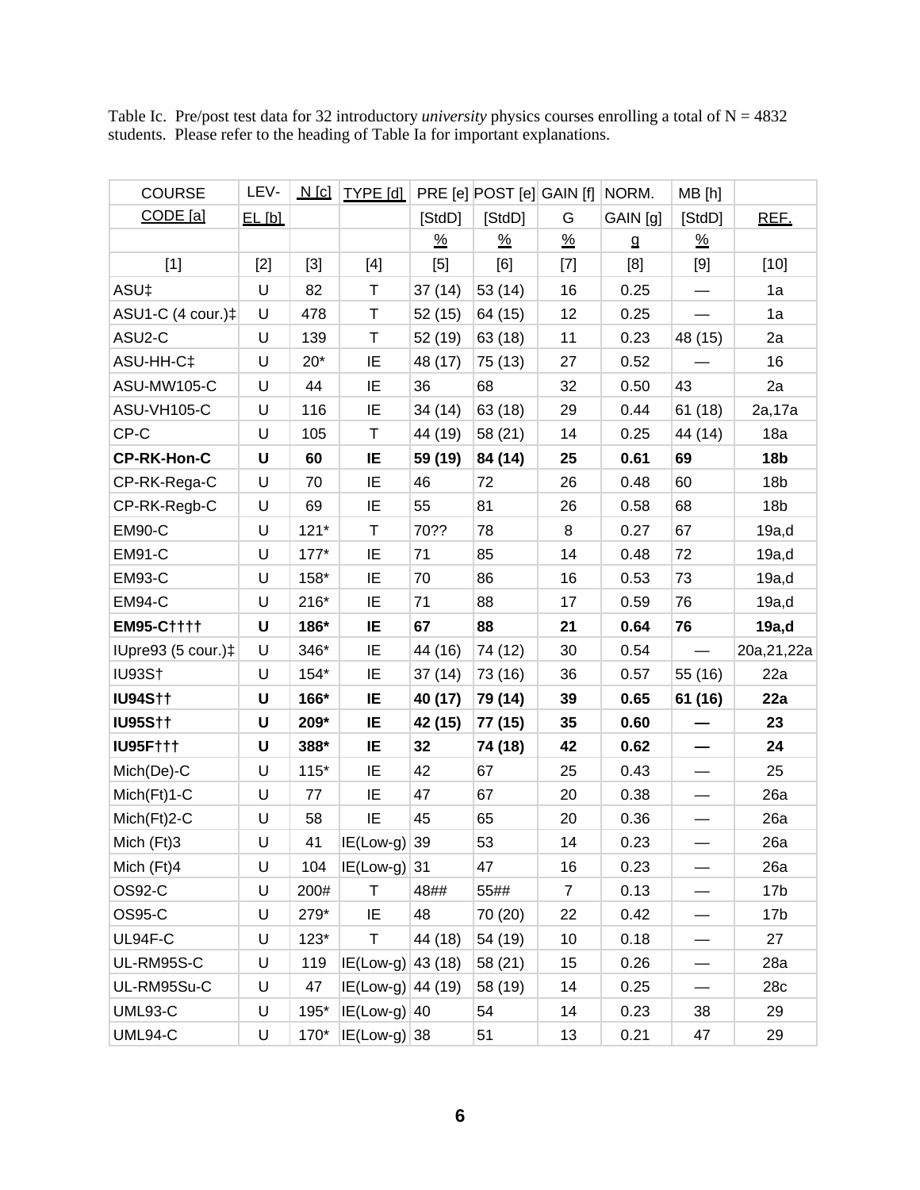Table Ic. Pre/post test data for 32 introductory *university* physics courses enrolling a total of N = 4832 students. Please refer to the heading of Table Ia for important explanations.

| COURSE CODE [a] | LEV-EL [b] | N [c] | TYPE [d] | PRE [e] [StdD] % | POST [e] [StdD] % | GAIN [f] G % | NORM. GAIN [g] g | MB [h] [StdD] % | REF. |
|---|---|---|---|---|---|---|---|---|---|
| [1] | [2] | [3] | [4] | [5] | [6] | [7] | [8] | [9] | [10] |
| ASU‡ | U | 82 | T | 37 (14) | 53 (14) | 16 | 0.25 | — | 1a |
| ASU1-C (4 cour.)‡ | U | 478 | T | 52 (15) | 64 (15) | 12 | 0.25 | — | 1a |
| ASU2-C | U | 139 | T | 52 (19) | 63 (18) | 11 | 0.23 | 48 (15) | 2a |
| ASU-HH-C‡ | U | 20* | IE | 48 (17) | 75 (13) | 27 | 0.52 | — | 16 |
| ASU-MW105-C | U | 44 | IE | 36 | 68 | 32 | 0.50 | 43 | 2a |
| ASU-VH105-C | U | 116 | IE | 34 (14) | 63 (18) | 29 | 0.44 | 61 (18) | 2a,17a |
| CP-C | U | 105 | T | 44 (19) | 58 (21) | 14 | 0.25 | 44 (14) | 18a |
| **CP-RK-Hon-C** | **U** | **60** | **IE** | **59 (19)** | **84 (14)** | **25** | **0.61** | **69** | **18b** |
| CP-RK-Rega-C | U | 70 | IE | 46 | 72 | 26 | 0.48 | 60 | 18b |
| CP-RK-Regb-C | U | 69 | IE | 55 | 81 | 26 | 0.58 | 68 | 18b |
| EM90-C | U | 121* | T | 70?? | 78 | 8 | 0.27 | 67 | 19a,d |
| EM91-C | U | 177* | IE | 71 | 85 | 14 | 0.48 | 72 | 19a,d |
| EM93-C | U | 158* | IE | 70 | 86 | 16 | 0.53 | 73 | 19a,d |
| EM94-C | U | 216* | IE | 71 | 88 | 17 | 0.59 | 76 | 19a,d |
| **EM95-C††††** | **U** | **186*** | **IE** | **67** | **88** | **21** | **0.64** | **76** | **19a,d** |
| IUpre93 (5 cour.)‡ | U | 346* | IE | 44 (16) | 74 (12) | 30 | 0.54 | — | 20a,21,22a |
| IU93S† | U | 154* | IE | 37 (14) | 73 (16) | 36 | 0.57 | 55 (16) | 22a |
| **IU94S††** | **U** | **166*** | **IE** | **40 (17)** | **79 (14)** | **39** | **0.65** | **61 (16)** | **22a** |
| **IU95S††** | **U** | **209*** | **IE** | **42 (15)** | **77 (15)** | **35** | **0.60** | **—** | **23** |
| **IU95F†††** | **U** | **388*** | **IE** | **32** | **74 (18)** | **42** | **0.62** | **—** | **24** |
| Mich(De)-C | U | 115* | IE | 42 | 67 | 25 | 0.43 | — | 25 |
| Mich(Ft)1-C | U | 77 | IE | 47 | 67 | 20 | 0.38 | — | 26a |
| Mich(Ft)2-C | U | 58 | IE | 45 | 65 | 20 | 0.36 | — | 26a |
| Mich (Ft)3 | U | 41 | IE(Low-g) | 39 | 53 | 14 | 0.23 | — | 26a |
| Mich (Ft)4 | U | 104 | IE(Low-g) | 31 | 47 | 16 | 0.23 | — | 26a |
| OS92-C | U | 200# | T | 48## | 55## | 7 | 0.13 | — | 17b |
| OS95-C | U | 279* | IE | 48 | 70 (20) | 22 | 0.42 | — | 17b |
| UL94F-C | U | 123* | T | 44 (18) | 54 (19) | 10 | 0.18 | — | 27 |
| UL-RM95S-C | U | 119 | IE(Low-g) | 43 (18) | 58 (21) | 15 | 0.26 | — | 28a |
| UL-RM95Su-C | U | 47 | IE(Low-g) | 44 (19) | 58 (19) | 14 | 0.25 | — | 28c |
| UML93-C | U | 195* | IE(Low-g) | 40 | 54 | 14 | 0.23 | 38 | 29 |
| UML94-C | U | 170* | IE(Low-g) | 38 | 51 | 13 | 0.21 | 47 | 29 |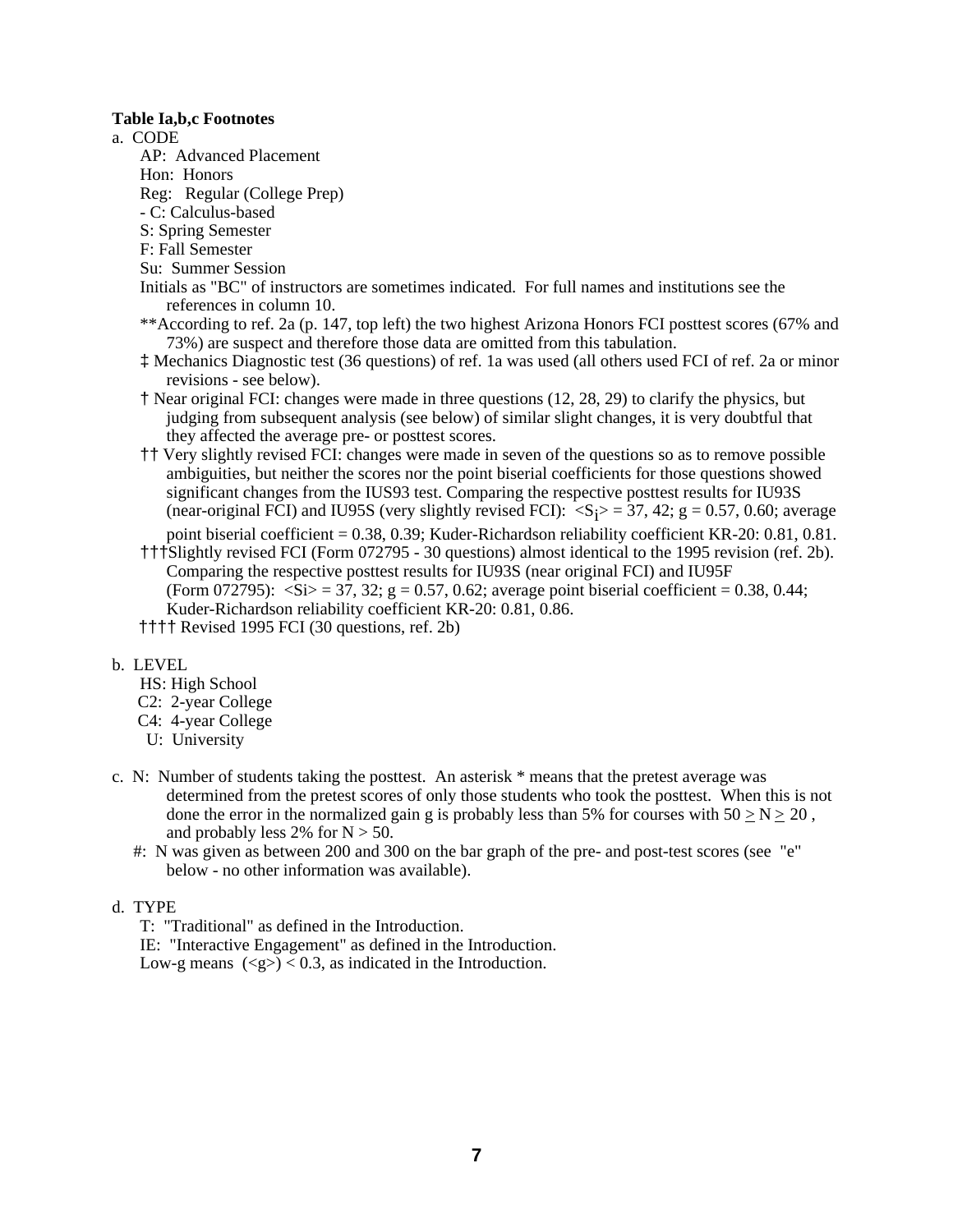**Table Ia,b,c Footnotes**

a. CODE

AP: Advanced Placement

Hon: Honors

Reg: Regular (College Prep)

- C: Calculus-based

S: Spring Semester

F: Fall Semester

Su: Summer Session

Initials as "BC" of instructors are sometimes indicated. For full names and institutions see the references in column 10.

**According to ref. 2a (p. 147, top left) the two highest Arizona Honors FCI posttest scores (67% and 73%) are suspect and therefore those data are omitted from this tabulation.

‡ Mechanics Diagnostic test (36 questions) of ref. 1a was used (all others used FCI of ref. 2a or minor revisions - see below).

† Near original FCI: changes were made in three questions (12, 28, 29) to clarify the physics, but judging from subsequent analysis (see below) of similar slight changes, it is very doubtful that they affected the average pre- or posttest scores.

†† Very slightly revised FCI: changes were made in seven of the questions so as to remove possible ambiguities, but neither the scores nor the point biserial coefficients for those questions showed significant changes from the IUS93 test. Comparing the respective posttest results for IU93S (near-original FCI) and IU95S (very slightly revised FCI): $\langle S_i \rangle$ = 37, 42; g = 0.57, 0.60; average point biserial coefficient = 0.38, 0.39; Kuder-Richardson reliability coefficient KR-20: 0.81, 0.81.

†††Slightly revised FCI (Form 072795 - 30 questions) almost identical to the 1995 revision (ref. 2b). Comparing the respective posttest results for IU93S (near original FCI) and IU95F (Form 072795): $\langle Si \rangle$ = 37, 32; g = 0.57, 0.62; average point biserial coefficient = 0.38, 0.44; Kuder-Richardson reliability coefficient KR-20: 0.81, 0.86.

†††† Revised 1995 FCI (30 questions, ref. 2b)

b. LEVEL

HS: High School

C2: 2-year College

C4: 4-year College

U: University

c. N: Number of students taking the posttest. An asterisk * means that the pretest average was determined from the pretest scores of only those students who took the posttest. When this is not done the error in the normalized gain g is probably less than 5% for courses with $50 \geq N \geq 20$, and probably less 2% for $N > 50$.

#: N was given as between 200 and 300 on the bar graph of the pre- and post-test scores (see "e" below - no other information was available).

d. TYPE

T: "Traditional" as defined in the Introduction.

IE: "Interactive Engagement" as defined in the Introduction.

Low-g means $(\langle g \rangle) < 0.3$, as indicated in the Introduction.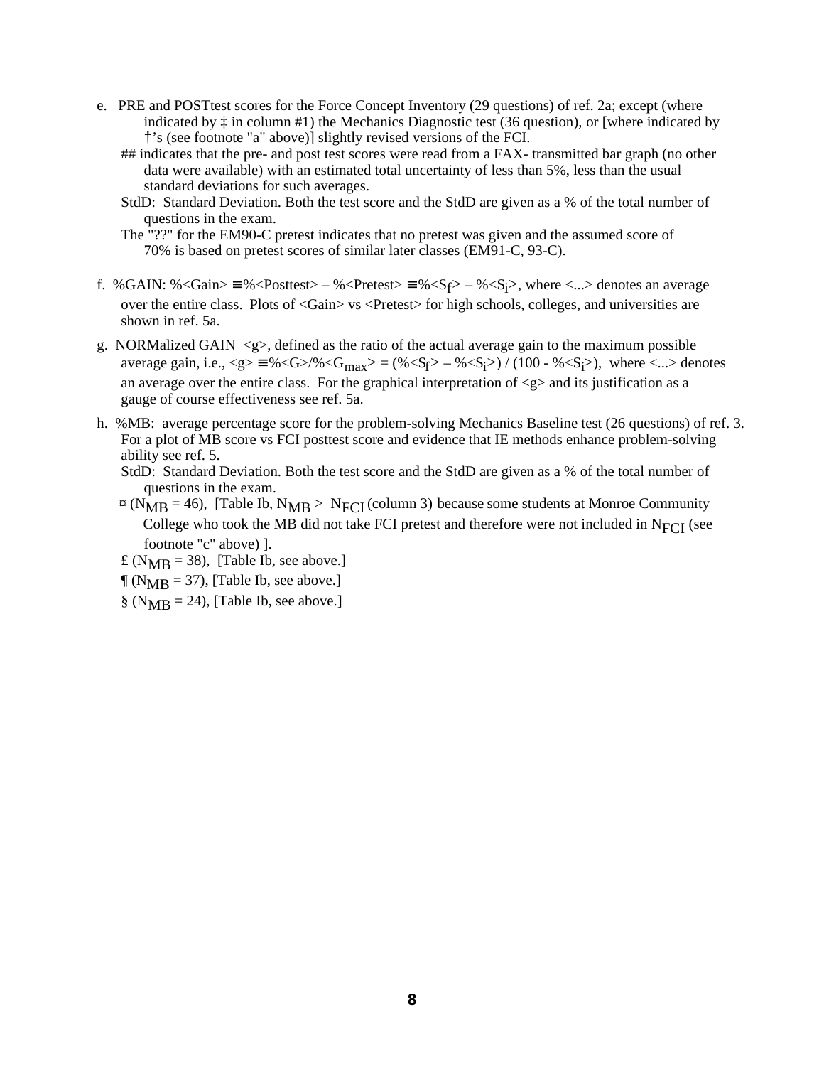e. PRE and POSTtest scores for the Force Concept Inventory (29 questions) of ref. 2a; except (where indicated by ‡ in column #1) the Mechanics Diagnostic test (36 question), or [where indicated by †'s (see footnote "a" above)] slightly revised versions of the FCI.

## indicates that the pre- and post test scores were read from a FAX- transmitted bar graph (no other data were available) with an estimated total uncertainty of less than 5%, less than the usual standard deviations for such averages.

StdD: Standard Deviation. Both the test score and the StdD are given as a % of the total number of questions in the exam.

The "??" for the EM90-C pretest indicates that no pretest was given and the assumed score of 70% is based on pretest scores of similar later classes (EM91-C, 93-C).

f. %GAIN: $\%\langle Gain \rangle \equiv \%\langle Posttest \rangle - \%\langle Pretest \rangle \equiv \%\langle S_f \rangle - \%\langle S_i \rangle$, where <...> denotes an average over the entire class. Plots of <Gain> vs <Pretest> for high schools, colleges, and universities are shown in ref. 5a.

g. NORMalized GAIN <g>, defined as the ratio of the actual average gain to the maximum possible average gain, i.e., $\langle g \rangle \equiv \%\langle G \rangle / \%\langle G_{max} \rangle = (\%\langle S_f \rangle - \%\langle S_i \rangle) / (100 - \%\langle S_i \rangle)$, where <...> denotes an average over the entire class. For the graphical interpretation of <g> and its justification as a gauge of course effectiveness see ref. 5a.

h. %MB: average percentage score for the problem-solving Mechanics Baseline test (26 questions) of ref. 3. For a plot of MB score vs FCI posttest score and evidence that IE methods enhance problem-solving ability see ref. 5.

StdD: Standard Deviation. Both the test score and the StdD are given as a % of the total number of questions in the exam.

¤ ($N_{MB}$ = 46), [Table Ib, $N_{MB} > N_{FCI}$ (column 3) because some students at Monroe Community College who took the MB did not take FCI pretest and therefore were not included in $N_{FCI}$ (see footnote "c" above) ].

£ ($N_{MB}$ = 38), [Table Ib, see above.]

¶ ($N_{MB}$ = 37), [Table Ib, see above.]

§ ($N_{MB}$ = 24), [Table Ib, see above.]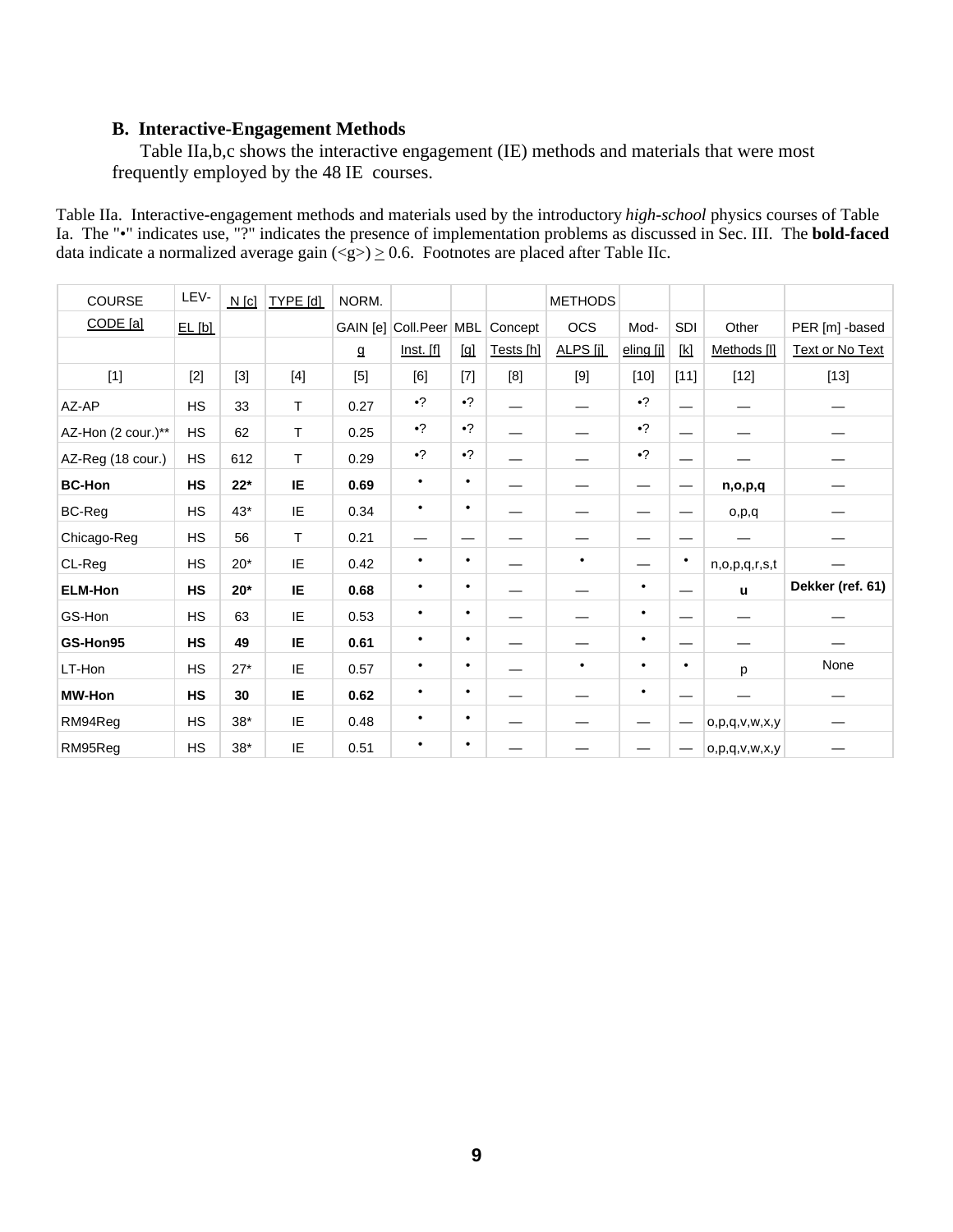### B. Interactive-Engagement Methods

Table IIa,b,c shows the interactive engagement (IE) methods and materials that were most frequently employed by the 48 IE courses.

Table IIa. Interactive-engagement methods and materials used by the introductory *high-school* physics courses of Table Ia. The "•" indicates use, "?" indicates the presence of implementation problems as discussed in Sec. III. The **bold-faced** data indicate a normalized average gain (<g>) ≥ 0.6. Footnotes are placed after Table IIc.

| COURSE CODE [a] | LEV-EL [b] | N [c] | TYPE [d] | NORM. GAIN [e] g | Coll.Peer Inst. [f] | MBL [g] | Concept Tests [h] | METHODS OCS ALPS [i] | Mod-eling [j] | SDI [k] | Other Methods [l] | PER [m] -based Text or No Text |
|---|---|---|---|---|---|---|---|---|---|---|---|---|
| [1] | [2] | [3] | [4] | [5] | [6] | [7] | [8] | [9] | [10] | [11] | [12] | [13] |
| AZ-AP | HS | 33 | T | 0.27 | •? | •? | — | — | •? | — | — | — |
| AZ-Hon (2 cour.)** | HS | 62 | T | 0.25 | •? | •? | — | — | •? | — | — | — |
| AZ-Reg (18 cour.) | HS | 612 | T | 0.29 | •? | •? | — | — | •? | — | — | — |
| **BC-Hon** | **HS** | **22*** | **IE** | **0.69** | • | • | — | — | — | — | **n,o,p,q** | — |
| BC-Reg | HS | 43* | IE | 0.34 | • | • | — | — | — | — | o,p,q | — |
| Chicago-Reg | HS | 56 | T | 0.21 | — | — | — | — | — | — | — | — |
| CL-Reg | HS | 20* | IE | 0.42 | • | • | — | • | — | • | n,o,p,q,r,s,t | — |
| **ELM-Hon** | **HS** | **20*** | **IE** | **0.68** | • | • | — | — | • | — | **u** | **Dekker (ref. 61)** |
| GS-Hon | HS | 63 | IE | 0.53 | • | • | — | — | • | — | — | — |
| **GS-Hon95** | **HS** | **49** | **IE** | **0.61** | • | • | — | — | • | — | — | — |
| LT-Hon | HS | 27* | IE | 0.57 | • | • | — | • | • | • | p | None |
| **MW-Hon** | **HS** | **30** | **IE** | **0.62** | • | • | — | — | • | — | — | — |
| RM94Reg | HS | 38* | IE | 0.48 | • | • | — | — | — | — | o,p,q,v,w,x,y | — |
| RM95Reg | HS | 38* | IE | 0.51 | • | • | — | — | — | — | o,p,q,v,w,x,y | — |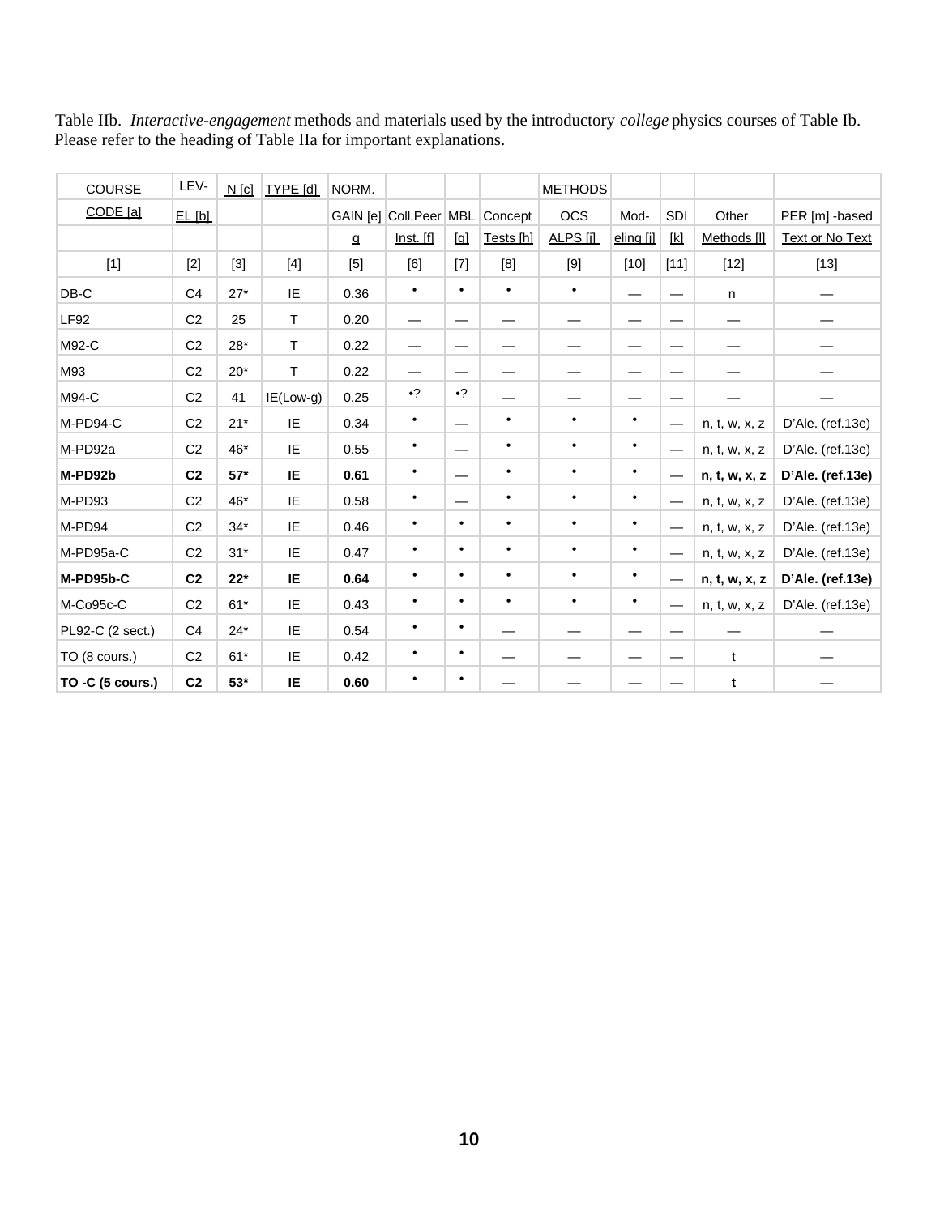Table IIb. *Interactive-engagement* methods and materials used by the introductory *college* physics courses of Table Ib. Please refer to the heading of Table IIa for important explanations.

| COURSE CODE [a] | LEV-EL [b] | N [c] | TYPE [d] | NORM. GAIN [e] g | Coll.Peer Inst. [f] | MBL [g] | Concept Tests [h] | METHODS OCS ALPS [i] | Mod-eling [j] | SDI [k] | Other Methods [l] | PER [m] -based Text or No Text |
|---|---|---|---|---|---|---|---|---|---|---|---|---|
| [1] | [2] | [3] | [4] | [5] | [6] | [7] | [8] | [9] | [10] | [11] | [12] | [13] |
| DB-C | C4 | 27* | IE | 0.36 | • | • | • | • | — | — | n | — |
| LF92 | C2 | 25 | T | 0.20 | — | — | — | — | — | — | — | — |
| M92-C | C2 | 28* | T | 0.22 | — | — | — | — | — | — | — | — |
| M93 | C2 | 20* | T | 0.22 | — | — | — | — | — | — | — | — |
| M94-C | C2 | 41 | IE(Low-g) | 0.25 | •? | •? | — | — | — | — | — | — |
| M-PD94-C | C2 | 21* | IE | 0.34 | • | — | • | • | • | — | n, t, w, x, z | D'Ale. (ref.13e) |
| M-PD92a | C2 | 46* | IE | 0.55 | • | — | • | • | • | — | n, t, w, x, z | D'Ale. (ref.13e) |
| **M-PD92b** | **C2** | **57*** | **IE** | **0.61** | • | — | • | • | • | — | **n, t, w, x, z** | **D'Ale. (ref.13e)** |
| M-PD93 | C2 | 46* | IE | 0.58 | • | — | • | • | • | — | n, t, w, x, z | D'Ale. (ref.13e) |
| M-PD94 | C2 | 34* | IE | 0.46 | • | • | • | • | • | — | n, t, w, x, z | D'Ale. (ref.13e) |
| M-PD95a-C | C2 | 31* | IE | 0.47 | • | • | • | • | • | — | n, t, w, x, z | D'Ale. (ref.13e) |
| **M-PD95b-C** | **C2** | **22*** | **IE** | **0.64** | • | • | • | • | • | — | **n, t, w, x, z** | **D'Ale. (ref.13e)** |
| M-Co95c-C | C2 | 61* | IE | 0.43 | • | • | • | • | • | — | n, t, w, x, z | D'Ale. (ref.13e) |
| PL92-C (2 sect.) | C4 | 24* | IE | 0.54 | • | • | — | — | — | — | — | — |
| TO (8 cours.) | C2 | 61* | IE | 0.42 | • | • | — | — | — | — | t | — |
| **TO -C (5 cours.)** | **C2** | **53*** | **IE** | **0.60** | • | • | — | — | — | — | **t** | — |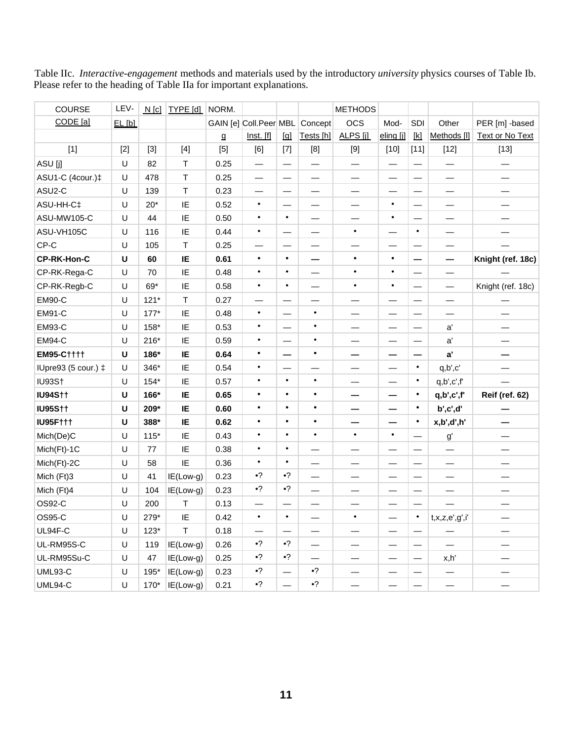Table IIc. *Interactive-engagement* methods and materials used by the introductory *university* physics courses of Table Ib. Please refer to the heading of Table IIa for important explanations.

| COURSE CODE [a] | LEV-EL [b] | N [c] | TYPE [d] | NORM. GAIN [e] g | Coll.Peer Inst. [f] | MBL [g] | Concept Tests [h] | METHODS OCS ALPS [i] | Mod-eling [j] | SDI [k] | Other Methods [l] | PER [m] -based Text or No Text |
|---|---|---|---|---|---|---|---|---|---|---|---|---|
| [1] | [2] | [3] | [4] | [5] | [6] | [7] | [8] | [9] | [10] | [11] | [12] | [13] |
| ASU [j] | U | 82 | T | 0.25 | — | — | — | — | — | — | — | — |
| ASU1-C (4cour.)‡ | U | 478 | T | 0.25 | — | — | — | — | — | — | — | — |
| ASU2-C | U | 139 | T | 0.23 | — | — | — | — | — | — | — | — |
| ASU-HH-C‡ | U | 20* | IE | 0.52 | • | — | — | — | • | — | — | — |
| ASU-MW105-C | U | 44 | IE | 0.50 | • | • | — | — | • | — | — | — |
| ASU-VH105C | U | 116 | IE | 0.44 | • | — | — | • | — | • | — | — |
| CP-C | U | 105 | T | 0.25 | — | — | — | — | — | — | — | — |
| **CP-RK-Hon-C** | **U** | **60** | **IE** | **0.61** | **•** | **•** | **—** | **•** | **•** | **—** | **—** | **Knight (ref. 18c)** |
| CP-RK-Rega-C | U | 70 | IE | 0.48 | • | • | — | • | • | — | — | — |
| CP-RK-Regb-C | U | 69* | IE | 0.58 | • | • | — | • | • | — | — | Knight (ref. 18c) |
| EM90-C | U | 121* | T | 0.27 | — | — | — | — | — | — | — | — |
| EM91-C | U | 177* | IE | 0.48 | • | — | • | — | — | — | — | — |
| EM93-C | U | 158* | IE | 0.53 | • | — | • | — | — | — | a' | — |
| EM94-C | U | 216* | IE | 0.59 | • | — | • | — | — | — | a' | — |
| **EM95-C††††** | **U** | **186*** | **IE** | **0.64** | **•** | **—** | **•** | **—** | **—** | **—** | **a'** | **—** |
| IUpre93 (5 cour.) ‡ | U | 346* | IE | 0.54 | • | — | — | — | — | • | q,b',c' | — |
| IU93S† | U | 154* | IE | 0.57 | • | • | • | — | — | • | q,b',c',f' | — |
| **IU94S††** | **U** | **166*** | **IE** | **0.65** | **•** | **•** | **•** | **—** | **—** | **•** | **q,b',c',f'** | **Reif (ref. 62)** |
| **IU95S††** | **U** | **209*** | **IE** | **0.60** | **•** | **•** | **•** | **—** | **—** | **•** | **b',c',d'** | **—** |
| **IU95F†††** | **U** | **388*** | **IE** | **0.62** | **•** | **•** | **•** | **—** | **—** | **•** | **x,b',d',h'** | **—** |
| Mich(De)C | U | 115* | IE | 0.43 | • | • | • | • | • | — | g' | — |
| Mich(Ft)-1C | U | 77 | IE | 0.38 | • | • | — | — | — | — | — | — |
| Mich(Ft)-2C | U | 58 | IE | 0.36 | • | • | — | — | — | — | — | — |
| Mich (Ft)3 | U | 41 | IE(Low-g) | 0.23 | •? | •? | — | — | — | — | — | — |
| Mich (Ft)4 | U | 104 | IE(Low-g) | 0.23 | •? | •? | — | — | — | — | — | — |
| OS92-C | U | 200 | T | 0.13 | — | — | — | — | — | — | — | — |
| OS95-C | U | 279* | IE | 0.42 | • | • | — | • | — | • | t,x,z,e',g',i' | — |
| UL94F-C | U | 123* | T | 0.18 | — | — | — | — | — | — | — | — |
| UL-RM95S-C | U | 119 | IE(Low-g) | 0.26 | •? | •? | — | — | — | — | — | — |
| UL-RM95Su-C | U | 47 | IE(Low-g) | 0.25 | •? | •? | — | — | — | — | x,h' | — |
| UML93-C | U | 195* | IE(Low-g) | 0.23 | •? | — | •? | — | — | — | — | — |
| UML94-C | U | 170* | IE(Low-g) | 0.21 | •? | — | •? | — | — | — | — | — |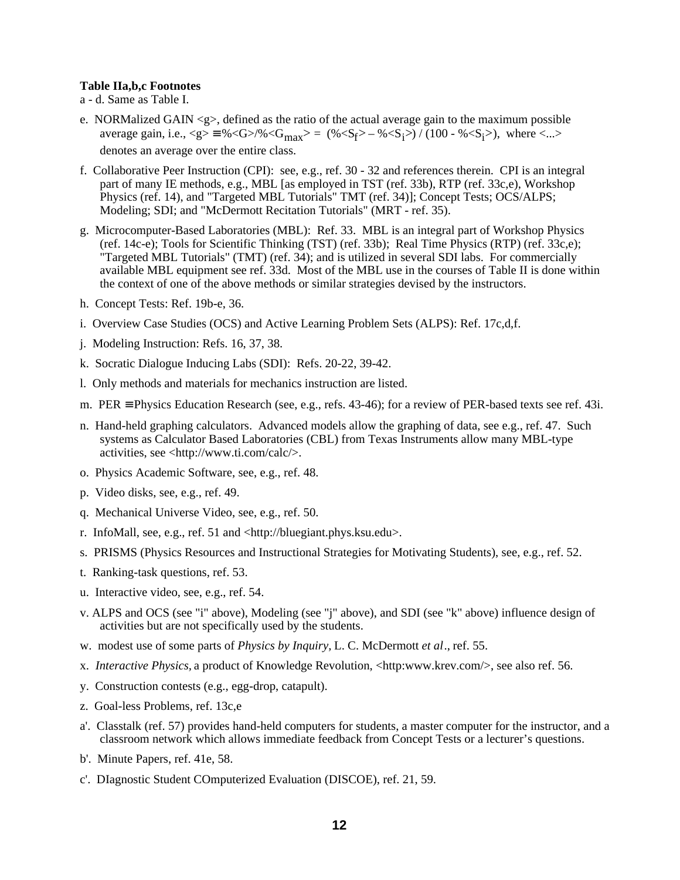**Table IIa,b,c Footnotes**

a - d. Same as Table I.

e. NORMalized GAIN <g>, defined as the ratio of the actual average gain to the maximum possible average gain, i.e., $\langle g \rangle \equiv \%\langle G \rangle / \%\langle G_{max} \rangle = (\%\langle S_f \rangle - \%\langle S_i \rangle) / (100 - \%\langle S_i \rangle)$, where <...> denotes an average over the entire class.

f. Collaborative Peer Instruction (CPI): see, e.g., ref. 30 - 32 and references therein. CPI is an integral part of many IE methods, e.g., MBL [as employed in TST (ref. 33b), RTP (ref. 33c,e), Workshop Physics (ref. 14), and "Targeted MBL Tutorials" TMT (ref. 34)]; Concept Tests; OCS/ALPS; Modeling; SDI; and "McDermott Recitation Tutorials" (MRT - ref. 35).

g. Microcomputer-Based Laboratories (MBL): Ref. 33. MBL is an integral part of Workshop Physics (ref. 14c-e); Tools for Scientific Thinking (TST) (ref. 33b); Real Time Physics (RTP) (ref. 33c,e); "Targeted MBL Tutorials" (TMT) (ref. 34); and is utilized in several SDI labs. For commercially available MBL equipment see ref. 33d. Most of the MBL use in the courses of Table II is done within the context of one of the above methods or similar strategies devised by the instructors.

h. Concept Tests: Ref. 19b-e, 36.

i. Overview Case Studies (OCS) and Active Learning Problem Sets (ALPS): Ref. 17c,d,f.

j. Modeling Instruction: Refs. 16, 37, 38.

k. Socratic Dialogue Inducing Labs (SDI): Refs. 20-22, 39-42.

l. Only methods and materials for mechanics instruction are listed.

m. PER ≡ Physics Education Research (see, e.g., refs. 43-46); for a review of PER-based texts see ref. 43i.

n. Hand-held graphing calculators. Advanced models allow the graphing of data, see e.g., ref. 47. Such systems as Calculator Based Laboratories (CBL) from Texas Instruments allow many MBL-type activities, see <http://www.ti.com/calc/>.

o. Physics Academic Software, see, e.g., ref. 48.

p. Video disks, see, e.g., ref. 49.

q. Mechanical Universe Video, see, e.g., ref. 50.

r. InfoMall, see, e.g., ref. 51 and <http://bluegiant.phys.ksu.edu>.

s. PRISMS (Physics Resources and Instructional Strategies for Motivating Students), see, e.g., ref. 52.

t. Ranking-task questions, ref. 53.

u. Interactive video, see, e.g., ref. 54.

v. ALPS and OCS (see "i" above), Modeling (see "j" above), and SDI (see "k" above) influence design of activities but are not specifically used by the students.

w. modest use of some parts of *Physics by Inquiry*, L. C. McDermott *et al*., ref. 55.

x. *Interactive Physics*, a product of Knowledge Revolution, <http:www.krev.com/>, see also ref. 56.

y. Construction contests (e.g., egg-drop, catapult).

z. Goal-less Problems, ref. 13c,e

a'. Classtalk (ref. 57) provides hand-held computers for students, a master computer for the instructor, and a classroom network which allows immediate feedback from Concept Tests or a lecturer's questions.

b'. Minute Papers, ref. 41e, 58.

c'. DIagnostic Student COmputerized Evaluation (DISCOE), ref. 21, 59.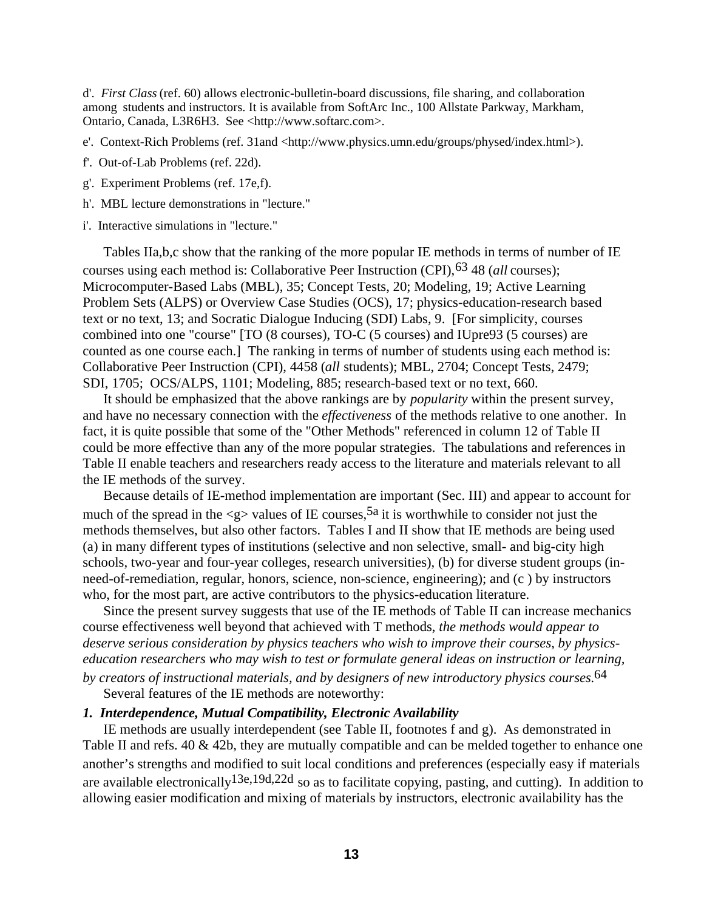d'. *First Class* (ref. 60) allows electronic-bulletin-board discussions, file sharing, and collaboration among students and instructors. It is available from SoftArc Inc., 100 Allstate Parkway, Markham, Ontario, Canada, L3R6H3. See <http://www.softarc.com>.

e'. Context-Rich Problems (ref. 31and <http://www.physics.umn.edu/groups/physed/index.html>).

f'. Out-of-Lab Problems (ref. 22d).

g'. Experiment Problems (ref. 17e,f).

h'. MBL lecture demonstrations in "lecture."

i'. Interactive simulations in "lecture."

Tables IIa,b,c show that the ranking of the more popular IE methods in terms of number of IE courses using each method is: Collaborative Peer Instruction (CPI),[63] 48 (*all* courses); Microcomputer-Based Labs (MBL), 35; Concept Tests, 20; Modeling, 19; Active Learning Problem Sets (ALPS) or Overview Case Studies (OCS), 17; physics-education-research based text or no text, 13; and Socratic Dialogue Inducing (SDI) Labs, 9. [For simplicity, courses combined into one "course" [TO (8 courses), TO-C (5 courses) and IUpre93 (5 courses) are counted as one course each.] The ranking in terms of number of students using each method is: Collaborative Peer Instruction (CPI), 4458 (*all* students); MBL, 2704; Concept Tests, 2479; SDI, 1705; OCS/ALPS, 1101; Modeling, 885; research-based text or no text, 660.

It should be emphasized that the above rankings are by *popularity* within the present survey, and have no necessary connection with the *effectiveness* of the methods relative to one another. In fact, it is quite possible that some of the "Other Methods" referenced in column 12 of Table II could be more effective than any of the more popular strategies. The tabulations and references in Table II enable teachers and researchers ready access to the literature and materials relevant to all the IE methods of the survey.

Because details of IE-method implementation are important (Sec. III) and appear to account for much of the spread in the <g> values of IE courses,[5a] it is worthwhile to consider not just the methods themselves, but also other factors. Tables I and II show that IE methods are being used (a) in many different types of institutions (selective and non selective, small- and big-city high schools, two-year and four-year colleges, research universities), (b) for diverse student groups (in-need-of-remediation, regular, honors, science, non-science, engineering); and (c ) by instructors who, for the most part, are active contributors to the physics-education literature.

Since the present survey suggests that use of the IE methods of Table II can increase mechanics course effectiveness well beyond that achieved with T methods, *the methods would appear to deserve serious consideration by physics teachers who wish to improve their courses, by physics-education researchers who may wish to test or formulate general ideas on instruction or learning, by creators of instructional materials, and by designers of new introductory physics courses.*[64]

Several features of the IE methods are noteworthy:

***1. Interdependence, Mutual Compatibility, Electronic Availability***

IE methods are usually interdependent (see Table II, footnotes f and g). As demonstrated in Table II and refs. 40 & 42b, they are mutually compatible and can be melded together to enhance one another's strengths and modified to suit local conditions and preferences (especially easy if materials are available electronically[13e,19d,22d] so as to facilitate copying, pasting, and cutting). In addition to allowing easier modification and mixing of materials by instructors, electronic availability has the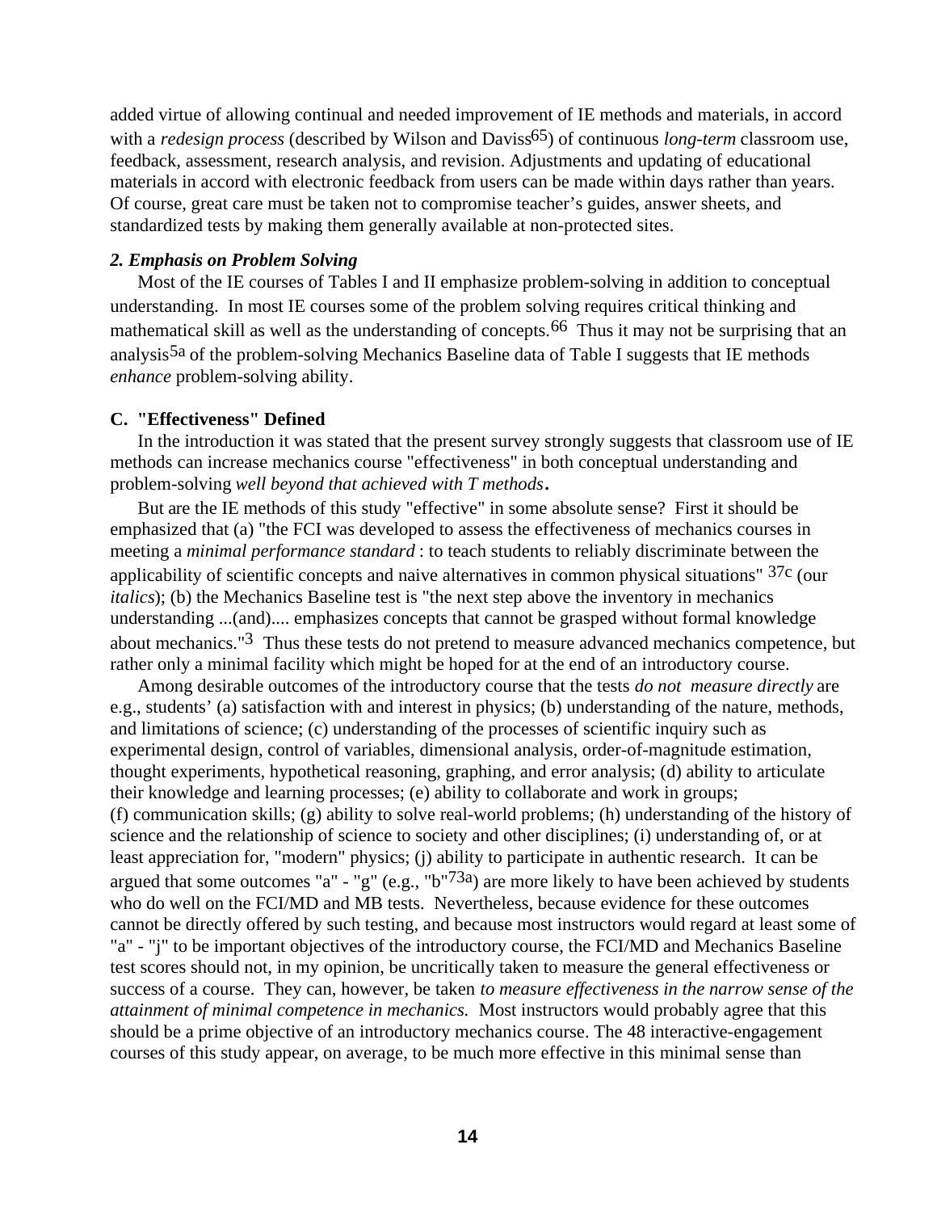added virtue of allowing continual and needed improvement of IE methods and materials, in accord with a *redesign process* (described by Wilson and Daviss[65]) of continuous *long-term* classroom use, feedback, assessment, research analysis, and revision. Adjustments and updating of educational materials in accord with electronic feedback from users can be made within days rather than years. Of course, great care must be taken not to compromise teacher's guides, answer sheets, and standardized tests by making them generally available at non-protected sites.

#### *2. Emphasis on Problem Solving*

Most of the IE courses of Tables I and II emphasize problem-solving in addition to conceptual understanding. In most IE courses some of the problem solving requires critical thinking and mathematical skill as well as the understanding of concepts.[66] Thus it may not be surprising that an analysis[5a] of the problem-solving Mechanics Baseline data of Table I suggests that IE methods *enhance* problem-solving ability.

### C. "Effectiveness" Defined

In the introduction it was stated that the present survey strongly suggests that classroom use of IE methods can increase mechanics course "effectiveness" in both conceptual understanding and problem-solving *well beyond that achieved with T methods*.

But are the IE methods of this study "effective" in some absolute sense? First it should be emphasized that (a) "the FCI was developed to assess the effectiveness of mechanics courses in meeting a *minimal performance standard* : to teach students to reliably discriminate between the applicability of scientific concepts and naive alternatives in common physical situations" [37c] (our *italics*); (b) the Mechanics Baseline test is "the next step above the inventory in mechanics understanding ...(and).... emphasizes concepts that cannot be grasped without formal knowledge about mechanics."[3] Thus these tests do not pretend to measure advanced mechanics competence, but rather only a minimal facility which might be hoped for at the end of an introductory course.

Among desirable outcomes of the introductory course that the tests *do not measure directly* are e.g., students' (a) satisfaction with and interest in physics; (b) understanding of the nature, methods, and limitations of science; (c) understanding of the processes of scientific inquiry such as experimental design, control of variables, dimensional analysis, order-of-magnitude estimation, thought experiments, hypothetical reasoning, graphing, and error analysis; (d) ability to articulate their knowledge and learning processes; (e) ability to collaborate and work in groups; (f) communication skills; (g) ability to solve real-world problems; (h) understanding of the history of science and the relationship of science to society and other disciplines; (i) understanding of, or at least appreciation for, "modern" physics; (j) ability to participate in authentic research. It can be argued that some outcomes "a" - "g" (e.g., "b"[73a]) are more likely to have been achieved by students who do well on the FCI/MD and MB tests. Nevertheless, because evidence for these outcomes cannot be directly offered by such testing, and because most instructors would regard at least some of "a" - "j" to be important objectives of the introductory course, the FCI/MD and Mechanics Baseline test scores should not, in my opinion, be uncritically taken to measure the general effectiveness or success of a course. They can, however, be taken *to measure effectiveness in the narrow sense of the attainment of minimal competence in mechanics.* Most instructors would probably agree that this should be a prime objective of an introductory mechanics course. The 48 interactive-engagement courses of this study appear, on average, to be much more effective in this minimal sense than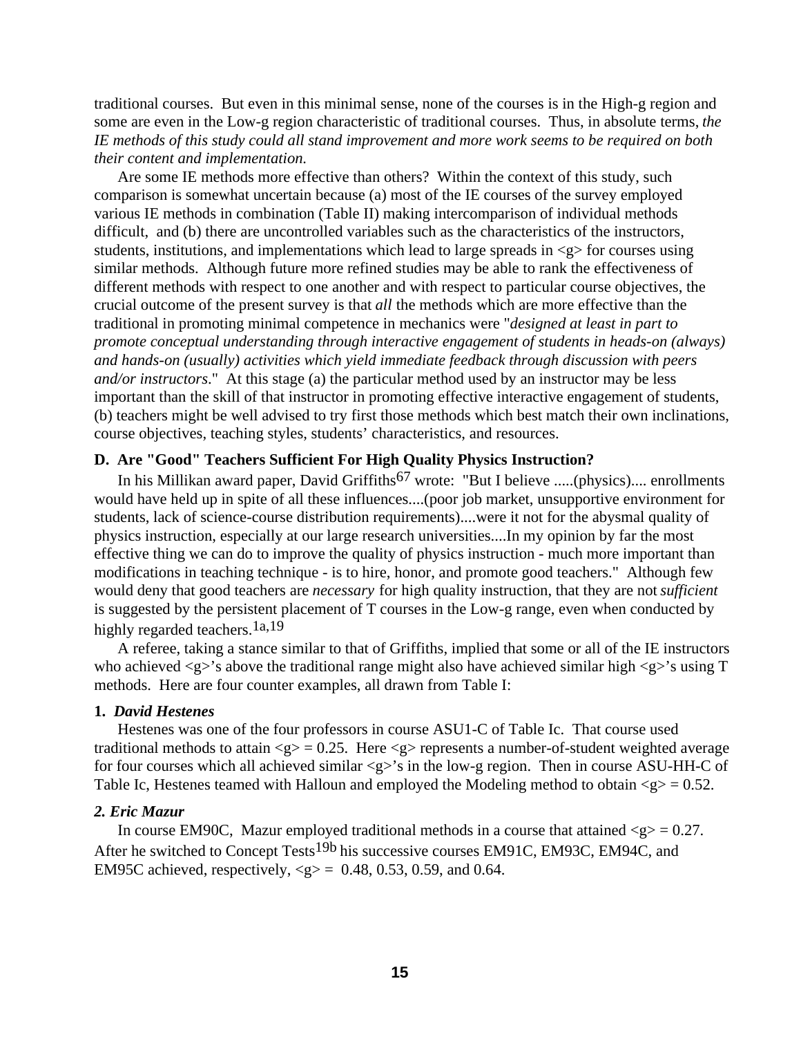traditional courses. But even in this minimal sense, none of the courses is in the High-g region and some are even in the Low-g region characteristic of traditional courses. Thus, in absolute terms, *the IE methods of this study could all stand improvement and more work seems to be required on both their content and implementation.*

Are some IE methods more effective than others? Within the context of this study, such comparison is somewhat uncertain because (a) most of the IE courses of the survey employed various IE methods in combination (Table II) making intercomparison of individual methods difficult, and (b) there are uncontrolled variables such as the characteristics of the instructors, students, institutions, and implementations which lead to large spreads in <g> for courses using similar methods. Although future more refined studies may be able to rank the effectiveness of different methods with respect to one another and with respect to particular course objectives, the crucial outcome of the present survey is that *all* the methods which are more effective than the traditional in promoting minimal competence in mechanics were "*designed at least in part to promote conceptual understanding through interactive engagement of students in heads-on (always) and hands-on (usually) activities which yield immediate feedback through discussion with peers and/or instructors*." At this stage (a) the particular method used by an instructor may be less important than the skill of that instructor in promoting effective interactive engagement of students, (b) teachers might be well advised to try first those methods which best match their own inclinations, course objectives, teaching styles, students' characteristics, and resources.

### D. Are "Good" Teachers Sufficient For High Quality Physics Instruction?

In his Millikan award paper, David Griffiths[67] wrote: "But I believe .....(physics).... enrollments would have held up in spite of all these influences....(poor job market, unsupportive environment for students, lack of science-course distribution requirements)....were it not for the abysmal quality of physics instruction, especially at our large research universities....In my opinion by far the most effective thing we can do to improve the quality of physics instruction - much more important than modifications in teaching technique - is to hire, honor, and promote good teachers." Although few would deny that good teachers are *necessary* for high quality instruction, that they are not *sufficient* is suggested by the persistent placement of T courses in the Low-g range, even when conducted by highly regarded teachers.[1a,19]

A referee, taking a stance similar to that of Griffiths, implied that some or all of the IE instructors who achieved <g>'s above the traditional range might also have achieved similar high <g>'s using T methods. Here are four counter examples, all drawn from Table I:

#### 1. *David Hestenes*

Hestenes was one of the four professors in course ASU1-C of Table Ic. That course used traditional methods to attain <g> = 0.25. Here <g> represents a number-of-student weighted average for four courses which all achieved similar <g>'s in the low-g region. Then in course ASU-HH-C of Table Ic, Hestenes teamed with Halloun and employed the Modeling method to obtain <g> = 0.52.

#### *2. Eric Mazur*

In course EM90C, Mazur employed traditional methods in a course that attained <g> = 0.27. After he switched to Concept Tests[19b] his successive courses EM91C, EM93C, EM94C, and EM95C achieved, respectively, <g> = 0.48, 0.53, 0.59, and 0.64.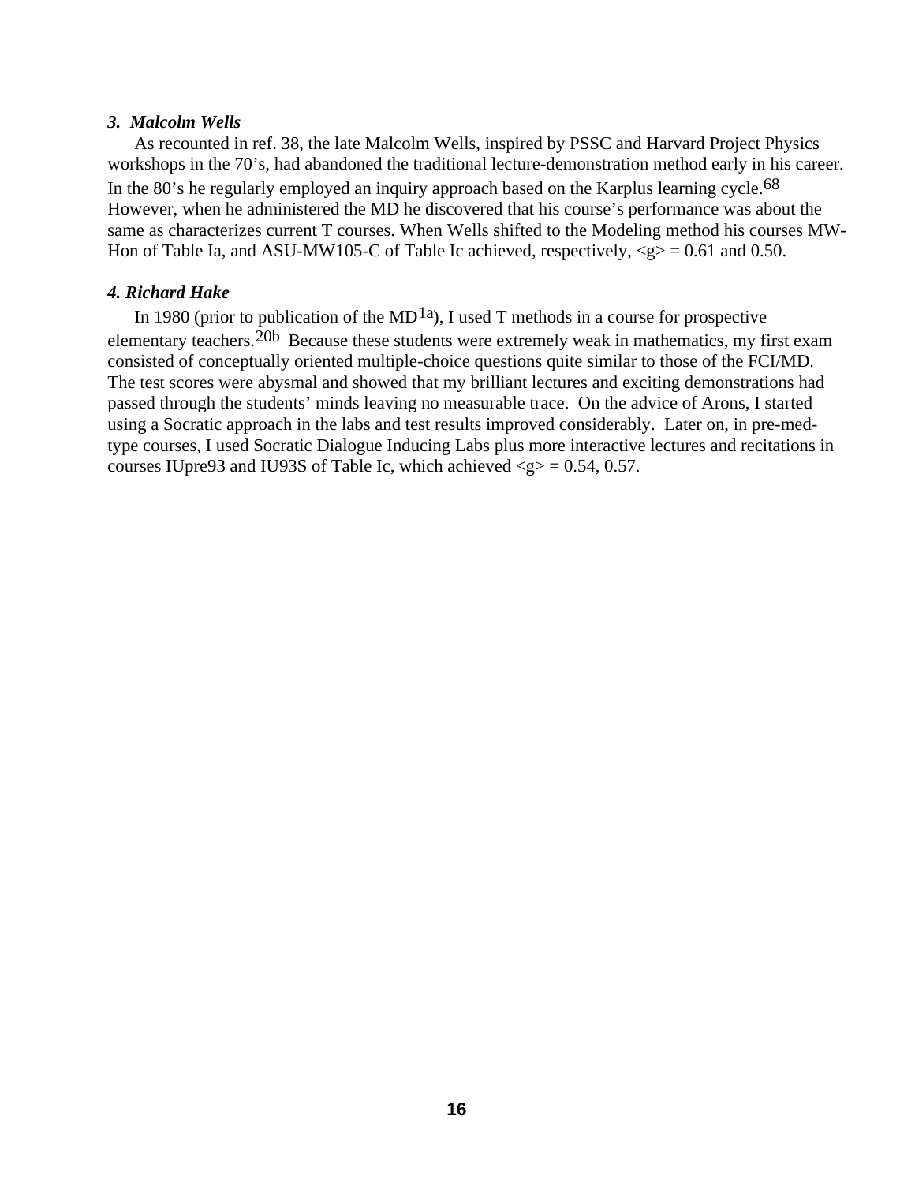### *3. Malcolm Wells*

As recounted in ref. 38, the late Malcolm Wells, inspired by PSSC and Harvard Project Physics workshops in the 70's, had abandoned the traditional lecture-demonstration method early in his career. In the 80's he regularly employed an inquiry approach based on the Karplus learning cycle.[68] However, when he administered the MD he discovered that his course's performance was about the same as characterizes current T courses. When Wells shifted to the Modeling method his courses MW-Hon of Table Ia, and ASU-MW105-C of Table Ic achieved, respectively, <g> = 0.61 and 0.50.

### *4. Richard Hake*

In 1980 (prior to publication of the MD[1a]), I used T methods in a course for prospective elementary teachers.[20b] Because these students were extremely weak in mathematics, my first exam consisted of conceptually oriented multiple-choice questions quite similar to those of the FCI/MD. The test scores were abysmal and showed that my brilliant lectures and exciting demonstrations had passed through the students' minds leaving no measurable trace. On the advice of Arons, I started using a Socratic approach in the labs and test results improved considerably. Later on, in pre-med-type courses, I used Socratic Dialogue Inducing Labs plus more interactive lectures and recitations in courses IUpre93 and IU93S of Table Ic, which achieved <g> = 0.54, 0.57.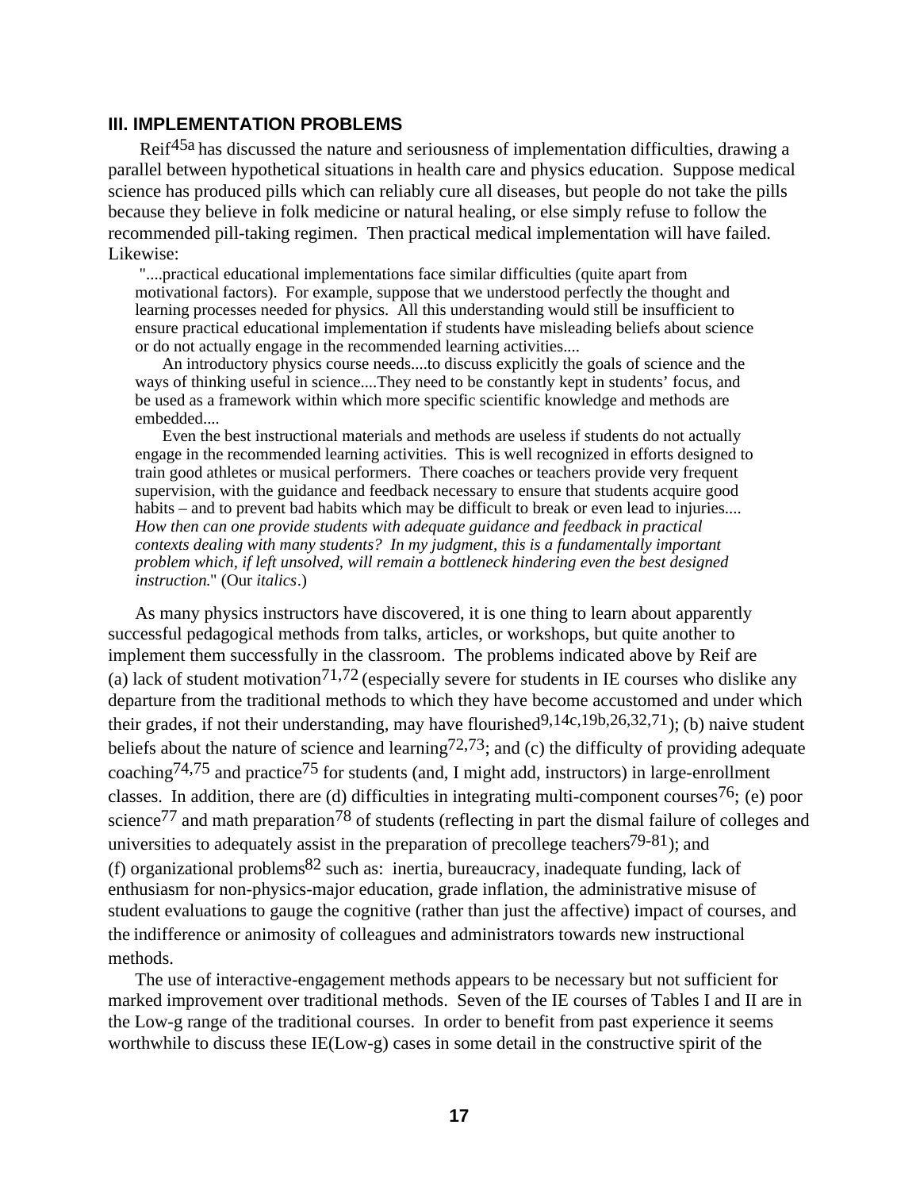## III. IMPLEMENTATION PROBLEMS

Reif[45a] has discussed the nature and seriousness of implementation difficulties, drawing a parallel between hypothetical situations in health care and physics education. Suppose medical science has produced pills which can reliably cure all diseases, but people do not take the pills because they believe in folk medicine or natural healing, or else simply refuse to follow the recommended pill-taking regimen. Then practical medical implementation will have failed. Likewise:

> "....practical educational implementations face similar difficulties (quite apart from motivational factors). For example, suppose that we understood perfectly the thought and learning processes needed for physics. All this understanding would still be insufficient to ensure practical educational implementation if students have misleading beliefs about science or do not actually engage in the recommended learning activities....
>
> An introductory physics course needs....to discuss explicitly the goals of science and the ways of thinking useful in science....They need to be constantly kept in students' focus, and be used as a framework within which more specific scientific knowledge and methods are embedded....
>
> Even the best instructional materials and methods are useless if students do not actually engage in the recommended learning activities. This is well recognized in efforts designed to train good athletes or musical performers. There coaches or teachers provide very frequent supervision, with the guidance and feedback necessary to ensure that students acquire good habits – and to prevent bad habits which may be difficult to break or even lead to injuries.... *How then can one provide students with adequate guidance and feedback in practical contexts dealing with many students? In my judgment, this is a fundamentally important problem which, if left unsolved, will remain a bottleneck hindering even the best designed instruction.*" (Our *italics*.)

As many physics instructors have discovered, it is one thing to learn about apparently successful pedagogical methods from talks, articles, or workshops, but quite another to implement them successfully in the classroom. The problems indicated above by Reif are (a) lack of student motivation[71,72] (especially severe for students in IE courses who dislike any departure from the traditional methods to which they have become accustomed and under which their grades, if not their understanding, may have flourished[9,14c,19b,26,32,71]); (b) naive student beliefs about the nature of science and learning[72,73]; and (c) the difficulty of providing adequate coaching[74,75] and practice[75] for students (and, I might add, instructors) in large-enrollment classes. In addition, there are (d) difficulties in integrating multi-component courses[76]; (e) poor science[77] and math preparation[78] of students (reflecting in part the dismal failure of colleges and universities to adequately assist in the preparation of precollege teachers[79-81]); and (f) organizational problems[82] such as: inertia, bureaucracy, inadequate funding, lack of enthusiasm for non-physics-major education, grade inflation, the administrative misuse of student evaluations to gauge the cognitive (rather than just the affective) impact of courses, and the indifference or animosity of colleagues and administrators towards new instructional methods.

The use of interactive-engagement methods appears to be necessary but not sufficient for marked improvement over traditional methods. Seven of the IE courses of Tables I and II are in the Low-g range of the traditional courses. In order to benefit from past experience it seems worthwhile to discuss these IE(Low-g) cases in some detail in the constructive spirit of the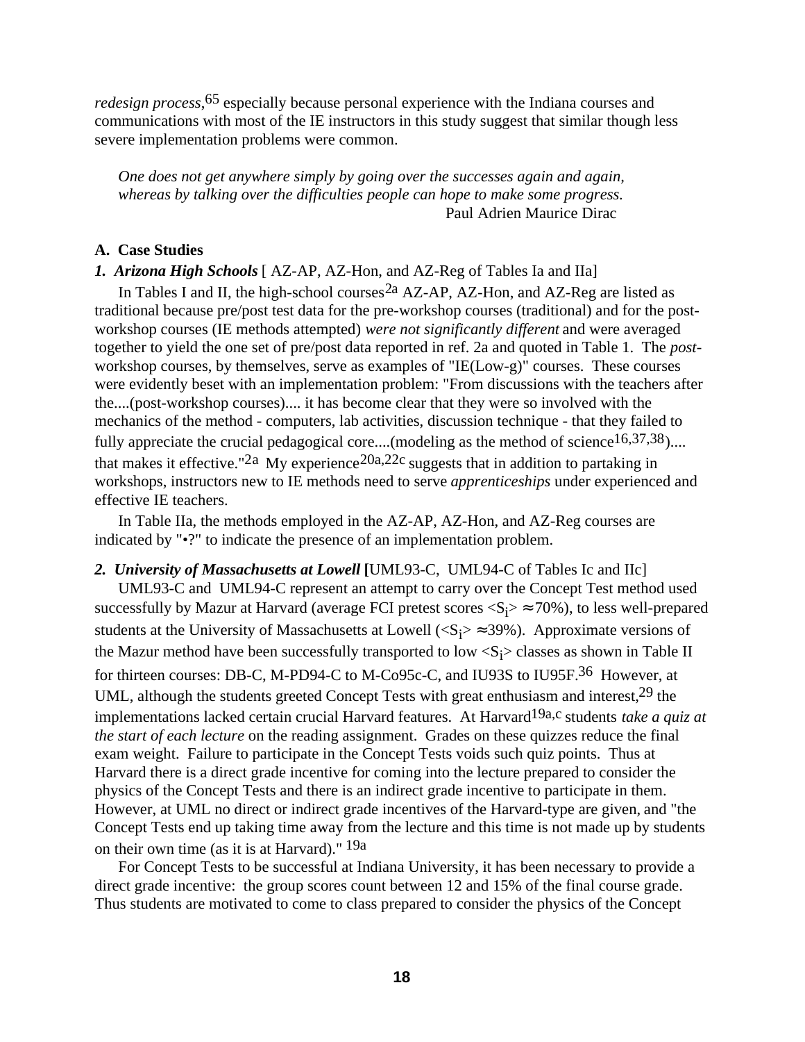*redesign process*,[65] especially because personal experience with the Indiana courses and communications with most of the IE instructors in this study suggest that similar though less severe implementation problems were common.

> *One does not get anywhere simply by going over the successes again and again, whereas by talking over the difficulties people can hope to make some progress.*
> Paul Adrien Maurice Dirac

**A. Case Studies**

***1. Arizona High Schools*** [ AZ-AP, AZ-Hon, and AZ-Reg of Tables Ia and IIa]

In Tables I and II, the high-school courses[2a] AZ-AP, AZ-Hon, and AZ-Reg are listed as traditional because pre/post test data for the pre-workshop courses (traditional) and for the post-workshop courses (IE methods attempted) *were not significantly different* and were averaged together to yield the one set of pre/post data reported in ref. 2a and quoted in Table 1. The *post*-workshop courses, by themselves, serve as examples of "IE(Low-g)" courses. These courses were evidently beset with an implementation problem: "From discussions with the teachers after the....(post-workshop courses).... it has become clear that they were so involved with the mechanics of the method - computers, lab activities, discussion technique - that they failed to fully appreciate the crucial pedagogical core....(modeling as the method of science[16,37,38])....that makes it effective."[2a] My experience[20a,22c] suggests that in addition to partaking in workshops, instructors new to IE methods need to serve *apprenticeships* under experienced and effective IE teachers.

In Table IIa, the methods employed in the AZ-AP, AZ-Hon, and AZ-Reg courses are indicated by "•?" to indicate the presence of an implementation problem.

***2. University of Massachusetts at Lowell*** **[**UML93-C, UML94-C of Tables Ic and IIc]

UML93-C and UML94-C represent an attempt to carry over the Concept Test method used successfully by Mazur at Harvard (average FCI pretest scores $<S_i> \approx 70\%$), to less well-prepared students at the University of Massachusetts at Lowell ($<S_i> \approx 39\%$). Approximate versions of the Mazur method have been successfully transported to low $<S_i>$ classes as shown in Table II for thirteen courses: DB-C, M-PD94-C to M-Co95c-C, and IU93S to IU95F.[36] However, at UML, although the students greeted Concept Tests with great enthusiasm and interest,[29] the implementations lacked certain crucial Harvard features. At Harvard[19a,c] students *take a quiz at the start of each lecture* on the reading assignment. Grades on these quizzes reduce the final exam weight. Failure to participate in the Concept Tests voids such quiz points. Thus at Harvard there is a direct grade incentive for coming into the lecture prepared to consider the physics of the Concept Tests and there is an indirect grade incentive to participate in them. However, at UML no direct or indirect grade incentives of the Harvard-type are given, and "the Concept Tests end up taking time away from the lecture and this time is not made up by students on their own time (as it is at Harvard)." [19a]

For Concept Tests to be successful at Indiana University, it has been necessary to provide a direct grade incentive: the group scores count between 12 and 15% of the final course grade. Thus students are motivated to come to class prepared to consider the physics of the Concept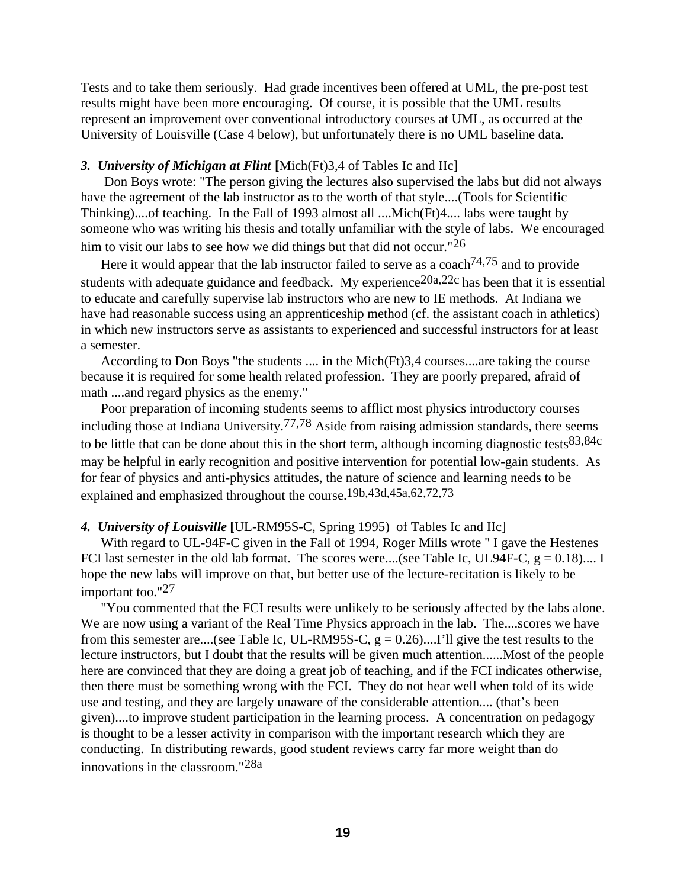Tests and to take them seriously. Had grade incentives been offered at UML, the pre-post test results might have been more encouraging. Of course, it is possible that the UML results represent an improvement over conventional introductory courses at UML, as occurred at the University of Louisville (Case 4 below), but unfortunately there is no UML baseline data.

***3. University of Michigan at Flint*** **[**Mich(Ft)3,4 of Tables Ic and IIc]

Don Boys wrote: "The person giving the lectures also supervised the labs but did not always have the agreement of the lab instructor as to the worth of that style....(Tools for Scientific Thinking)....of teaching. In the Fall of 1993 almost all ....Mich(Ft)4.... labs were taught by someone who was writing his thesis and totally unfamiliar with the style of labs. We encouraged him to visit our labs to see how we did things but that did not occur."[26]

Here it would appear that the lab instructor failed to serve as a coach[74,75] and to provide students with adequate guidance and feedback. My experience[20a,22c] has been that it is essential to educate and carefully supervise lab instructors who are new to IE methods. At Indiana we have had reasonable success using an apprenticeship method (cf. the assistant coach in athletics) in which new instructors serve as assistants to experienced and successful instructors for at least a semester.

According to Don Boys "the students .... in the Mich(Ft)3,4 courses....are taking the course because it is required for some health related profession. They are poorly prepared, afraid of math ....and regard physics as the enemy."

Poor preparation of incoming students seems to afflict most physics introductory courses including those at Indiana University.[77,78] Aside from raising admission standards, there seems to be little that can be done about this in the short term, although incoming diagnostic tests[83,84c] may be helpful in early recognition and positive intervention for potential low-gain students. As for fear of physics and anti-physics attitudes, the nature of science and learning needs to be explained and emphasized throughout the course.[19b,43d,45a,62,72,73]

***4. University of Louisville*** **[**UL-RM95S-C, Spring 1995) of Tables Ic and IIc]

With regard to UL-94F-C given in the Fall of 1994, Roger Mills wrote " I gave the Hestenes FCI last semester in the old lab format. The scores were....(see Table Ic, UL94F-C, g = 0.18).... I hope the new labs will improve on that, but better use of the lecture-recitation is likely to be important too."[27]

"You commented that the FCI results were unlikely to be seriously affected by the labs alone. We are now using a variant of the Real Time Physics approach in the lab. The....scores we have from this semester are....(see Table Ic, UL-RM95S-C, g = 0.26)....I'll give the test results to the lecture instructors, but I doubt that the results will be given much attention......Most of the people here are convinced that they are doing a great job of teaching, and if the FCI indicates otherwise, then there must be something wrong with the FCI. They do not hear well when told of its wide use and testing, and they are largely unaware of the considerable attention.... (that's been given)....to improve student participation in the learning process. A concentration on pedagogy is thought to be a lesser activity in comparison with the important research which they are conducting. In distributing rewards, good student reviews carry far more weight than do innovations in the classroom."[28a]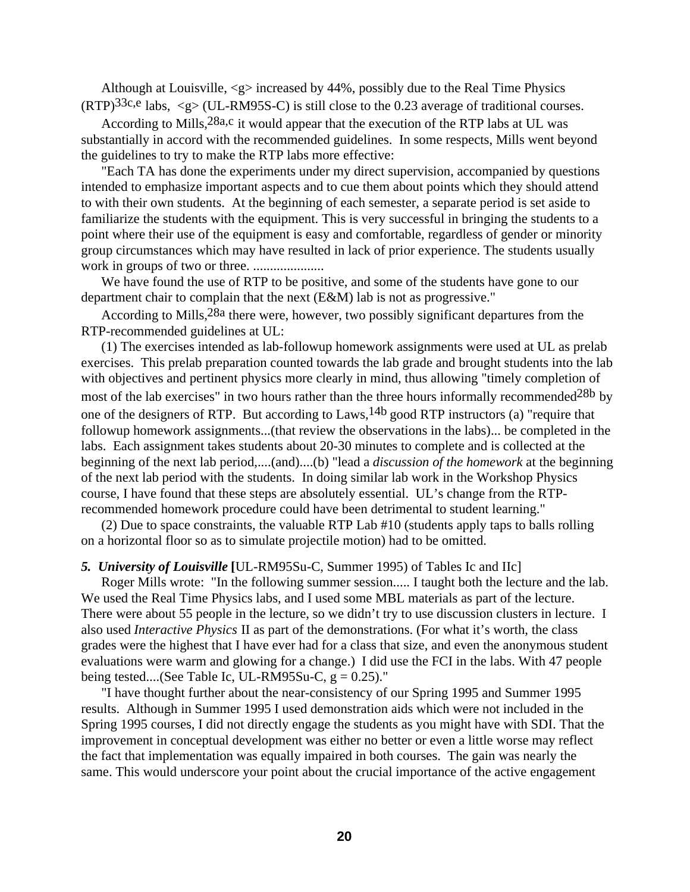Although at Louisville, <g> increased by 44%, possibly due to the Real Time Physics (RTP)[33c,e] labs, <g> (UL-RM95S-C) is still close to the 0.23 average of traditional courses.

According to Mills,[28a,c] it would appear that the execution of the RTP labs at UL was substantially in accord with the recommended guidelines. In some respects, Mills went beyond the guidelines to try to make the RTP labs more effective:

"Each TA has done the experiments under my direct supervision, accompanied by questions intended to emphasize important aspects and to cue them about points which they should attend to with their own students. At the beginning of each semester, a separate period is set aside to familiarize the students with the equipment. This is very successful in bringing the students to a point where their use of the equipment is easy and comfortable, regardless of gender or minority group circumstances which may have resulted in lack of prior experience. The students usually work in groups of two or three. ....................

We have found the use of RTP to be positive, and some of the students have gone to our department chair to complain that the next (E&M) lab is not as progressive."

According to Mills,[28a] there were, however, two possibly significant departures from the RTP-recommended guidelines at UL:

(1) The exercises intended as lab-followup homework assignments were used at UL as prelab exercises. This prelab preparation counted towards the lab grade and brought students into the lab with objectives and pertinent physics more clearly in mind, thus allowing "timely completion of most of the lab exercises" in two hours rather than the three hours informally recommended[28b] by one of the designers of RTP. But according to Laws,[14b] good RTP instructors (a) "require that followup homework assignments...(that review the observations in the labs)... be completed in the labs. Each assignment takes students about 20-30 minutes to complete and is collected at the beginning of the next lab period,....(and)....(b) "lead a *discussion of the homework* at the beginning of the next lab period with the students. In doing similar lab work in the Workshop Physics course, I have found that these steps are absolutely essential. UL's change from the RTP-recommended homework procedure could have been detrimental to student learning."

(2) Due to space constraints, the valuable RTP Lab #10 (students apply taps to balls rolling on a horizontal floor so as to simulate projectile motion) had to be omitted.

***5. University of Louisville*** **[**UL-RM95Su-C, Summer 1995) of Tables Ic and IIc]

Roger Mills wrote: "In the following summer session..... I taught both the lecture and the lab. We used the Real Time Physics labs, and I used some MBL materials as part of the lecture. There were about 55 people in the lecture, so we didn't try to use discussion clusters in lecture. I also used *Interactive Physics* II as part of the demonstrations. (For what it's worth, the class grades were the highest that I have ever had for a class that size, and even the anonymous student evaluations were warm and glowing for a change.) I did use the FCI in the labs. With 47 people being tested....(See Table Ic, UL-RM95Su-C, g = 0.25)."

"I have thought further about the near-consistency of our Spring 1995 and Summer 1995 results. Although in Summer 1995 I used demonstration aids which were not included in the Spring 1995 courses, I did not directly engage the students as you might have with SDI. That the improvement in conceptual development was either no better or even a little worse may reflect the fact that implementation was equally impaired in both courses. The gain was nearly the same. This would underscore your point about the crucial importance of the active engagement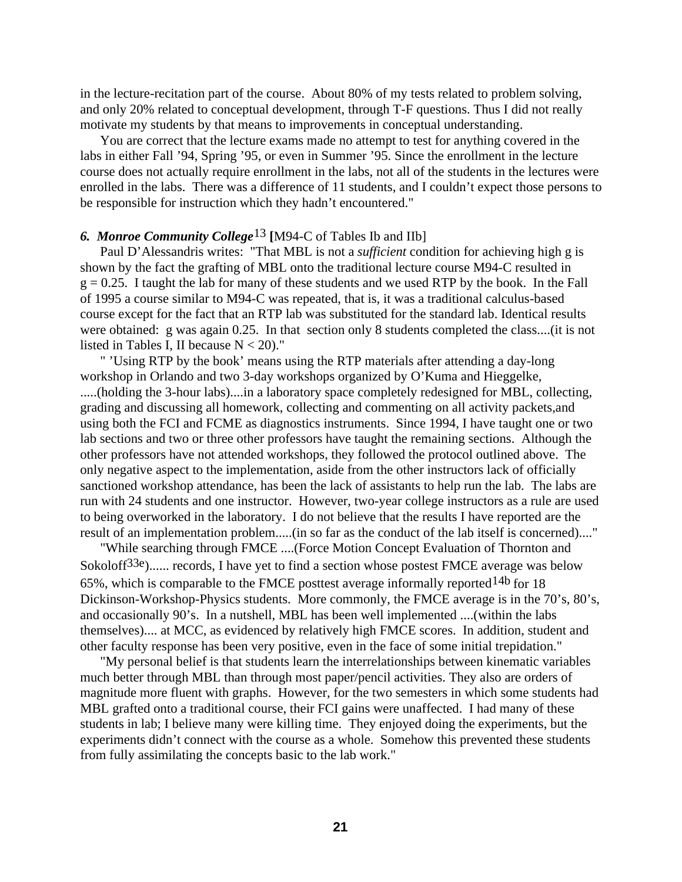in the lecture-recitation part of the course. About 80% of my tests related to problem solving, and only 20% related to conceptual development, through T-F questions. Thus I did not really motivate my students by that means to improvements in conceptual understanding.

You are correct that the lecture exams made no attempt to test for anything covered in the labs in either Fall '94, Spring '95, or even in Summer '95. Since the enrollment in the lecture course does not actually require enrollment in the labs, not all of the students in the lectures were enrolled in the labs. There was a difference of 11 students, and I couldn't expect those persons to be responsible for instruction which they hadn't encountered."

***6. Monroe Community College***[13] **[**M94-C of Tables Ib and IIb]

Paul D'Alessandris writes: "That MBL is not a *sufficient* condition for achieving high g is shown by the fact the grafting of MBL onto the traditional lecture course M94-C resulted in g = 0.25. I taught the lab for many of these students and we used RTP by the book. In the Fall of 1995 a course similar to M94-C was repeated, that is, it was a traditional calculus-based course except for the fact that an RTP lab was substituted for the standard lab. Identical results were obtained: g was again 0.25. In that section only 8 students completed the class....(it is not listed in Tables I, II because N < 20)."

" 'Using RTP by the book' means using the RTP materials after attending a day-long workshop in Orlando and two 3-day workshops organized by O'Kuma and Hieggelke, .....(holding the 3-hour labs)....in a laboratory space completely redesigned for MBL, collecting, grading and discussing all homework, collecting and commenting on all activity packets,and using both the FCI and FCME as diagnostics instruments. Since 1994, I have taught one or two lab sections and two or three other professors have taught the remaining sections. Although the other professors have not attended workshops, they followed the protocol outlined above. The only negative aspect to the implementation, aside from the other instructors lack of officially sanctioned workshop attendance, has been the lack of assistants to help run the lab. The labs are run with 24 students and one instructor. However, two-year college instructors as a rule are used to being overworked in the laboratory. I do not believe that the results I have reported are the result of an implementation problem.....(in so far as the conduct of the lab itself is concerned)...."

"While searching through FMCE ....(Force Motion Concept Evaluation of Thornton and Sokoloff[33e])...... records, I have yet to find a section whose postest FMCE average was below 65%, which is comparable to the FMCE posttest average informally reported[14b] for 18 Dickinson-Workshop-Physics students. More commonly, the FMCE average is in the 70's, 80's, and occasionally 90's. In a nutshell, MBL has been well implemented ....(within the labs themselves).... at MCC, as evidenced by relatively high FMCE scores. In addition, student and other faculty response has been very positive, even in the face of some initial trepidation."

"My personal belief is that students learn the interrelationships between kinematic variables much better through MBL than through most paper/pencil activities. They also are orders of magnitude more fluent with graphs. However, for the two semesters in which some students had MBL grafted onto a traditional course, their FCI gains were unaffected. I had many of these students in lab; I believe many were killing time. They enjoyed doing the experiments, but the experiments didn't connect with the course as a whole. Somehow this prevented these students from fully assimilating the concepts basic to the lab work."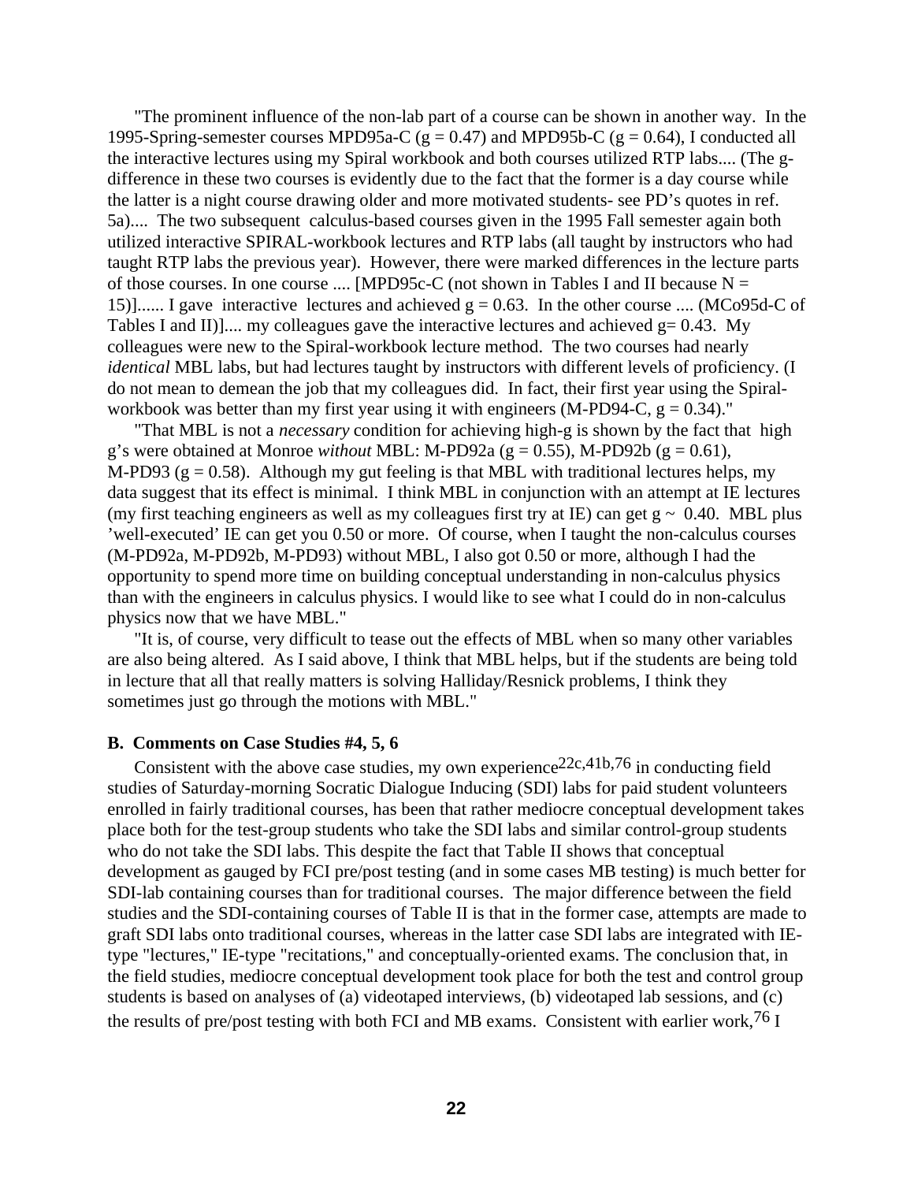"The prominent influence of the non-lab part of a course can be shown in another way. In the 1995-Spring-semester courses MPD95a-C ($g = 0.47$) and MPD95b-C ($g = 0.64$), I conducted all the interactive lectures using my Spiral workbook and both courses utilized RTP labs.... (The g-difference in these two courses is evidently due to the fact that the former is a day course while the latter is a night course drawing older and more motivated students- see PD's quotes in ref. 5a).... The two subsequent calculus-based courses given in the 1995 Fall semester again both utilized interactive SPIRAL-workbook lectures and RTP labs (all taught by instructors who had taught RTP labs the previous year). However, there were marked differences in the lecture parts of those courses. In one course .... [MPD95c-C (not shown in Tables I and II because N = 15)]...... I gave interactive lectures and achieved $g = 0.63$. In the other course .... (MCo95d-C of Tables I and II)].... my colleagues gave the interactive lectures and achieved $g= 0.43$. My colleagues were new to the Spiral-workbook lecture method. The two courses had nearly *identical* MBL labs, but had lectures taught by instructors with different levels of proficiency. (I do not mean to demean the job that my colleagues did. In fact, their first year using the Spiral-workbook was better than my first year using it with engineers (M-PD94-C, $g = 0.34$)."

"That MBL is not a *necessary* condition for achieving high-g is shown by the fact that high g's were obtained at Monroe *without* MBL: M-PD92a ($g = 0.55$), M-PD92b ($g = 0.61$), M-PD93 ($g = 0.58$). Although my gut feeling is that MBL with traditional lectures helps, my data suggest that its effect is minimal. I think MBL in conjunction with an attempt at IE lectures (my first teaching engineers as well as my colleagues first try at IE) can get $g \sim 0.40$. MBL plus 'well-executed' IE can get you 0.50 or more. Of course, when I taught the non-calculus courses (M-PD92a, M-PD92b, M-PD93) without MBL, I also got 0.50 or more, although I had the opportunity to spend more time on building conceptual understanding in non-calculus physics than with the engineers in calculus physics. I would like to see what I could do in non-calculus physics now that we have MBL."

"It is, of course, very difficult to tease out the effects of MBL when so many other variables are also being altered. As I said above, I think that MBL helps, but if the students are being told in lecture that all that really matters is solving Halliday/Resnick problems, I think they sometimes just go through the motions with MBL."

### B. Comments on Case Studies #4, 5, 6

Consistent with the above case studies, my own experience[22c,41b,76] in conducting field studies of Saturday-morning Socratic Dialogue Inducing (SDI) labs for paid student volunteers enrolled in fairly traditional courses, has been that rather mediocre conceptual development takes place both for the test-group students who take the SDI labs and similar control-group students who do not take the SDI labs. This despite the fact that Table II shows that conceptual development as gauged by FCI pre/post testing (and in some cases MB testing) is much better for SDI-lab containing courses than for traditional courses. The major difference between the field studies and the SDI-containing courses of Table II is that in the former case, attempts are made to graft SDI labs onto traditional courses, whereas in the latter case SDI labs are integrated with IE-type "lectures," IE-type "recitations," and conceptually-oriented exams. The conclusion that, in the field studies, mediocre conceptual development took place for both the test and control group students is based on analyses of (a) videotaped interviews, (b) videotaped lab sessions, and (c) the results of pre/post testing with both FCI and MB exams. Consistent with earlier work,[76] I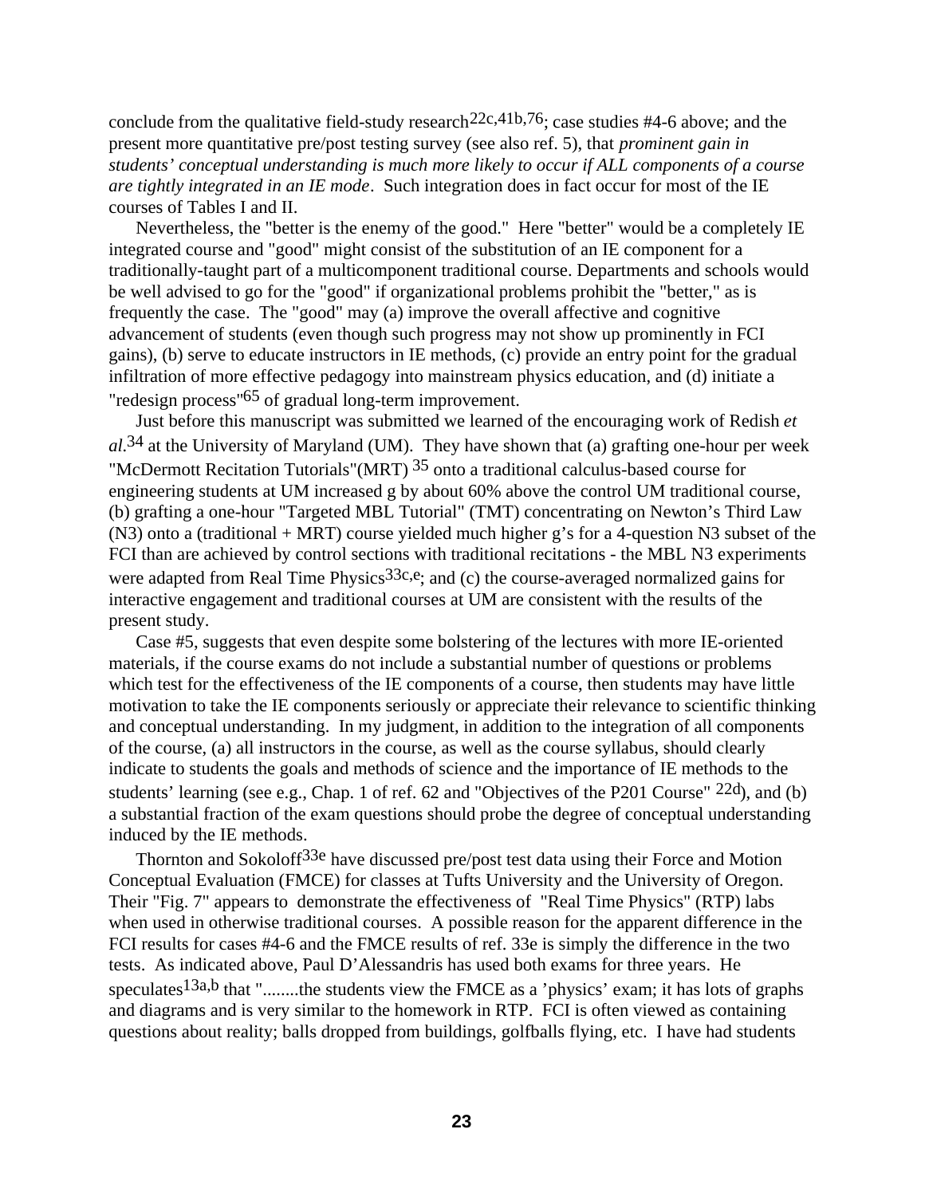conclude from the qualitative field-study research[22c,41b,76]; case studies #4-6 above; and the present more quantitative pre/post testing survey (see also ref. 5), that *prominent gain in students' conceptual understanding is much more likely to occur if ALL components of a course are tightly integrated in an IE mode*. Such integration does in fact occur for most of the IE courses of Tables I and II.

Nevertheless, the "better is the enemy of the good." Here "better" would be a completely IE integrated course and "good" might consist of the substitution of an IE component for a traditionally-taught part of a multicomponent traditional course. Departments and schools would be well advised to go for the "good" if organizational problems prohibit the "better," as is frequently the case. The "good" may (a) improve the overall affective and cognitive advancement of students (even though such progress may not show up prominently in FCI gains), (b) serve to educate instructors in IE methods, (c) provide an entry point for the gradual infiltration of more effective pedagogy into mainstream physics education, and (d) initiate a "redesign process"[65] of gradual long-term improvement.

Just before this manuscript was submitted we learned of the encouraging work of Redish *et al.*[34] at the University of Maryland (UM). They have shown that (a) grafting one-hour per week "McDermott Recitation Tutorials"(MRT) [35] onto a traditional calculus-based course for engineering students at UM increased g by about 60% above the control UM traditional course, (b) grafting a one-hour "Targeted MBL Tutorial" (TMT) concentrating on Newton's Third Law (N3) onto a (traditional + MRT) course yielded much higher g's for a 4-question N3 subset of the FCI than are achieved by control sections with traditional recitations - the MBL N3 experiments were adapted from Real Time Physics[33c,e]; and (c) the course-averaged normalized gains for interactive engagement and traditional courses at UM are consistent with the results of the present study.

Case #5, suggests that even despite some bolstering of the lectures with more IE-oriented materials, if the course exams do not include a substantial number of questions or problems which test for the effectiveness of the IE components of a course, then students may have little motivation to take the IE components seriously or appreciate their relevance to scientific thinking and conceptual understanding. In my judgment, in addition to the integration of all components of the course, (a) all instructors in the course, as well as the course syllabus, should clearly indicate to students the goals and methods of science and the importance of IE methods to the students' learning (see e.g., Chap. 1 of ref. 62 and "Objectives of the P201 Course" [22d]), and (b) a substantial fraction of the exam questions should probe the degree of conceptual understanding induced by the IE methods.

Thornton and Sokoloff[33e] have discussed pre/post test data using their Force and Motion Conceptual Evaluation (FMCE) for classes at Tufts University and the University of Oregon. Their "Fig. 7" appears to demonstrate the effectiveness of "Real Time Physics" (RTP) labs when used in otherwise traditional courses. A possible reason for the apparent difference in the FCI results for cases #4-6 and the FMCE results of ref. 33e is simply the difference in the two tests. As indicated above, Paul D'Alessandris has used both exams for three years. He speculates[13a,b] that "........the students view the FMCE as a 'physics' exam; it has lots of graphs and diagrams and is very similar to the homework in RTP. FCI is often viewed as containing questions about reality; balls dropped from buildings, golfballs flying, etc. I have had students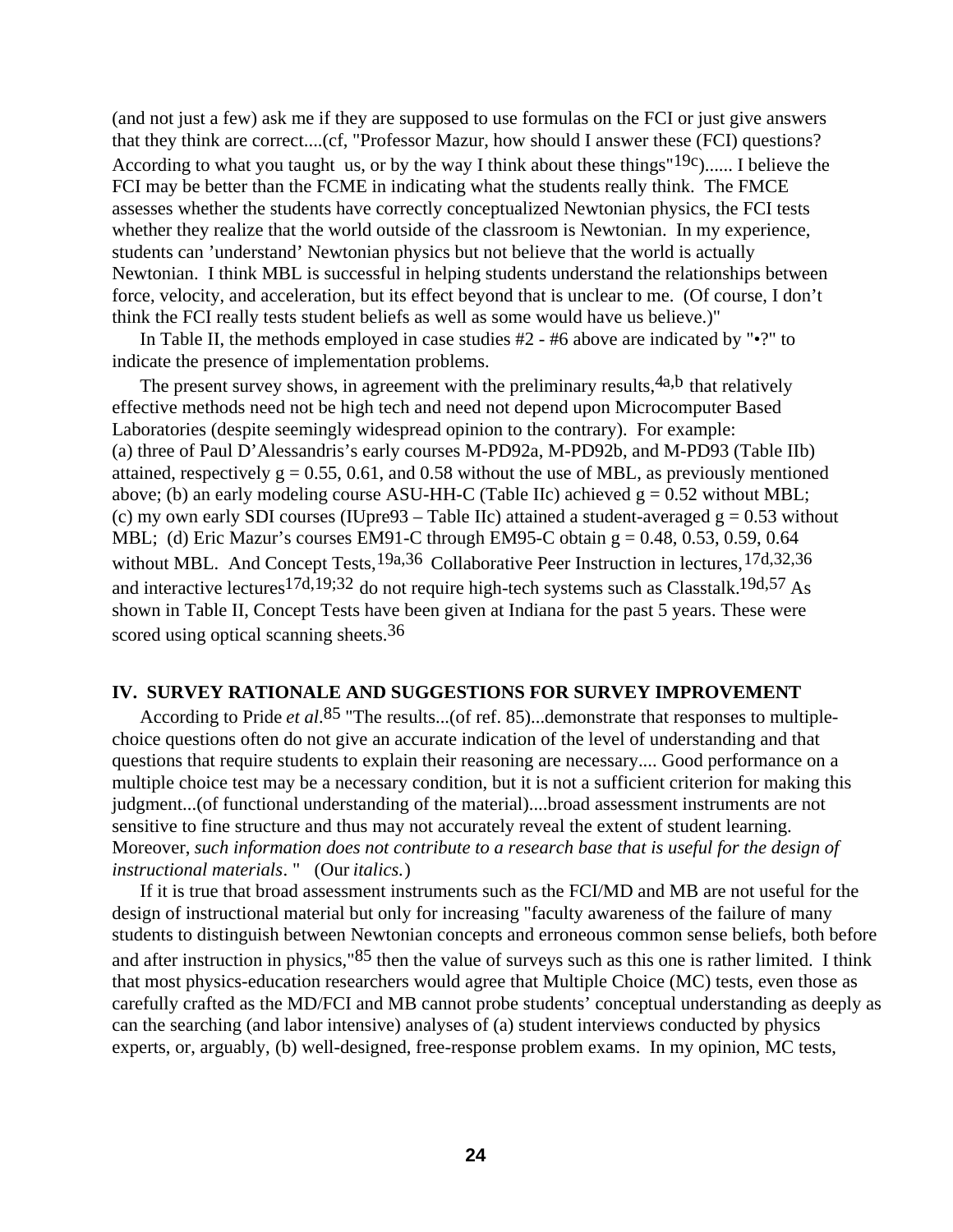(and not just a few) ask me if they are supposed to use formulas on the FCI or just give answers that they think are correct....(cf, "Professor Mazur, how should I answer these (FCI) questions? According to what you taught us, or by the way I think about these things"[19c])...... I believe the FCI may be better than the FCME in indicating what the students really think. The FMCE assesses whether the students have correctly conceptualized Newtonian physics, the FCI tests whether they realize that the world outside of the classroom is Newtonian. In my experience, students can 'understand' Newtonian physics but not believe that the world is actually Newtonian. I think MBL is successful in helping students understand the relationships between force, velocity, and acceleration, but its effect beyond that is unclear to me. (Of course, I don't think the FCI really tests student beliefs as well as some would have us believe.)"

In Table II, the methods employed in case studies #2 - #6 above are indicated by "•?" to indicate the presence of implementation problems.

The present survey shows, in agreement with the preliminary results,[4a,b] that relatively effective methods need not be high tech and need not depend upon Microcomputer Based Laboratories (despite seemingly widespread opinion to the contrary). For example: (a) three of Paul D'Alessandris's early courses M-PD92a, M-PD92b, and M-PD93 (Table IIb) attained, respectively $g = 0.55$, $0.61$, and $0.58$ without the use of MBL, as previously mentioned above; (b) an early modeling course ASU-HH-C (Table IIc) achieved $g = 0.52$ without MBL; (c) my own early SDI courses (IUpre93 – Table IIc) attained a student-averaged $g = 0.53$ without MBL; (d) Eric Mazur's courses EM91-C through EM95-C obtain $g = 0.48$, $0.53$, $0.59$, $0.64$ without MBL. And Concept Tests,[19a,36] Collaborative Peer Instruction in lectures,[17d,32,36] and interactive lectures[17d,19;32] do not require high-tech systems such as Classtalk.[19d,57] As shown in Table II, Concept Tests have been given at Indiana for the past 5 years. These were scored using optical scanning sheets.[36]

## IV. SURVEY RATIONALE AND SUGGESTIONS FOR SURVEY IMPROVEMENT

According to Pride *et al*.[85] "The results...(of ref. 85)...demonstrate that responses to multiple-choice questions often do not give an accurate indication of the level of understanding and that questions that require students to explain their reasoning are necessary.... Good performance on a multiple choice test may be a necessary condition, but it is not a sufficient criterion for making this judgment...(of functional understanding of the material)....broad assessment instruments are not sensitive to fine structure and thus may not accurately reveal the extent of student learning. Moreover, *such information does not contribute to a research base that is useful for the design of instructional materials*. " (Our *italics.*)

If it is true that broad assessment instruments such as the FCI/MD and MB are not useful for the design of instructional material but only for increasing "faculty awareness of the failure of many students to distinguish between Newtonian concepts and erroneous common sense beliefs, both before and after instruction in physics,"[85] then the value of surveys such as this one is rather limited. I think that most physics-education researchers would agree that Multiple Choice (MC) tests, even those as carefully crafted as the MD/FCI and MB cannot probe students' conceptual understanding as deeply as can the searching (and labor intensive) analyses of (a) student interviews conducted by physics experts, or, arguably, (b) well-designed, free-response problem exams. In my opinion, MC tests,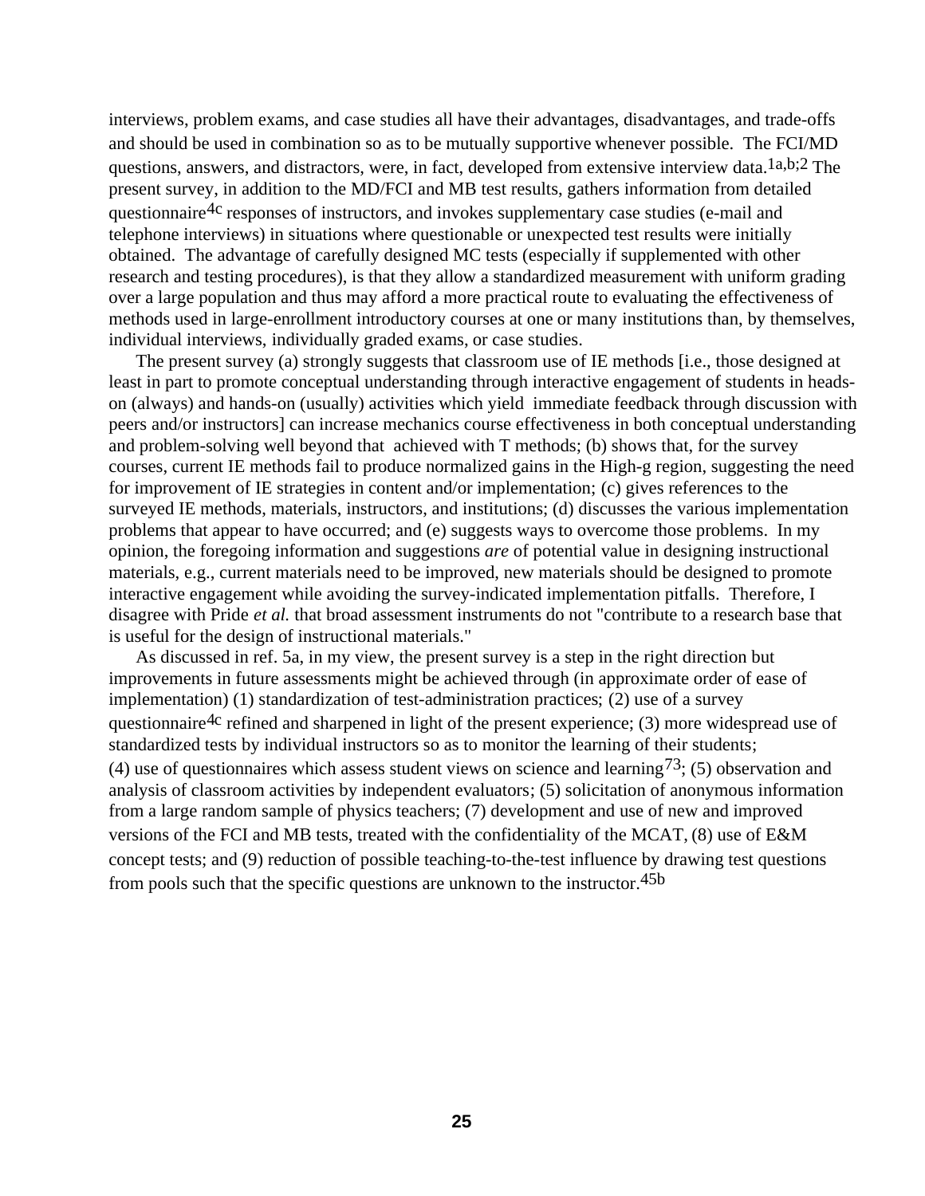interviews, problem exams, and case studies all have their advantages, disadvantages, and trade-offs and should be used in combination so as to be mutually supportive whenever possible. The FCI/MD questions, answers, and distractors, were, in fact, developed from extensive interview data.[1a,b;2] The present survey, in addition to the MD/FCI and MB test results, gathers information from detailed questionnaire[4c] responses of instructors, and invokes supplementary case studies (e-mail and telephone interviews) in situations where questionable or unexpected test results were initially obtained. The advantage of carefully designed MC tests (especially if supplemented with other research and testing procedures), is that they allow a standardized measurement with uniform grading over a large population and thus may afford a more practical route to evaluating the effectiveness of methods used in large-enrollment introductory courses at one or many institutions than, by themselves, individual interviews, individually graded exams, or case studies.

The present survey (a) strongly suggests that classroom use of IE methods [i.e., those designed at least in part to promote conceptual understanding through interactive engagement of students in heads-on (always) and hands-on (usually) activities which yield immediate feedback through discussion with peers and/or instructors] can increase mechanics course effectiveness in both conceptual understanding and problem-solving well beyond that achieved with T methods; (b) shows that, for the survey courses, current IE methods fail to produce normalized gains in the High-g region, suggesting the need for improvement of IE strategies in content and/or implementation; (c) gives references to the surveyed IE methods, materials, instructors, and institutions; (d) discusses the various implementation problems that appear to have occurred; and (e) suggests ways to overcome those problems. In my opinion, the foregoing information and suggestions *are* of potential value in designing instructional materials, e.g., current materials need to be improved, new materials should be designed to promote interactive engagement while avoiding the survey-indicated implementation pitfalls. Therefore, I disagree with Pride *et al.* that broad assessment instruments do not "contribute to a research base that is useful for the design of instructional materials."

As discussed in ref. 5a, in my view, the present survey is a step in the right direction but improvements in future assessments might be achieved through (in approximate order of ease of implementation) (1) standardization of test-administration practices; (2) use of a survey questionnaire[4c] refined and sharpened in light of the present experience; (3) more widespread use of standardized tests by individual instructors so as to monitor the learning of their students; (4) use of questionnaires which assess student views on science and learning[73]; (5) observation and analysis of classroom activities by independent evaluators; (5) solicitation of anonymous information from a large random sample of physics teachers; (7) development and use of new and improved versions of the FCI and MB tests, treated with the confidentiality of the MCAT, (8) use of E&M concept tests; and (9) reduction of possible teaching-to-the-test influence by drawing test questions from pools such that the specific questions are unknown to the instructor.[45b]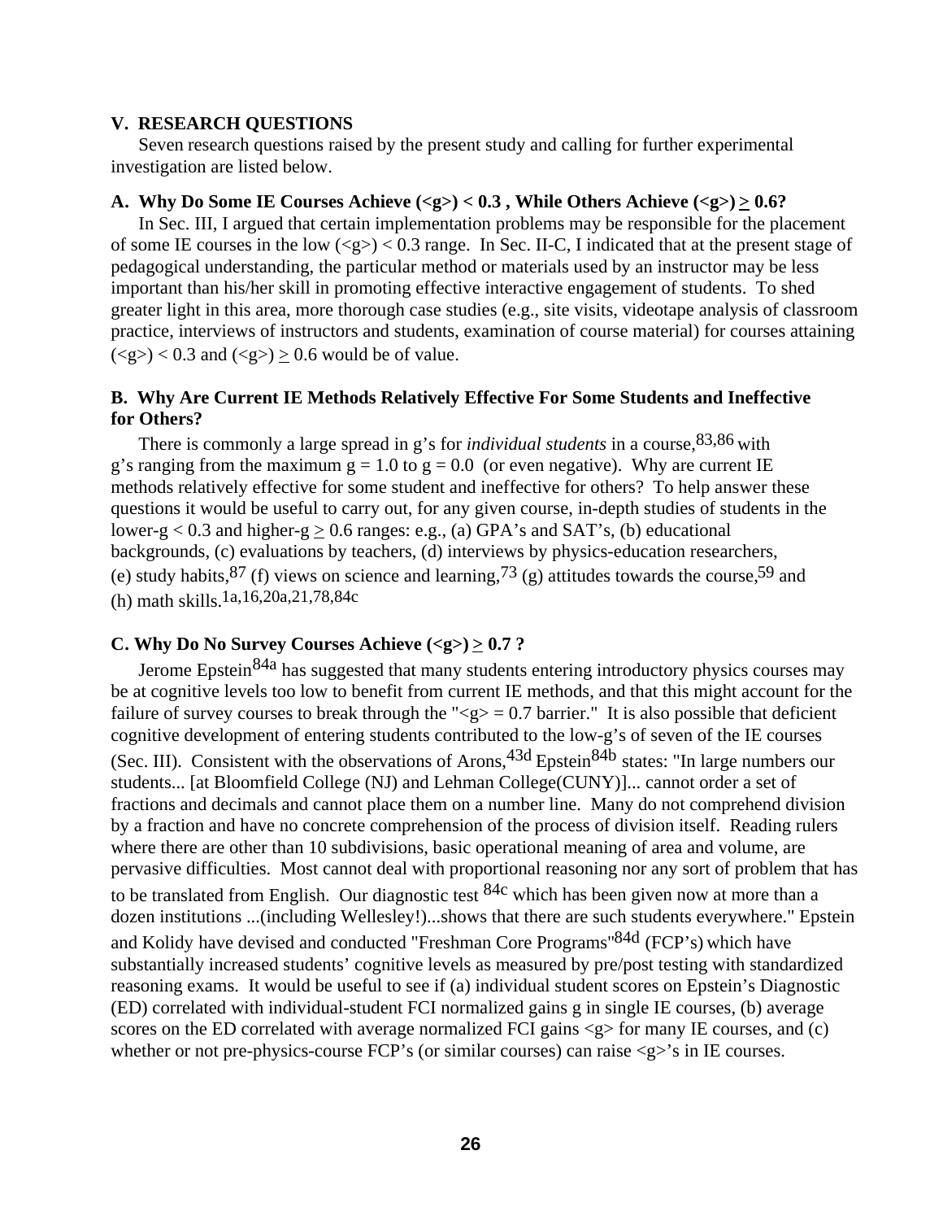## V. RESEARCH QUESTIONS

Seven research questions raised by the present study and calling for further experimental investigation are listed below.

### A. Why Do Some IE Courses Achieve ($\langle g \rangle$) < 0.3 , While Others Achieve ($\langle g \rangle$) ≥ 0.6?

In Sec. III, I argued that certain implementation problems may be responsible for the placement of some IE courses in the low ($\langle g \rangle$) < 0.3 range. In Sec. II-C, I indicated that at the present stage of pedagogical understanding, the particular method or materials used by an instructor may be less important than his/her skill in promoting effective interactive engagement of students. To shed greater light in this area, more thorough case studies (e.g., site visits, videotape analysis of classroom practice, interviews of instructors and students, examination of course material) for courses attaining ($\langle g \rangle$) < 0.3 and ($\langle g \rangle$) ≥ 0.6 would be of value.

### B. Why Are Current IE Methods Relatively Effective For Some Students and Ineffective for Others?

There is commonly a large spread in g's for *individual students* in a course,[83,86] with g's ranging from the maximum g = 1.0 to g = 0.0 (or even negative). Why are current IE methods relatively effective for some student and ineffective for others? To help answer these questions it would be useful to carry out, for any given course, in-depth studies of students in the lower-g < 0.3 and higher-g ≥ 0.6 ranges: e.g., (a) GPA's and SAT's, (b) educational backgrounds, (c) evaluations by teachers, (d) interviews by physics-education researchers, (e) study habits,[87] (f) views on science and learning,[73] (g) attitudes towards the course,[59] and (h) math skills.[1a,16,20a,21,78,84c]

### C. Why Do No Survey Courses Achieve ($\langle g \rangle$) ≥ 0.7 ?

Jerome Epstein[84a] has suggested that many students entering introductory physics courses may be at cognitive levels too low to benefit from current IE methods, and that this might account for the failure of survey courses to break through the "$\langle g \rangle$ = 0.7 barrier." It is also possible that deficient cognitive development of entering students contributed to the low-g's of seven of the IE courses (Sec. III). Consistent with the observations of Arons,[43d] Epstein[84b] states: "In large numbers our students... [at Bloomfield College (NJ) and Lehman College(CUNY)]... cannot order a set of fractions and decimals and cannot place them on a number line. Many do not comprehend division by a fraction and have no concrete comprehension of the process of division itself. Reading rulers where there are other than 10 subdivisions, basic operational meaning of area and volume, are pervasive difficulties. Most cannot deal with proportional reasoning nor any sort of problem that has to be translated from English. Our diagnostic test [84c] which has been given now at more than a dozen institutions ...(including Wellesley!)...shows that there are such students everywhere." Epstein and Kolidy have devised and conducted "Freshman Core Programs"[84d] (FCP's) which have substantially increased students' cognitive levels as measured by pre/post testing with standardized reasoning exams. It would be useful to see if (a) individual student scores on Epstein's Diagnostic (ED) correlated with individual-student FCI normalized gains g in single IE courses, (b) average scores on the ED correlated with average normalized FCI gains $\langle g \rangle$ for many IE courses, and (c) whether or not pre-physics-course FCP's (or similar courses) can raise $\langle g \rangle$'s in IE courses.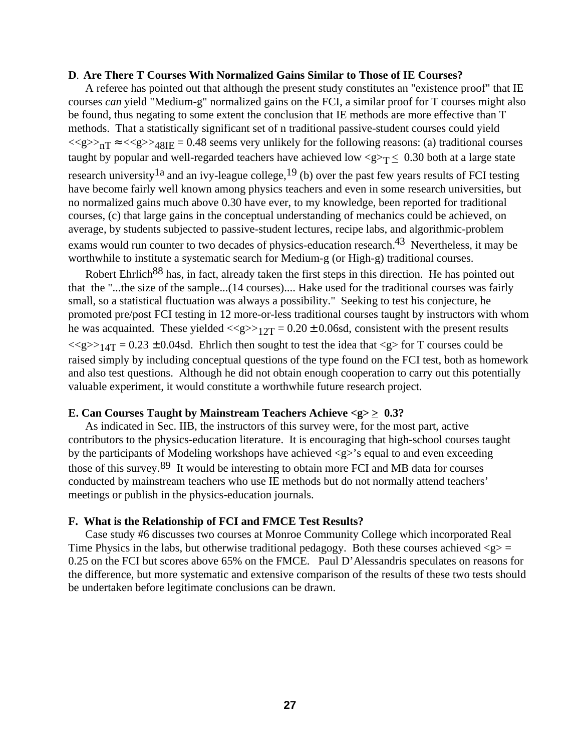**D**. **Are There T Courses With Normalized Gains Similar to Those of IE Courses?**

A referee has pointed out that although the present study constitutes an "existence proof" that IE courses *can* yield "Medium-g" normalized gains on the FCI, a similar proof for T courses might also be found, thus negating to some extent the conclusion that IE methods are more effective than T methods. That a statistically significant set of n traditional passive-student courses could yield $<<g>>_{nT} \approx <<g>>_{48IE} = 0.48$ seems very unlikely for the following reasons: (a) traditional courses taught by popular and well-regarded teachers have achieved low $<g>_T \leq 0.30$ both at a large state research university[1a] and an ivy-league college,[19] (b) over the past few years results of FCI testing have become fairly well known among physics teachers and even in some research universities, but no normalized gains much above 0.30 have ever, to my knowledge, been reported for traditional courses, (c) that large gains in the conceptual understanding of mechanics could be achieved, on average, by students subjected to passive-student lectures, recipe labs, and algorithmic-problem exams would run counter to two decades of physics-education research.[43] Nevertheless, it may be worthwhile to institute a systematic search for Medium-g (or High-g) traditional courses.

Robert Ehrlich[88] has, in fact, already taken the first steps in this direction. He has pointed out that the "...the size of the sample...(14 courses).... Hake used for the traditional courses was fairly small, so a statistical fluctuation was always a possibility." Seeking to test his conjecture, he promoted pre/post FCI testing in 12 more-or-less traditional courses taught by instructors with whom he was acquainted. These yielded $<<g>>_{12T} = 0.20 \pm 0.06$sd, consistent with the present results $<<g>>_{14T} = 0.23 \pm 0.04$sd. Ehrlich then sought to test the idea that $<g>$ for T courses could be raised simply by including conceptual questions of the type found on the FCI test, both as homework and also test questions. Although he did not obtain enough cooperation to carry out this potentially valuable experiment, it would constitute a worthwhile future research project.

**E. Can Courses Taught by Mainstream Teachers Achieve $<g> \geq 0.3$?**

As indicated in Sec. IIB, the instructors of this survey were, for the most part, active contributors to the physics-education literature. It is encouraging that high-school courses taught by the participants of Modeling workshops have achieved $<g>$'s equal to and even exceeding those of this survey.[89] It would be interesting to obtain more FCI and MB data for courses conducted by mainstream teachers who use IE methods but do not normally attend teachers' meetings or publish in the physics-education journals.

**F. What is the Relationship of FCI and FMCE Test Results?**

Case study #6 discusses two courses at Monroe Community College which incorporated Real Time Physics in the labs, but otherwise traditional pedagogy. Both these courses achieved $<g> = 0.25$ on the FCI but scores above 65% on the FMCE. Paul D'Alessandris speculates on reasons for the difference, but more systematic and extensive comparison of the results of these two tests should be undertaken before legitimate conclusions can be drawn.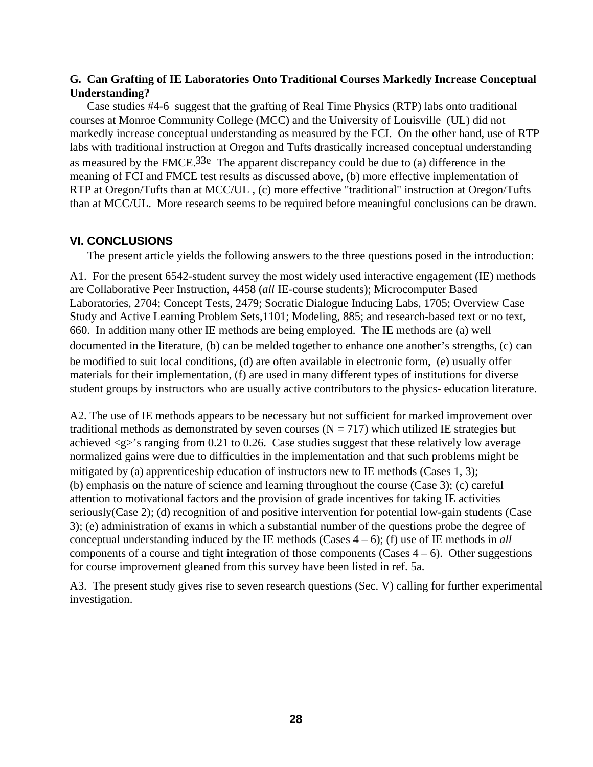### G. Can Grafting of IE Laboratories Onto Traditional Courses Markedly Increase Conceptual Understanding?

Case studies #4-6 suggest that the grafting of Real Time Physics (RTP) labs onto traditional courses at Monroe Community College (MCC) and the University of Louisville (UL) did not markedly increase conceptual understanding as measured by the FCI. On the other hand, use of RTP labs with traditional instruction at Oregon and Tufts drastically increased conceptual understanding as measured by the FMCE.[33e] The apparent discrepancy could be due to (a) difference in the meaning of FCI and FMCE test results as discussed above, (b) more effective implementation of RTP at Oregon/Tufts than at MCC/UL , (c) more effective "traditional" instruction at Oregon/Tufts than at MCC/UL. More research seems to be required before meaningful conclusions can be drawn.

## VI. CONCLUSIONS

The present article yields the following answers to the three questions posed in the introduction:

A1. For the present 6542-student survey the most widely used interactive engagement (IE) methods are Collaborative Peer Instruction, 4458 (*all* IE-course students); Microcomputer Based Laboratories, 2704; Concept Tests, 2479; Socratic Dialogue Inducing Labs, 1705; Overview Case Study and Active Learning Problem Sets,1101; Modeling, 885; and research-based text or no text, 660. In addition many other IE methods are being employed. The IE methods are (a) well documented in the literature, (b) can be melded together to enhance one another's strengths, (c) can be modified to suit local conditions, (d) are often available in electronic form, (e) usually offer materials for their implementation, (f) are used in many different types of institutions for diverse student groups by instructors who are usually active contributors to the physics- education literature.

A2. The use of IE methods appears to be necessary but not sufficient for marked improvement over traditional methods as demonstrated by seven courses (N = 717) which utilized IE strategies but achieved <g>'s ranging from 0.21 to 0.26. Case studies suggest that these relatively low average normalized gains were due to difficulties in the implementation and that such problems might be mitigated by (a) apprenticeship education of instructors new to IE methods (Cases 1, 3); (b) emphasis on the nature of science and learning throughout the course (Case 3); (c) careful attention to motivational factors and the provision of grade incentives for taking IE activities seriously(Case 2); (d) recognition of and positive intervention for potential low-gain students (Case 3); (e) administration of exams in which a substantial number of the questions probe the degree of conceptual understanding induced by the IE methods (Cases 4 – 6); (f) use of IE methods in *all* components of a course and tight integration of those components (Cases 4 – 6). Other suggestions for course improvement gleaned from this survey have been listed in ref. 5a.

A3. The present study gives rise to seven research questions (Sec. V) calling for further experimental investigation.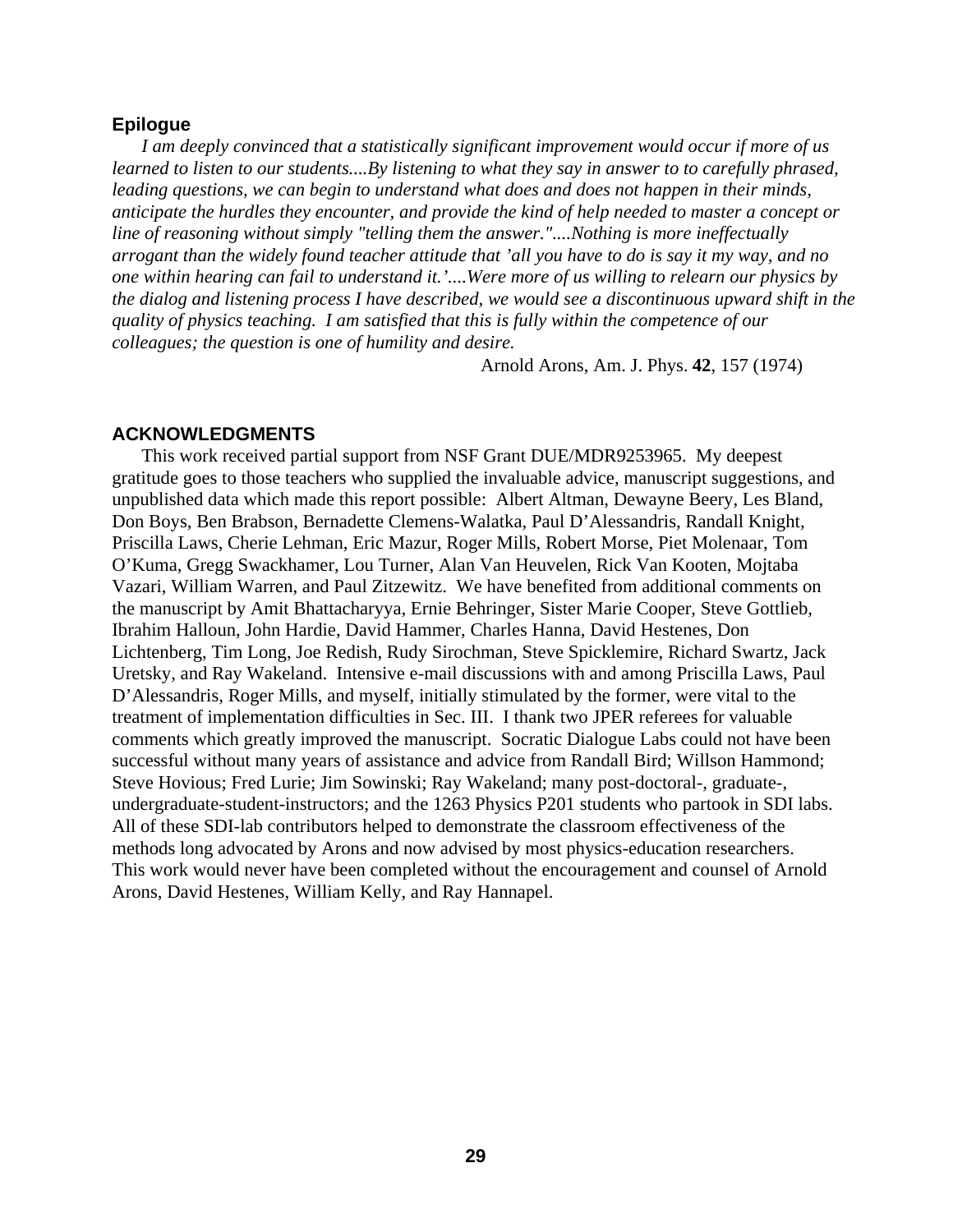## Epilogue

*I am deeply convinced that a statistically significant improvement would occur if more of us learned to listen to our students....By listening to what they say in answer to to carefully phrased, leading questions, we can begin to understand what does and does not happen in their minds, anticipate the hurdles they encounter, and provide the kind of help needed to master a concept or line of reasoning without simply "telling them the answer."....Nothing is more ineffectually arrogant than the widely found teacher attitude that 'all you have to do is say it my way, and no one within hearing can fail to understand it.'....Were more of us willing to relearn our physics by the dialog and listening process I have described, we would see a discontinuous upward shift in the quality of physics teaching. I am satisfied that this is fully within the competence of our colleagues; the question is one of humility and desire.*

Arnold Arons, Am. J. Phys. **42**, 157 (1974)

## ACKNOWLEDGMENTS

This work received partial support from NSF Grant DUE/MDR9253965. My deepest gratitude goes to those teachers who supplied the invaluable advice, manuscript suggestions, and unpublished data which made this report possible: Albert Altman, Dewayne Beery, Les Bland, Don Boys, Ben Brabson, Bernadette Clemens-Walatka, Paul D'Alessandris, Randall Knight, Priscilla Laws, Cherie Lehman, Eric Mazur, Roger Mills, Robert Morse, Piet Molenaar, Tom O'Kuma, Gregg Swackhamer, Lou Turner, Alan Van Heuvelen, Rick Van Kooten, Mojtaba Vazari, William Warren, and Paul Zitzewitz. We have benefited from additional comments on the manuscript by Amit Bhattacharyya, Ernie Behringer, Sister Marie Cooper, Steve Gottlieb, Ibrahim Halloun, John Hardie, David Hammer, Charles Hanna, David Hestenes, Don Lichtenberg, Tim Long, Joe Redish, Rudy Sirochman, Steve Spicklemire, Richard Swartz, Jack Uretsky, and Ray Wakeland. Intensive e-mail discussions with and among Priscilla Laws, Paul D'Alessandris, Roger Mills, and myself, initially stimulated by the former, were vital to the treatment of implementation difficulties in Sec. III. I thank two JPER referees for valuable comments which greatly improved the manuscript. Socratic Dialogue Labs could not have been successful without many years of assistance and advice from Randall Bird; Willson Hammond; Steve Hovious; Fred Lurie; Jim Sowinski; Ray Wakeland; many post-doctoral-, graduate-, undergraduate-student-instructors; and the 1263 Physics P201 students who partook in SDI labs. All of these SDI-lab contributors helped to demonstrate the classroom effectiveness of the methods long advocated by Arons and now advised by most physics-education researchers. This work would never have been completed without the encouragement and counsel of Arnold Arons, David Hestenes, William Kelly, and Ray Hannapel.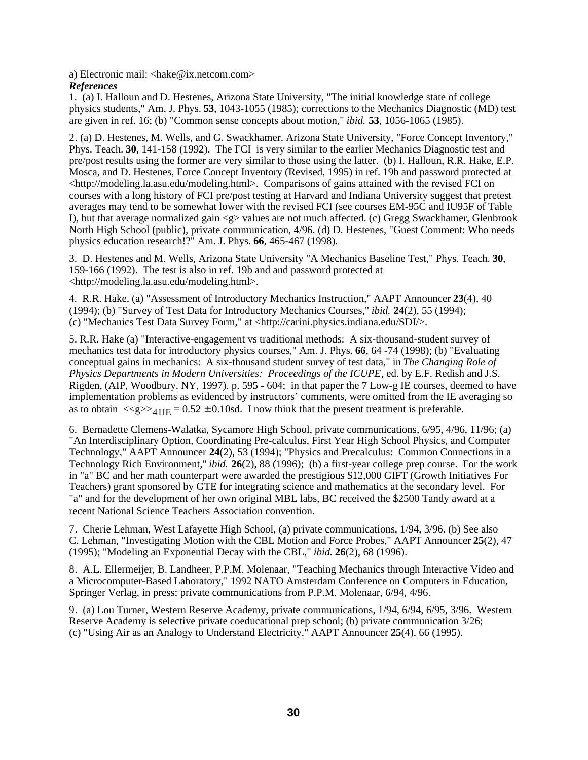a) Electronic mail: <hake@ix.netcom.com>

***References***

1. (a) I. Halloun and D. Hestenes, Arizona State University, "The initial knowledge state of college physics students," Am. J. Phys. **53**, 1043-1055 (1985); corrections to the Mechanics Diagnostic (MD) test are given in ref. 16; (b) "Common sense concepts about motion," *ibid.* **53**, 1056-1065 (1985).

2. (a) D. Hestenes, M. Wells, and G. Swackhamer, Arizona State University, "Force Concept Inventory," Phys. Teach. **30**, 141-158 (1992). The FCI is very similar to the earlier Mechanics Diagnostic test and pre/post results using the former are very similar to those using the latter. (b) I. Halloun, R.R. Hake, E.P. Mosca, and D. Hestenes, Force Concept Inventory (Revised, 1995) in ref. 19b and password protected at <http://modeling.la.asu.edu/modeling.html>. Comparisons of gains attained with the revised FCI on courses with a long history of FCI pre/post testing at Harvard and Indiana University suggest that pretest averages may tend to be somewhat lower with the revised FCI (see courses EM-95C and IU95F of Table I), but that average normalized gain <g> values are not much affected. (c) Gregg Swackhamer, Glenbrook North High School (public), private communication, 4/96. (d) D. Hestenes, "Guest Comment: Who needs physics education research!?" Am. J. Phys. **66**, 465-467 (1998).

3. D. Hestenes and M. Wells, Arizona State University "A Mechanics Baseline Test," Phys. Teach. **30**, 159-166 (1992). The test is also in ref. 19b and and password protected at <http://modeling.la.asu.edu/modeling.html>.

4. R.R. Hake, (a) "Assessment of Introductory Mechanics Instruction," AAPT Announcer **23**(4), 40 (1994); (b) "Survey of Test Data for Introductory Mechanics Courses," *ibid.* **24**(2), 55 (1994); (c) "Mechanics Test Data Survey Form," at <http://carini.physics.indiana.edu/SDI/>.

5. R.R. Hake (a) "Interactive-engagement vs traditional methods: A six-thousand-student survey of mechanics test data for introductory physics courses," Am. J. Phys. **66**, 64 -74 (1998); (b) "Evaluating conceptual gains in mechanics: A six-thousand student survey of test data," in *The Changing Role of Physics Departments in Modern Universities: Proceedings of the ICUPE*, ed. by E.F. Redish and J.S. Rigden, (AIP, Woodbury, NY, 1997). p. 595 - 604; in that paper the 7 Low-g IE courses, deemed to have implementation problems as evidenced by instructors' comments, were omitted from the IE averaging so as to obtain $<<g>>_{41IE} = 0.52 \pm 0.10$sd. I now think that the present treatment is preferable.

6. Bernadette Clemens-Walatka, Sycamore High School, private communications, 6/95, 4/96, 11/96; (a) "An Interdisciplinary Option, Coordinating Pre-calculus, First Year High School Physics, and Computer Technology," AAPT Announcer **24**(2), 53 (1994); "Physics and Precalculus: Common Connections in a Technology Rich Environment," *ibid.* **26**(2), 88 (1996); (b) a first-year college prep course. For the work in "a" BC and her math counterpart were awarded the prestigious $12,000 GIFT (Growth Initiatives For Teachers) grant sponsored by GTE for integrating science and mathematics at the secondary level. For "a" and for the development of her own original MBL labs, BC received the $2500 Tandy award at a recent National Science Teachers Association convention.

7. Cherie Lehman, West Lafayette High School, (a) private communications, 1/94, 3/96. (b) See also C. Lehman, "Investigating Motion with the CBL Motion and Force Probes," AAPT Announcer **25**(2), 47 (1995); "Modeling an Exponential Decay with the CBL," *ibid.* **26**(2), 68 (1996).

8. A.L. Ellermeijer, B. Landheer, P.P.M. Molenaar, "Teaching Mechanics through Interactive Video and a Microcomputer-Based Laboratory," 1992 NATO Amsterdam Conference on Computers in Education, Springer Verlag, in press; private communications from P.P.M. Molenaar, 6/94, 4/96.

9. (a) Lou Turner, Western Reserve Academy, private communications, 1/94, 6/94, 6/95, 3/96. Western Reserve Academy is selective private coeducational prep school; (b) private communication 3/26; (c) "Using Air as an Analogy to Understand Electricity," AAPT Announcer **25**(4), 66 (1995).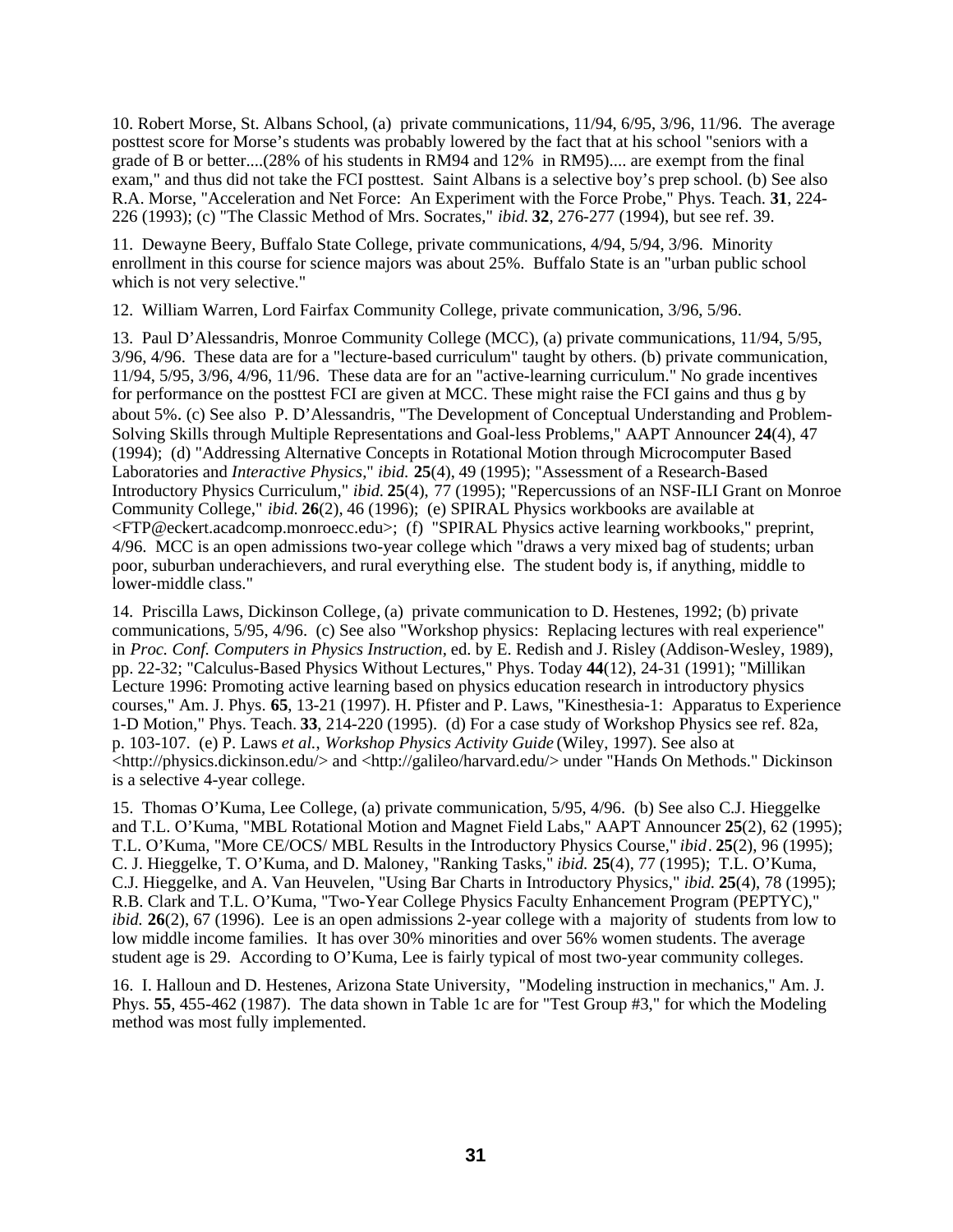10. Robert Morse, St. Albans School, (a) private communications, 11/94, 6/95, 3/96, 11/96. The average posttest score for Morse's students was probably lowered by the fact that at his school "seniors with a grade of B or better....(28% of his students in RM94 and 12% in RM95).... are exempt from the final exam," and thus did not take the FCI posttest. Saint Albans is a selective boy's prep school. (b) See also R.A. Morse, "Acceleration and Net Force: An Experiment with the Force Probe," Phys. Teach. **31**, 224-226 (1993); (c) "The Classic Method of Mrs. Socrates," *ibid.* **32**, 276-277 (1994), but see ref. 39.

11. Dewayne Beery, Buffalo State College, private communications, 4/94, 5/94, 3/96. Minority enrollment in this course for science majors was about 25%. Buffalo State is an "urban public school which is not very selective."

12. William Warren, Lord Fairfax Community College, private communication, 3/96, 5/96.

13. Paul D'Alessandris, Monroe Community College (MCC), (a) private communications, 11/94, 5/95, 3/96, 4/96. These data are for a "lecture-based curriculum" taught by others. (b) private communication, 11/94, 5/95, 3/96, 4/96, 11/96. These data are for an "active-learning curriculum." No grade incentives for performance on the posttest FCI are given at MCC. These might raise the FCI gains and thus g by about 5%. (c) See also P. D'Alessandris, "The Development of Conceptual Understanding and Problem-Solving Skills through Multiple Representations and Goal-less Problems," AAPT Announcer **24**(4), 47 (1994); (d) "Addressing Alternative Concepts in Rotational Motion through Microcomputer Based Laboratories and *Interactive Physics*," *ibid.* **25**(4), 49 (1995); "Assessment of a Research-Based Introductory Physics Curriculum," *ibid.* **25**(4), 77 (1995); "Repercussions of an NSF-ILI Grant on Monroe Community College," *ibid.* **26**(2), 46 (1996); (e) SPIRAL Physics workbooks are available at <FTP@eckert.acadcomp.monroecc.edu>; (f) "SPIRAL Physics active learning workbooks," preprint, 4/96. MCC is an open admissions two-year college which "draws a very mixed bag of students; urban poor, suburban underachievers, and rural everything else. The student body is, if anything, middle to lower-middle class."

14. Priscilla Laws, Dickinson College, (a) private communication to D. Hestenes, 1992; (b) private communications, 5/95, 4/96. (c) See also "Workshop physics: Replacing lectures with real experience" in *Proc. Conf. Computers in Physics Instruction*, ed. by E. Redish and J. Risley (Addison-Wesley, 1989), pp. 22-32; "Calculus-Based Physics Without Lectures," Phys. Today **44**(12), 24-31 (1991); "Millikan Lecture 1996: Promoting active learning based on physics education research in introductory physics courses," Am. J. Phys. **65**, 13-21 (1997). H. Pfister and P. Laws, "Kinesthesia-1: Apparatus to Experience 1-D Motion," Phys. Teach. **33**, 214-220 (1995). (d) For a case study of Workshop Physics see ref. 82a, p. 103-107. (e) P. Laws *et al.*, *Workshop Physics Activity Guide* (Wiley, 1997). See also at <http://physics.dickinson.edu/> and <http://galileo/harvard.edu/> under "Hands On Methods." Dickinson is a selective 4-year college.

15. Thomas O'Kuma, Lee College, (a) private communication, 5/95, 4/96. (b) See also C.J. Hieggelke and T.L. O'Kuma, "MBL Rotational Motion and Magnet Field Labs," AAPT Announcer **25**(2), 62 (1995); T.L. O'Kuma, "More CE/OCS/ MBL Results in the Introductory Physics Course," *ibid*. **25**(2), 96 (1995); C. J. Hieggelke, T. O'Kuma, and D. Maloney, "Ranking Tasks," *ibid.* **25**(4), 77 (1995); T.L. O'Kuma, C.J. Hieggelke, and A. Van Heuvelen, "Using Bar Charts in Introductory Physics," *ibid.* **25**(4), 78 (1995); R.B. Clark and T.L. O'Kuma, "Two-Year College Physics Faculty Enhancement Program (PEPTYC)," *ibid.* **26**(2), 67 (1996). Lee is an open admissions 2-year college with a majority of students from low to low middle income families. It has over 30% minorities and over 56% women students. The average student age is 29. According to O'Kuma, Lee is fairly typical of most two-year community colleges.

16. I. Halloun and D. Hestenes, Arizona State University, "Modeling instruction in mechanics," Am. J. Phys. **55**, 455-462 (1987). The data shown in Table 1c are for "Test Group #3," for which the Modeling method was most fully implemented.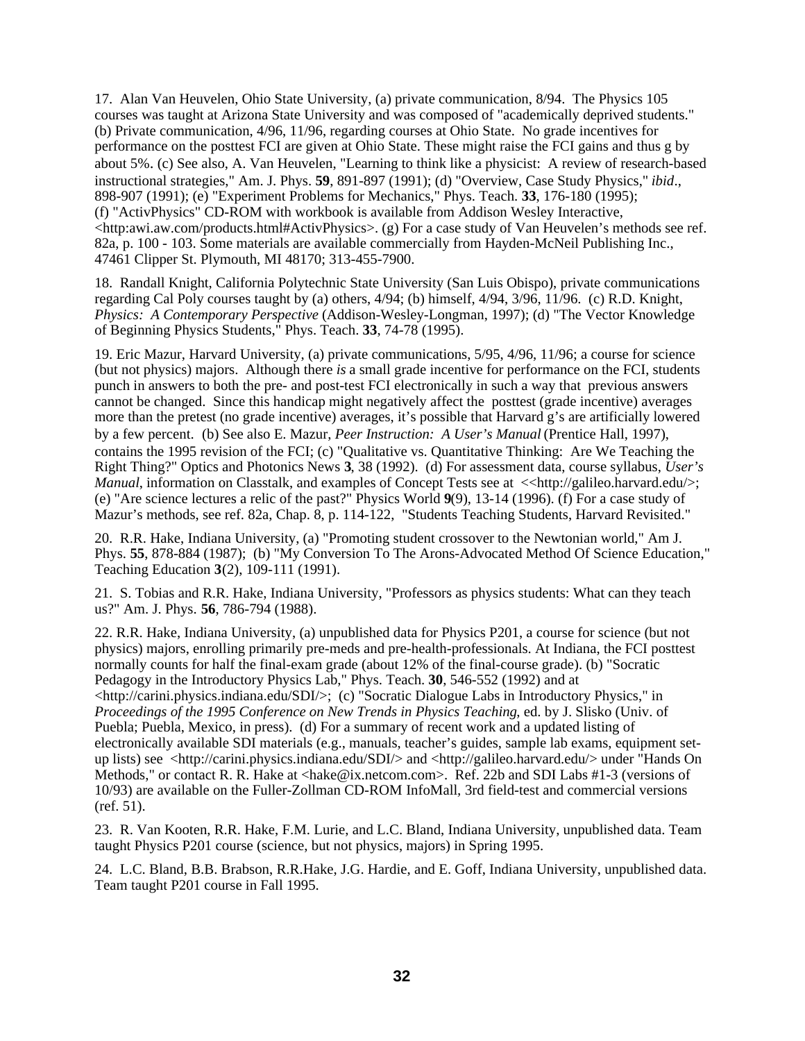17. Alan Van Heuvelen, Ohio State University, (a) private communication, 8/94. The Physics 105 courses was taught at Arizona State University and was composed of "academically deprived students." (b) Private communication, 4/96, 11/96, regarding courses at Ohio State. No grade incentives for performance on the posttest FCI are given at Ohio State. These might raise the FCI gains and thus g by about 5%. (c) See also, A. Van Heuvelen, "Learning to think like a physicist: A review of research-based instructional strategies," Am. J. Phys. **59**, 891-897 (1991); (d) "Overview, Case Study Physics," *ibid*., 898-907 (1991); (e) "Experiment Problems for Mechanics," Phys. Teach. **33**, 176-180 (1995); (f) "ActivPhysics" CD-ROM with workbook is available from Addison Wesley Interactive, <http:awi.aw.com/products.html#ActivPhysics>. (g) For a case study of Van Heuvelen's methods see ref. 82a, p. 100 - 103. Some materials are available commercially from Hayden-McNeil Publishing Inc., 47461 Clipper St. Plymouth, MI 48170; 313-455-7900.

18. Randall Knight, California Polytechnic State University (San Luis Obispo), private communications regarding Cal Poly courses taught by (a) others, 4/94; (b) himself, 4/94, 3/96, 11/96. (c) R.D. Knight, *Physics: A Contemporary Perspective* (Addison-Wesley-Longman, 1997); (d) "The Vector Knowledge of Beginning Physics Students," Phys. Teach. **33**, 74-78 (1995).

19. Eric Mazur, Harvard University, (a) private communications, 5/95, 4/96, 11/96; a course for science (but not physics) majors. Although there *is* a small grade incentive for performance on the FCI, students punch in answers to both the pre- and post-test FCI electronically in such a way that previous answers cannot be changed. Since this handicap might negatively affect the posttest (grade incentive) averages more than the pretest (no grade incentive) averages, it's possible that Harvard g's are artificially lowered by a few percent. (b) See also E. Mazur, *Peer Instruction: A User's Manual* (Prentice Hall, 1997), contains the 1995 revision of the FCI; (c) "Qualitative vs. Quantitative Thinking: Are We Teaching the Right Thing?" Optics and Photonics News **3**, 38 (1992). (d) For assessment data, course syllabus, *User's Manual*, information on Classtalk, and examples of Concept Tests see at <<http://galileo.harvard.edu/>; (e) "Are science lectures a relic of the past?" Physics World **9**(9), 13-14 (1996). (f) For a case study of Mazur's methods, see ref. 82a, Chap. 8, p. 114-122, "Students Teaching Students, Harvard Revisited."

20. R.R. Hake, Indiana University, (a) "Promoting student crossover to the Newtonian world," Am J. Phys. **55**, 878-884 (1987); (b) "My Conversion To The Arons-Advocated Method Of Science Education," Teaching Education **3**(2), 109-111 (1991).

21. S. Tobias and R.R. Hake, Indiana University, "Professors as physics students: What can they teach us?" Am. J. Phys. **56**, 786-794 (1988).

22. R.R. Hake, Indiana University, (a) unpublished data for Physics P201, a course for science (but not physics) majors, enrolling primarily pre-meds and pre-health-professionals. At Indiana, the FCI posttest normally counts for half the final-exam grade (about 12% of the final-course grade). (b) "Socratic Pedagogy in the Introductory Physics Lab," Phys. Teach. **30**, 546-552 (1992) and at <http://carini.physics.indiana.edu/SDI/>; (c) "Socratic Dialogue Labs in Introductory Physics," in *Proceedings of the 1995 Conference on New Trends in Physics Teaching*, ed. by J. Slisko (Univ. of Puebla; Puebla, Mexico, in press). (d) For a summary of recent work and a updated listing of electronically available SDI materials (e.g., manuals, teacher's guides, sample lab exams, equipment set-up lists) see <http://carini.physics.indiana.edu/SDI/> and <http://galileo.harvard.edu/> under "Hands On Methods," or contact R. R. Hake at <hake@ix.netcom.com>. Ref. 22b and SDI Labs #1-3 (versions of 10/93) are available on the Fuller-Zollman CD-ROM InfoMall, 3rd field-test and commercial versions (ref. 51).

23. R. Van Kooten, R.R. Hake, F.M. Lurie, and L.C. Bland, Indiana University, unpublished data. Team taught Physics P201 course (science, but not physics, majors) in Spring 1995.

24. L.C. Bland, B.B. Brabson, R.R.Hake, J.G. Hardie, and E. Goff, Indiana University, unpublished data. Team taught P201 course in Fall 1995.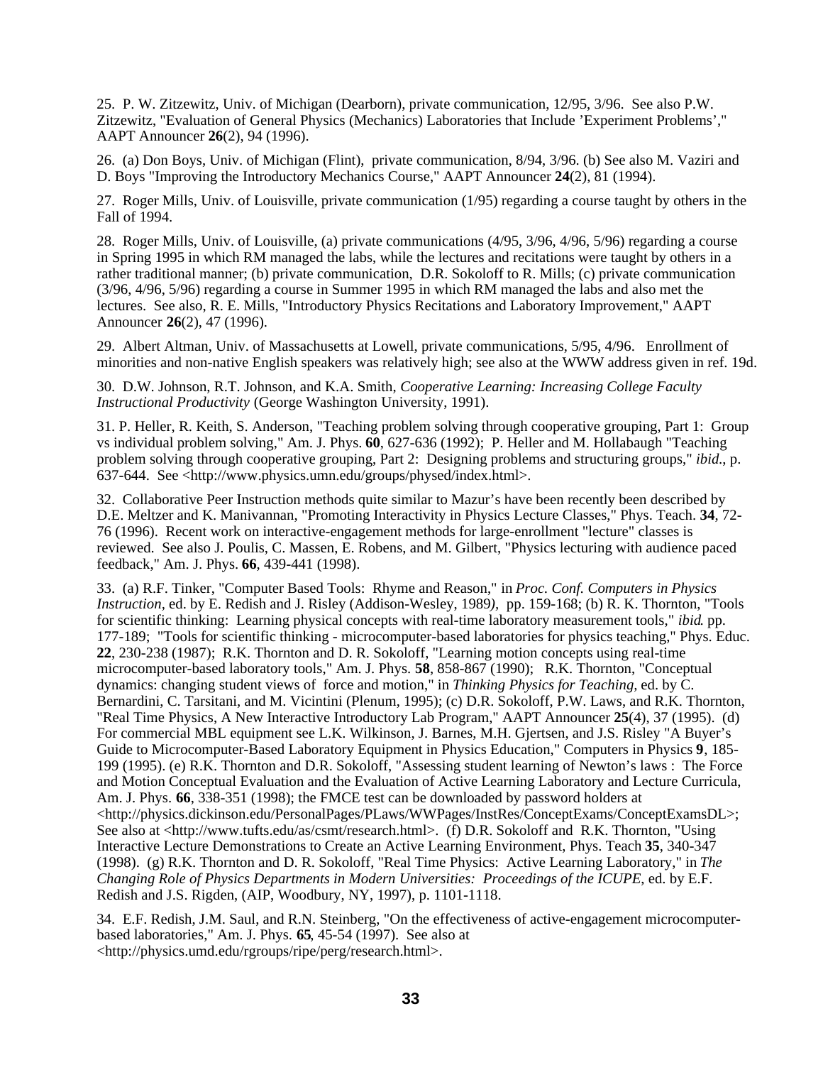25. P. W. Zitzewitz, Univ. of Michigan (Dearborn), private communication, 12/95, 3/96. See also P.W. Zitzewitz, "Evaluation of General Physics (Mechanics) Laboratories that Include 'Experiment Problems'," AAPT Announcer **26**(2), 94 (1996).

26. (a) Don Boys, Univ. of Michigan (Flint), private communication, 8/94, 3/96. (b) See also M. Vaziri and D. Boys "Improving the Introductory Mechanics Course," AAPT Announcer **24**(2), 81 (1994).

27. Roger Mills, Univ. of Louisville, private communication (1/95) regarding a course taught by others in the Fall of 1994.

28. Roger Mills, Univ. of Louisville, (a) private communications (4/95, 3/96, 4/96, 5/96) regarding a course in Spring 1995 in which RM managed the labs, while the lectures and recitations were taught by others in a rather traditional manner; (b) private communication, D.R. Sokoloff to R. Mills; (c) private communication (3/96, 4/96, 5/96) regarding a course in Summer 1995 in which RM managed the labs and also met the lectures. See also, R. E. Mills, "Introductory Physics Recitations and Laboratory Improvement," AAPT Announcer **26**(2), 47 (1996).

29. Albert Altman, Univ. of Massachusetts at Lowell, private communications, 5/95, 4/96. Enrollment of minorities and non-native English speakers was relatively high; see also at the WWW address given in ref. 19d.

30. D.W. Johnson, R.T. Johnson, and K.A. Smith, *Cooperative Learning: Increasing College Faculty Instructional Productivity* (George Washington University, 1991).

31. P. Heller, R. Keith, S. Anderson, "Teaching problem solving through cooperative grouping, Part 1: Group vs individual problem solving," Am. J. Phys. **60**, 627-636 (1992); P. Heller and M. Hollabaugh "Teaching problem solving through cooperative grouping, Part 2: Designing problems and structuring groups," *ibid*., p. 637-644. See <http://www.physics.umn.edu/groups/physed/index.html>.

32. Collaborative Peer Instruction methods quite similar to Mazur's have been recently been described by D.E. Meltzer and K. Manivannan, "Promoting Interactivity in Physics Lecture Classes," Phys. Teach. **34**, 72-76 (1996). Recent work on interactive-engagement methods for large-enrollment "lecture" classes is reviewed. See also J. Poulis, C. Massen, E. Robens, and M. Gilbert, "Physics lecturing with audience paced feedback," Am. J. Phys. **66**, 439-441 (1998).

33. (a) R.F. Tinker, "Computer Based Tools: Rhyme and Reason," in *Proc. Conf. Computers in Physics Instruction*, ed. by E. Redish and J. Risley (Addison-Wesley, 1989), pp. 159-168; (b) R. K. Thornton, "Tools for scientific thinking: Learning physical concepts with real-time laboratory measurement tools," *ibid*. pp. 177-189; "Tools for scientific thinking - microcomputer-based laboratories for physics teaching," Phys. Educ. **22**, 230-238 (1987); R.K. Thornton and D. R. Sokoloff, "Learning motion concepts using real-time microcomputer-based laboratory tools," Am. J. Phys. **58**, 858-867 (1990); R.K. Thornton, "Conceptual dynamics: changing student views of force and motion," in *Thinking Physics for Teaching*, ed. by C. Bernardini, C. Tarsitani, and M. Vicintini (Plenum, 1995); (c) D.R. Sokoloff, P.W. Laws, and R.K. Thornton, "Real Time Physics, A New Interactive Introductory Lab Program," AAPT Announcer **25**(4), 37 (1995). (d) For commercial MBL equipment see L.K. Wilkinson, J. Barnes, M.H. Gjertsen, and J.S. Risley "A Buyer's Guide to Microcomputer-Based Laboratory Equipment in Physics Education," Computers in Physics **9**, 185-199 (1995). (e) R.K. Thornton and D.R. Sokoloff, "Assessing student learning of Newton's laws : The Force and Motion Conceptual Evaluation and the Evaluation of Active Learning Laboratory and Lecture Curricula, Am. J. Phys. **66**, 338-351 (1998); the FMCE test can be downloaded by password holders at <http://physics.dickinson.edu/PersonalPages/PLaws/WWPages/InstRes/ConceptExams/ConceptExamsDL>; See also at <http://www.tufts.edu/as/csmt/research.html>. (f) D.R. Sokoloff and R.K. Thornton, "Using Interactive Lecture Demonstrations to Create an Active Learning Environment, Phys. Teach **35**, 340-347 (1998). (g) R.K. Thornton and D. R. Sokoloff, "Real Time Physics: Active Learning Laboratory," in *The Changing Role of Physics Departments in Modern Universities: Proceedings of the ICUPE*, ed. by E.F. Redish and J.S. Rigden, (AIP, Woodbury, NY, 1997), p. 1101-1118.

34. E.F. Redish, J.M. Saul, and R.N. Steinberg, "On the effectiveness of active-engagement microcomputer-based laboratories," Am. J. Phys. **65**, 45-54 (1997). See also at <http://physics.umd.edu/rgroups/ripe/perg/research.html>.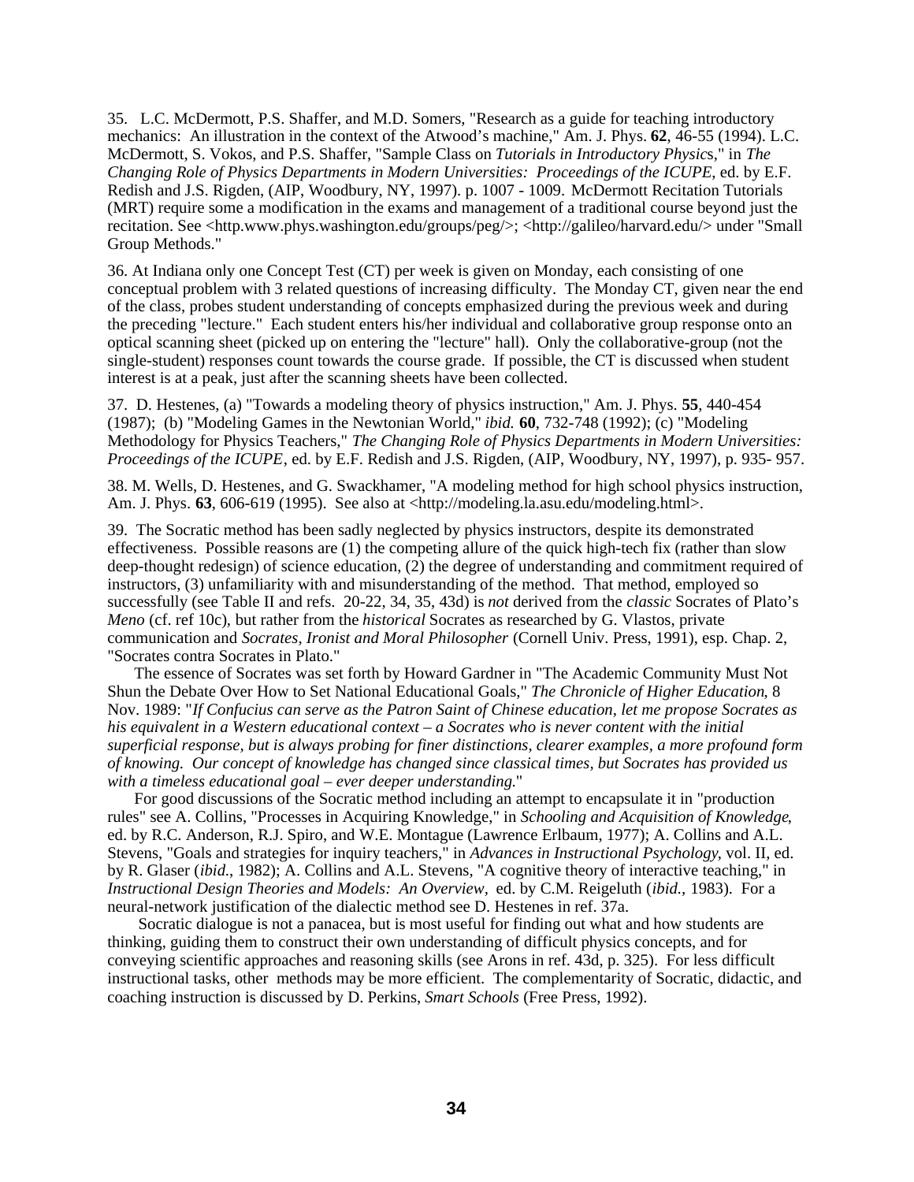35. L.C. McDermott, P.S. Shaffer, and M.D. Somers, "Research as a guide for teaching introductory mechanics: An illustration in the context of the Atwood's machine," Am. J. Phys. **62**, 46-55 (1994). L.C. McDermott, S. Vokos, and P.S. Shaffer, "Sample Class on *Tutorials in Introductory Physic*s," in *The Changing Role of Physics Departments in Modern Universities: Proceedings of the ICUPE*, ed. by E.F. Redish and J.S. Rigden, (AIP, Woodbury, NY, 1997). p. 1007 - 1009. McDermott Recitation Tutorials (MRT) require some a modification in the exams and management of a traditional course beyond just the recitation. See <http.www.phys.washington.edu/groups/peg/>; <http://galileo/harvard.edu/> under "Small Group Methods."

36. At Indiana only one Concept Test (CT) per week is given on Monday, each consisting of one conceptual problem with 3 related questions of increasing difficulty. The Monday CT, given near the end of the class, probes student understanding of concepts emphasized during the previous week and during the preceding "lecture." Each student enters his/her individual and collaborative group response onto an optical scanning sheet (picked up on entering the "lecture" hall). Only the collaborative-group (not the single-student) responses count towards the course grade. If possible, the CT is discussed when student interest is at a peak, just after the scanning sheets have been collected.

37. D. Hestenes, (a) "Towards a modeling theory of physics instruction," Am. J. Phys. **55**, 440-454 (1987); (b) "Modeling Games in the Newtonian World," *ibid.* **60**, 732-748 (1992); (c) "Modeling Methodology for Physics Teachers," *The Changing Role of Physics Departments in Modern Universities: Proceedings of the ICUPE*, ed. by E.F. Redish and J.S. Rigden, (AIP, Woodbury, NY, 1997), p. 935- 957.

38. M. Wells, D. Hestenes, and G. Swackhamer, "A modeling method for high school physics instruction, Am. J. Phys. **63**, 606-619 (1995). See also at <http://modeling.la.asu.edu/modeling.html>.

39. The Socratic method has been sadly neglected by physics instructors, despite its demonstrated effectiveness. Possible reasons are (1) the competing allure of the quick high-tech fix (rather than slow deep-thought redesign) of science education, (2) the degree of understanding and commitment required of instructors, (3) unfamiliarity with and misunderstanding of the method. That method, employed so successfully (see Table II and refs. 20-22, 34, 35, 43d) is *not* derived from the *classic* Socrates of Plato's *Meno* (cf. ref 10c), but rather from the *historical* Socrates as researched by G. Vlastos, private communication and *Socrates, Ironist and Moral Philosopher* (Cornell Univ. Press, 1991), esp. Chap. 2, "Socrates contra Socrates in Plato."

The essence of Socrates was set forth by Howard Gardner in "The Academic Community Must Not Shun the Debate Over How to Set National Educational Goals," *The Chronicle of Higher Education*, 8 Nov. 1989: "*If Confucius can serve as the Patron Saint of Chinese education, let me propose Socrates as his equivalent in a Western educational context – a Socrates who is never content with the initial superficial response, but is always probing for finer distinctions, clearer examples, a more profound form of knowing. Our concept of knowledge has changed since classical times, but Socrates has provided us with a timeless educational goal – ever deeper understanding.*"

For good discussions of the Socratic method including an attempt to encapsulate it in "production rules" see A. Collins, "Processes in Acquiring Knowledge," in *Schooling and Acquisition of Knowledge*, ed. by R.C. Anderson, R.J. Spiro, and W.E. Montague (Lawrence Erlbaum, 1977); A. Collins and A.L. Stevens, "Goals and strategies for inquiry teachers," in *Advances in Instructional Psychology*, vol. II, ed. by R. Glaser (*ibid.*, 1982); A. Collins and A.L. Stevens, "A cognitive theory of interactive teaching," in *Instructional Design Theories and Models: An Overview*, ed. by C.M. Reigeluth (*ibid.*, 1983). For a neural-network justification of the dialectic method see D. Hestenes in ref. 37a.

Socratic dialogue is not a panacea, but is most useful for finding out what and how students are thinking, guiding them to construct their own understanding of difficult physics concepts, and for conveying scientific approaches and reasoning skills (see Arons in ref. 43d, p. 325). For less difficult instructional tasks, other methods may be more efficient. The complementarity of Socratic, didactic, and coaching instruction is discussed by D. Perkins, *Smart Schools* (Free Press, 1992).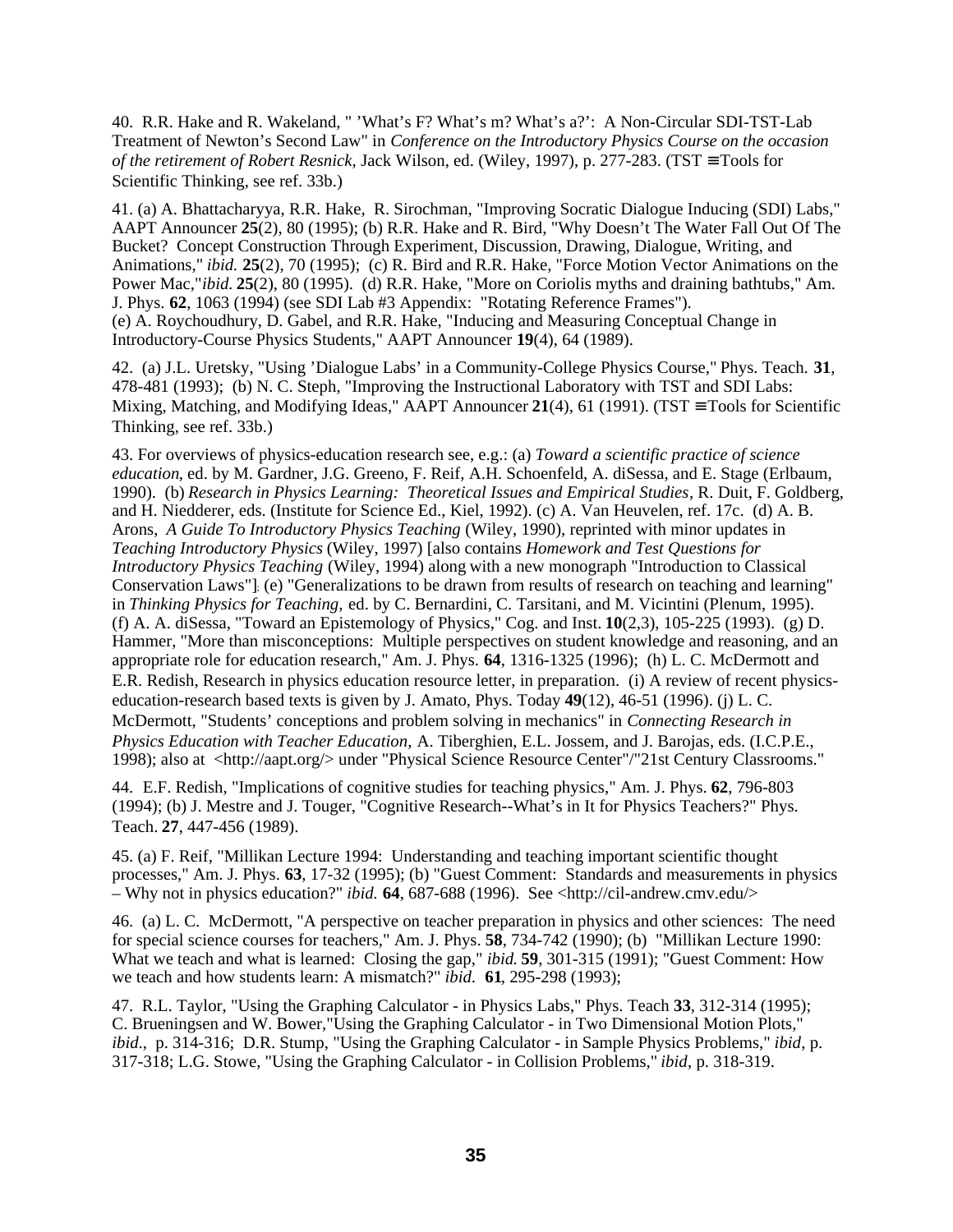40. R.R. Hake and R. Wakeland, " 'What's F? What's m? What's a?': A Non-Circular SDI-TST-Lab Treatment of Newton's Second Law" in *Conference on the Introductory Physics Course on the occasion of the retirement of Robert Resnick,* Jack Wilson, ed. (Wiley, 1997), p. 277-283. (TST ≡ Tools for Scientific Thinking, see ref. 33b.)

41. (a) A. Bhattacharyya, R.R. Hake, R. Sirochman, "Improving Socratic Dialogue Inducing (SDI) Labs," AAPT Announcer **25**(2), 80 (1995); (b) R.R. Hake and R. Bird, "Why Doesn't The Water Fall Out Of The Bucket? Concept Construction Through Experiment, Discussion, Drawing, Dialogue, Writing, and Animations," *ibid.* **25**(2), 70 (1995); (c) R. Bird and R.R. Hake, "Force Motion Vector Animations on the Power Mac,"*ibid.* **25**(2), 80 (1995). (d) R.R. Hake, "More on Coriolis myths and draining bathtubs," Am. J. Phys. **62**, 1063 (1994) (see SDI Lab #3 Appendix: "Rotating Reference Frames").
(e) A. Roychoudhury, D. Gabel, and R.R. Hake, "Inducing and Measuring Conceptual Change in Introductory-Course Physics Students," AAPT Announcer **19**(4), 64 (1989).

42. (a) J.L. Uretsky, "Using 'Dialogue Labs' in a Community-College Physics Course," Phys. Teach. **31**, 478-481 (1993); (b) N. C. Steph, "Improving the Instructional Laboratory with TST and SDI Labs: Mixing, Matching, and Modifying Ideas," AAPT Announcer **21**(4), 61 (1991). (TST ≡ Tools for Scientific Thinking, see ref. 33b.)

43. For overviews of physics-education research see, e.g.: (a) *Toward a scientific practice of science education*, ed. by M. Gardner, J.G. Greeno, F. Reif, A.H. Schoenfeld, A. diSessa, and E. Stage (Erlbaum, 1990). (b) *Research in Physics Learning: Theoretical Issues and Empirical Studies*, R. Duit, F. Goldberg, and H. Niedderer, eds. (Institute for Science Ed., Kiel, 1992). (c) A. Van Heuvelen, ref. 17c. (d) A. B. Arons, *A Guide To Introductory Physics Teaching* (Wiley, 1990), reprinted with minor updates in *Teaching Introductory Physics* (Wiley, 1997) [also contains *Homework and Test Questions for Introductory Physics Teaching* (Wiley, 1994) along with a new monograph "Introduction to Classical Conservation Laws"]; (e) "Generalizations to be drawn from results of research on teaching and learning" in *Thinking Physics for Teaching,* ed. by C. Bernardini, C. Tarsitani, and M. Vicintini (Plenum, 1995). (f) A. A. diSessa, "Toward an Epistemology of Physics," Cog. and Inst. **10**(2,3), 105-225 (1993). (g) D. Hammer, "More than misconceptions: Multiple perspectives on student knowledge and reasoning, and an appropriate role for education research," Am. J. Phys. **64**, 1316-1325 (1996); (h) L. C. McDermott and E.R. Redish, Research in physics education resource letter, in preparation. (i) A review of recent physics-education-research based texts is given by J. Amato, Phys. Today **49**(12), 46-51 (1996). (j) L. C. McDermott, "Students' conceptions and problem solving in mechanics" in *Connecting Research in Physics Education with Teacher Education,* A. Tiberghien, E.L. Jossem, and J. Barojas, eds. (I.C.P.E., 1998); also at <http://aapt.org/> under "Physical Science Resource Center"/"21st Century Classrooms."

44. E.F. Redish, "Implications of cognitive studies for teaching physics," Am. J. Phys. **62**, 796-803 (1994); (b) J. Mestre and J. Touger, "Cognitive Research--What's in It for Physics Teachers?" Phys. Teach. **27**, 447-456 (1989).

45. (a) F. Reif, "Millikan Lecture 1994: Understanding and teaching important scientific thought processes," Am. J. Phys. **63**, 17-32 (1995); (b) "Guest Comment: Standards and measurements in physics – Why not in physics education?" *ibid.* **64**, 687-688 (1996). See <http://cil-andrew.cmv.edu/>

46. (a) L. C. McDermott, "A perspective on teacher preparation in physics and other sciences: The need for special science courses for teachers," Am. J. Phys. **58**, 734-742 (1990); (b) "Millikan Lecture 1990: What we teach and what is learned: Closing the gap," *ibid.* **59**, 301-315 (1991); "Guest Comment: How we teach and how students learn: A mismatch?" *ibid.* **61**, 295-298 (1993);

47. R.L. Taylor, "Using the Graphing Calculator - in Physics Labs," Phys. Teach **33**, 312-314 (1995); C. Brueningsen and W. Bower,"Using the Graphing Calculator - in Two Dimensional Motion Plots," *ibid.*, p. 314-316; D.R. Stump, "Using the Graphing Calculator - in Sample Physics Problems," *ibid*, p. 317-318; L.G. Stowe, "Using the Graphing Calculator - in Collision Problems," *ibid*, p. 318-319.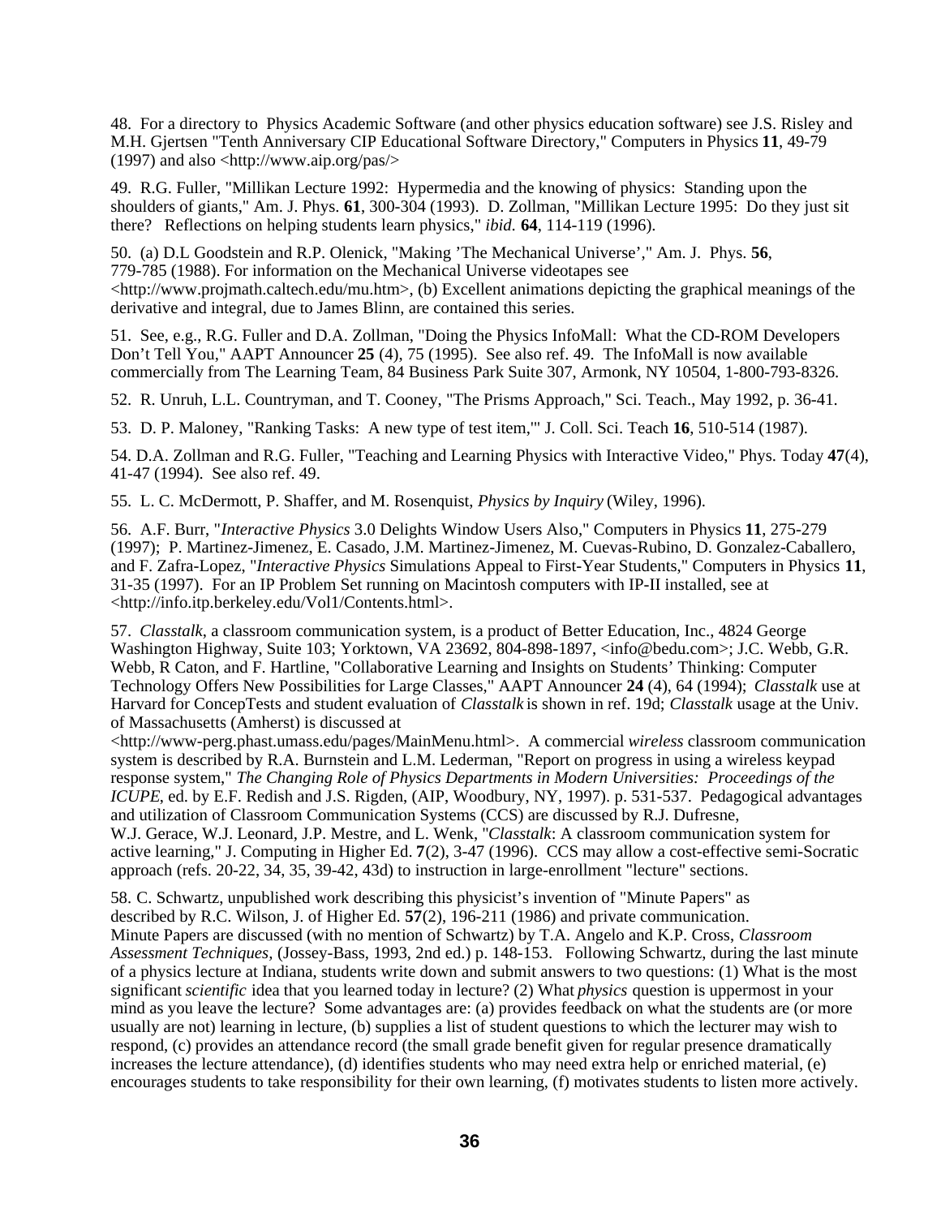48. For a directory to Physics Academic Software (and other physics education software) see J.S. Risley and M.H. Gjertsen "Tenth Anniversary CIP Educational Software Directory," Computers in Physics **11**, 49-79 (1997) and also <http://www.aip.org/pas/>

49. R.G. Fuller, "Millikan Lecture 1992: Hypermedia and the knowing of physics: Standing upon the shoulders of giants," Am. J. Phys. **61**, 300-304 (1993). D. Zollman, "Millikan Lecture 1995: Do they just sit there? Reflections on helping students learn physics," *ibid.* **64**, 114-119 (1996).

50. (a) D.L Goodstein and R.P. Olenick, "Making 'The Mechanical Universe'," Am. J. Phys. **56**, 779-785 (1988). For information on the Mechanical Universe videotapes see <http://www.projmath.caltech.edu/mu.htm>, (b) Excellent animations depicting the graphical meanings of the derivative and integral, due to James Blinn, are contained this series.

51. See, e.g., R.G. Fuller and D.A. Zollman, "Doing the Physics InfoMall: What the CD-ROM Developers Don't Tell You," AAPT Announcer **25** (4), 75 (1995). See also ref. 49. The InfoMall is now available commercially from The Learning Team, 84 Business Park Suite 307, Armonk, NY 10504, 1-800-793-8326.

52. R. Unruh, L.L. Countryman, and T. Cooney, "The Prisms Approach," Sci. Teach., May 1992, p. 36-41.

53. D. P. Maloney, "Ranking Tasks: A new type of test item,'" J. Coll. Sci. Teach **16**, 510-514 (1987).

54. D.A. Zollman and R.G. Fuller, "Teaching and Learning Physics with Interactive Video," Phys. Today **47**(4), 41-47 (1994). See also ref. 49.

55. L. C. McDermott, P. Shaffer, and M. Rosenquist, *Physics by Inquiry* (Wiley, 1996).

56. A.F. Burr, "*Interactive Physics* 3.0 Delights Window Users Also," Computers in Physics **11**, 275-279 (1997); P. Martinez-Jimenez, E. Casado, J.M. Martinez-Jimenez, M. Cuevas-Rubino, D. Gonzalez-Caballero, and F. Zafra-Lopez, "*Interactive Physics* Simulations Appeal to First-Year Students," Computers in Physics **11**, 31-35 (1997). For an IP Problem Set running on Macintosh computers with IP-II installed, see at <http://info.itp.berkeley.edu/Vol1/Contents.html>.

57. *Classtalk*, a classroom communication system, is a product of Better Education, Inc., 4824 George Washington Highway, Suite 103; Yorktown, VA 23692, 804-898-1897, <info@bedu.com>; J.C. Webb, G.R. Webb, R Caton, and F. Hartline, "Collaborative Learning and Insights on Students' Thinking: Computer Technology Offers New Possibilities for Large Classes," AAPT Announcer **24** (4), 64 (1994); *Classtalk* use at Harvard for ConcepTests and student evaluation of *Classtalk* is shown in ref. 19d; *Classtalk* usage at the Univ. of Massachusetts (Amherst) is discussed at <http://www-perg.phast.umass.edu/pages/MainMenu.html>. A commercial *wireless* classroom communication system is described by R.A. Burnstein and L.M. Lederman, "Report on progress in using a wireless keypad response system," *The Changing Role of Physics Departments in Modern Universities: Proceedings of the ICUPE*, ed. by E.F. Redish and J.S. Rigden, (AIP, Woodbury, NY, 1997). p. 531-537. Pedagogical advantages and utilization of Classroom Communication Systems (CCS) are discussed by R.J. Dufresne, W.J. Gerace, W.J. Leonard, J.P. Mestre, and L. Wenk, "*Classtalk*: A classroom communication system for active learning," J. Computing in Higher Ed. **7**(2), 3-47 (1996). CCS may allow a cost-effective semi-Socratic approach (refs. 20-22, 34, 35, 39-42, 43d) to instruction in large-enrollment "lecture" sections.

58. C. Schwartz, unpublished work describing this physicist's invention of "Minute Papers" as described by R.C. Wilson, J. of Higher Ed. **57**(2), 196-211 (1986) and private communication. Minute Papers are discussed (with no mention of Schwartz) by T.A. Angelo and K.P. Cross, *Classroom Assessment Techniques,* (Jossey-Bass, 1993, 2nd ed.) p. 148-153. Following Schwartz, during the last minute of a physics lecture at Indiana, students write down and submit answers to two questions: (1) What is the most significant *scientific* idea that you learned today in lecture? (2) What *physics* question is uppermost in your mind as you leave the lecture? Some advantages are: (a) provides feedback on what the students are (or more usually are not) learning in lecture, (b) supplies a list of student questions to which the lecturer may wish to respond, (c) provides an attendance record (the small grade benefit given for regular presence dramatically increases the lecture attendance), (d) identifies students who may need extra help or enriched material, (e) encourages students to take responsibility for their own learning, (f) motivates students to listen more actively.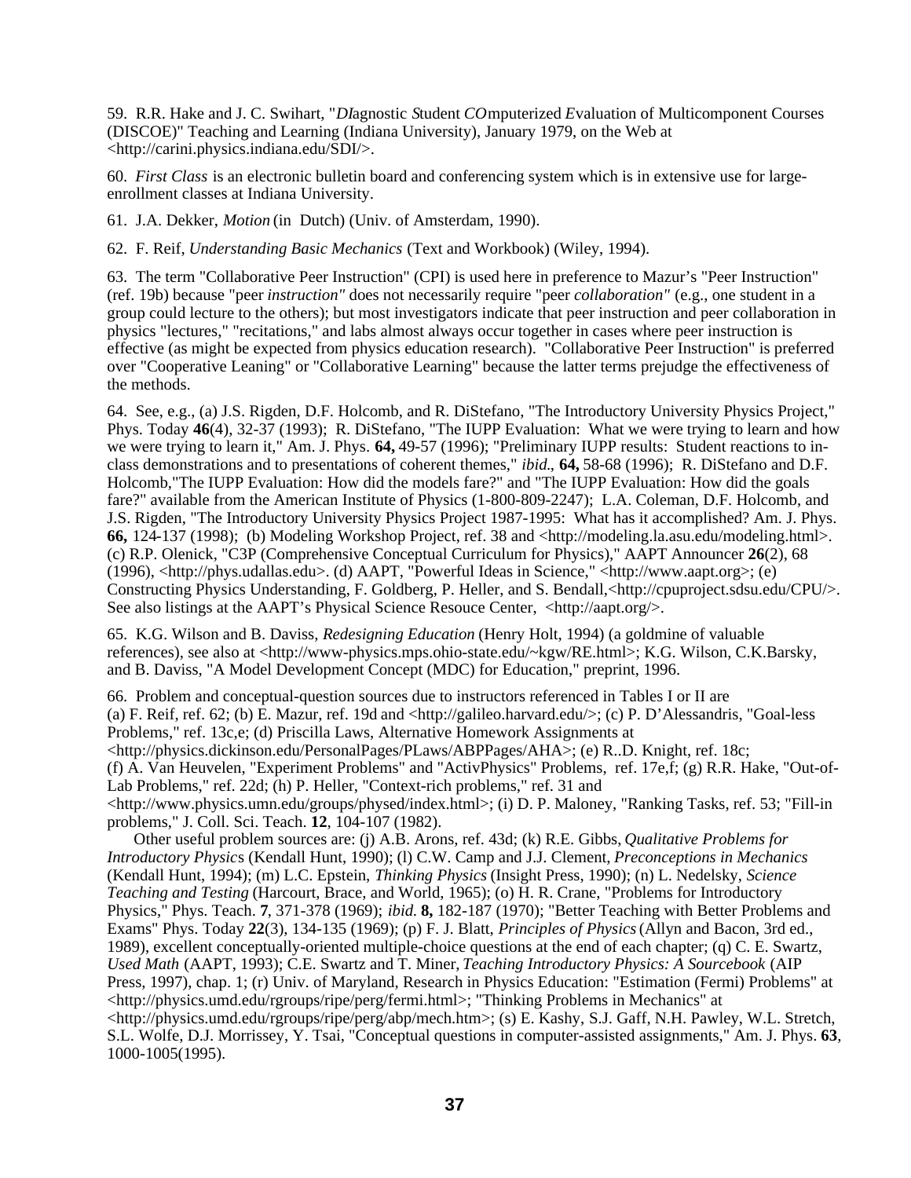59. R.R. Hake and J. C. Swihart, "*DI*agnostic *S*tudent *CO*mputerized *E*valuation of Multicomponent Courses (DISCOE)" Teaching and Learning (Indiana University), January 1979, on the Web at <http://carini.physics.indiana.edu/SDI/>.

60. *First Class* is an electronic bulletin board and conferencing system which is in extensive use for large-enrollment classes at Indiana University.

61. J.A. Dekker, *Motion* (in Dutch) (Univ. of Amsterdam, 1990).

62. F. Reif, *Understanding Basic Mechanics* (Text and Workbook) (Wiley, 1994).

63. The term "Collaborative Peer Instruction" (CPI) is used here in preference to Mazur's "Peer Instruction" (ref. 19b) because "peer *instruction"* does not necessarily require "peer *collaboration"* (e.g., one student in a group could lecture to the others); but most investigators indicate that peer instruction and peer collaboration in physics "lectures," "recitations," and labs almost always occur together in cases where peer instruction is effective (as might be expected from physics education research). "Collaborative Peer Instruction" is preferred over "Cooperative Leaning" or "Collaborative Learning" because the latter terms prejudge the effectiveness of the methods.

64. See, e.g., (a) J.S. Rigden, D.F. Holcomb, and R. DiStefano, "The Introductory University Physics Project," Phys. Today **46**(4), 32-37 (1993); R. DiStefano, "The IUPP Evaluation: What we were trying to learn and how we were trying to learn it," Am. J. Phys. **64,** 49-57 (1996); "Preliminary IUPP results: Student reactions to in-class demonstrations and to presentations of coherent themes," *ibid.*, **64,** 58-68 (1996); R. DiStefano and D.F. Holcomb,"The IUPP Evaluation: How did the models fare?" and "The IUPP Evaluation: How did the goals fare?" available from the American Institute of Physics (1-800-809-2247); L.A. Coleman, D.F. Holcomb, and J.S. Rigden, "The Introductory University Physics Project 1987-1995: What has it accomplished? Am. J. Phys. **66,** 124-137 (1998); (b) Modeling Workshop Project, ref. 38 and <http://modeling.la.asu.edu/modeling.html>. (c) R.P. Olenick, "C3P (Comprehensive Conceptual Curriculum for Physics)," AAPT Announcer **26**(2), 68 (1996), <http://phys.udallas.edu>. (d) AAPT, "Powerful Ideas in Science," <http://www.aapt.org>; (e) Constructing Physics Understanding, F. Goldberg, P. Heller, and S. Bendall,<http://cpuproject.sdsu.edu/CPU/>. See also listings at the AAPT's Physical Science Resouce Center, <http://aapt.org/>.

65. K.G. Wilson and B. Daviss, *Redesigning Education* (Henry Holt, 1994) (a goldmine of valuable references), see also at <http://www-physics.mps.ohio-state.edu/~kgw/RE.html>; K.G. Wilson, C.K.Barsky, and B. Daviss, "A Model Development Concept (MDC) for Education," preprint, 1996.

66. Problem and conceptual-question sources due to instructors referenced in Tables I or II are (a) F. Reif, ref. 62; (b) E. Mazur, ref. 19d and <http://galileo.harvard.edu/>; (c) P. D'Alessandris, "Goal-less Problems," ref. 13c,e; (d) Priscilla Laws, Alternative Homework Assignments at <http://physics.dickinson.edu/PersonalPages/PLaws/ABPPages/AHA>; (e) R..D. Knight, ref. 18c; (f) A. Van Heuvelen, "Experiment Problems" and "ActivPhysics" Problems, ref. 17e,f; (g) R.R. Hake, "Out-of-Lab Problems," ref. 22d; (h) P. Heller, "Context-rich problems," ref. 31 and <http://www.physics.umn.edu/groups/physed/index.html>; (i) D. P. Maloney, "Ranking Tasks, ref. 53; "Fill-in problems," J. Coll. Sci. Teach. **12**, 104-107 (1982).

Other useful problem sources are: (j) A.B. Arons, ref. 43d; (k) R.E. Gibbs, *Qualitative Problems for Introductory Physics* (Kendall Hunt, 1990); (l) C.W. Camp and J.J. Clement, *Preconceptions in Mechanics* (Kendall Hunt, 1994); (m) L.C. Epstein, *Thinking Physics* (Insight Press, 1990); (n) L. Nedelsky, *Science Teaching and Testing* (Harcourt, Brace, and World, 1965); (o) H. R. Crane, "Problems for Introductory Physics," Phys. Teach. **7**, 371-378 (1969); *ibid.* **8,** 182-187 (1970); "Better Teaching with Better Problems and Exams" Phys. Today **22**(3), 134-135 (1969); (p) F. J. Blatt, *Principles of Physics* (Allyn and Bacon, 3rd ed., 1989), excellent conceptually-oriented multiple-choice questions at the end of each chapter; (q) C. E. Swartz, *Used Math* (AAPT, 1993); C.E. Swartz and T. Miner, *Teaching Introductory Physics: A Sourcebook* (AIP Press, 1997), chap. 1; (r) Univ. of Maryland, Research in Physics Education: "Estimation (Fermi) Problems" at <http://physics.umd.edu/rgroups/ripe/perg/fermi.html>; "Thinking Problems in Mechanics" at <http://physics.umd.edu/rgroups/ripe/perg/abp/mech.htm>; (s) E. Kashy, S.J. Gaff, N.H. Pawley, W.L. Stretch, S.L. Wolfe, D.J. Morrissey, Y. Tsai, "Conceptual questions in computer-assisted assignments," Am. J. Phys. **63**, 1000-1005(1995).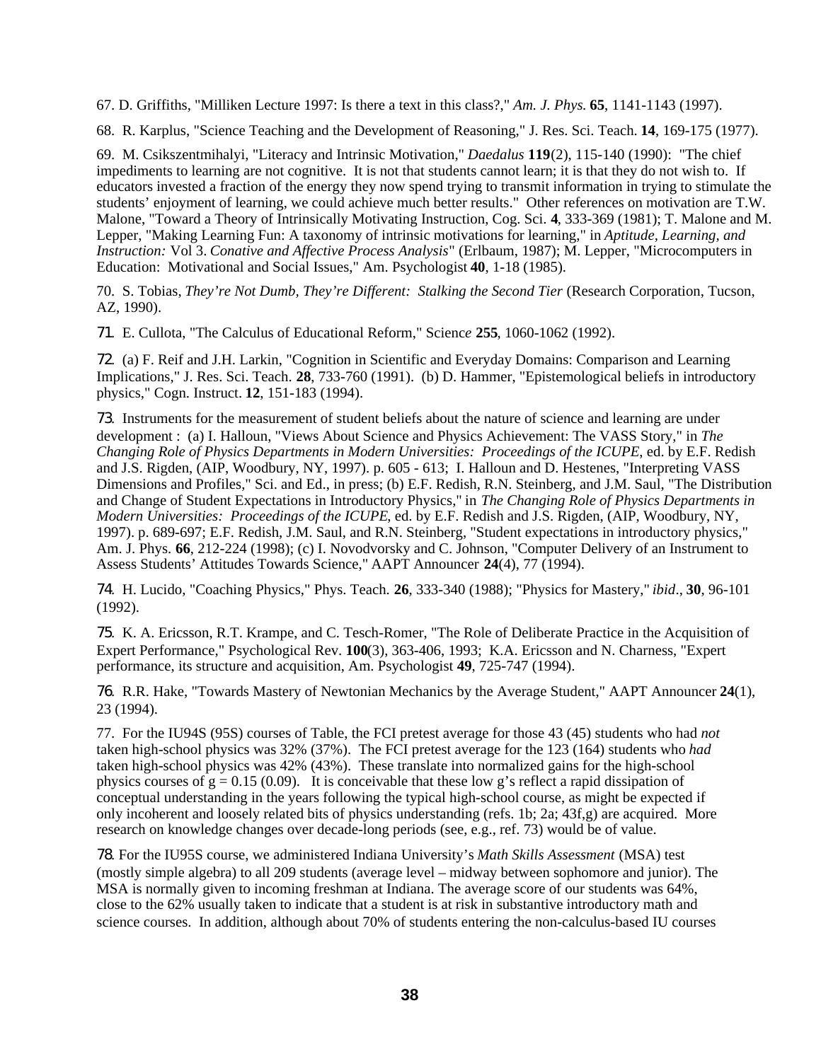67. D. Griffiths, "Milliken Lecture 1997: Is there a text in this class?," *Am. J. Phys.* **65**, 1141-1143 (1997).

68. R. Karplus, "Science Teaching and the Development of Reasoning," J. Res. Sci. Teach. **14**, 169-175 (1977).

69. M. Csikszentmihalyi, "Literacy and Intrinsic Motivation," *Daedalus* **119**(2), 115-140 (1990): "The chief impediments to learning are not cognitive. It is not that students cannot learn; it is that they do not wish to. If educators invested a fraction of the energy they now spend trying to transmit information in trying to stimulate the students' enjoyment of learning, we could achieve much better results." Other references on motivation are T.W. Malone, "Toward a Theory of Intrinsically Motivating Instruction, Cog. Sci. **4**, 333-369 (1981); T. Malone and M. Lepper, "Making Learning Fun: A taxonomy of intrinsic motivations for learning," in *Aptitude, Learning, and Instruction:* Vol 3. *Conative and Affective Process Analysis*" (Erlbaum, 1987); M. Lepper, "Microcomputers in Education: Motivational and Social Issues," Am. Psychologist **40**, 1-18 (1985).

70. S. Tobias, *They're Not Dumb, They're Different: Stalking the Second Tier* (Research Corporation, Tucson, AZ, 1990).

71. E. Cullota, "The Calculus of Educational Reform," Scienc*e* **255**, 1060-1062 (1992).

72. (a) F. Reif and J.H. Larkin, "Cognition in Scientific and Everyday Domains: Comparison and Learning Implications," J. Res. Sci. Teach. **28**, 733-760 (1991). (b) D. Hammer, "Epistemological beliefs in introductory physics," Cogn. Instruct. **12**, 151-183 (1994).

73. Instruments for the measurement of student beliefs about the nature of science and learning are under development : (a) I. Halloun, "Views About Science and Physics Achievement: The VASS Story," in *The Changing Role of Physics Departments in Modern Universities: Proceedings of the ICUPE*, ed. by E.F. Redish and J.S. Rigden, (AIP, Woodbury, NY, 1997). p. 605 - 613; I. Halloun and D. Hestenes, "Interpreting VASS Dimensions and Profiles," Sci. and Ed., in press; (b) E.F. Redish, R.N. Steinberg, and J.M. Saul, "The Distribution and Change of Student Expectations in Introductory Physics," in *The Changing Role of Physics Departments in Modern Universities: Proceedings of the ICUPE*, ed. by E.F. Redish and J.S. Rigden, (AIP, Woodbury, NY, 1997). p. 689-697; E.F. Redish, J.M. Saul, and R.N. Steinberg, "Student expectations in introductory physics," Am. J. Phys. **66**, 212-224 (1998); (c) I. Novodvorsky and C. Johnson, "Computer Delivery of an Instrument to Assess Students' Attitudes Towards Science," AAPT Announcer **24**(4), 77 (1994).

74. H. Lucido, "Coaching Physics," Phys. Teach. **26**, 333-340 (1988); "Physics for Mastery," *ibid*., **30**, 96-101 (1992).

75. K. A. Ericsson, R.T. Krampe, and C. Tesch-Romer, "The Role of Deliberate Practice in the Acquisition of Expert Performance," Psychological Rev. **100**(3), 363-406, 1993; K.A. Ericsson and N. Charness, "Expert performance, its structure and acquisition, Am. Psychologist **49**, 725-747 (1994).

76. R.R. Hake, "Towards Mastery of Newtonian Mechanics by the Average Student," AAPT Announcer **24**(1), 23 (1994).

77. For the IU94S (95S) courses of Table, the FCI pretest average for those 43 (45) students who had *not* taken high-school physics was 32% (37%). The FCI pretest average for the 123 (164) students who *had* taken high-school physics was 42% (43%). These translate into normalized gains for the high-school physics courses of $g = 0.15$ (0.09). It is conceivable that these low g's reflect a rapid dissipation of conceptual understanding in the years following the typical high-school course, as might be expected if only incoherent and loosely related bits of physics understanding (refs. 1b; 2a; 43f,g) are acquired. More research on knowledge changes over decade-long periods (see, e.g., ref. 73) would be of value.

78. For the IU95S course, we administered Indiana University's *Math Skills Assessment* (MSA) test (mostly simple algebra) to all 209 students (average level – midway between sophomore and junior). The MSA is normally given to incoming freshman at Indiana. The average score of our students was 64%, close to the 62% usually taken to indicate that a student is at risk in substantive introductory math and science courses. In addition, although about 70% of students entering the non-calculus-based IU courses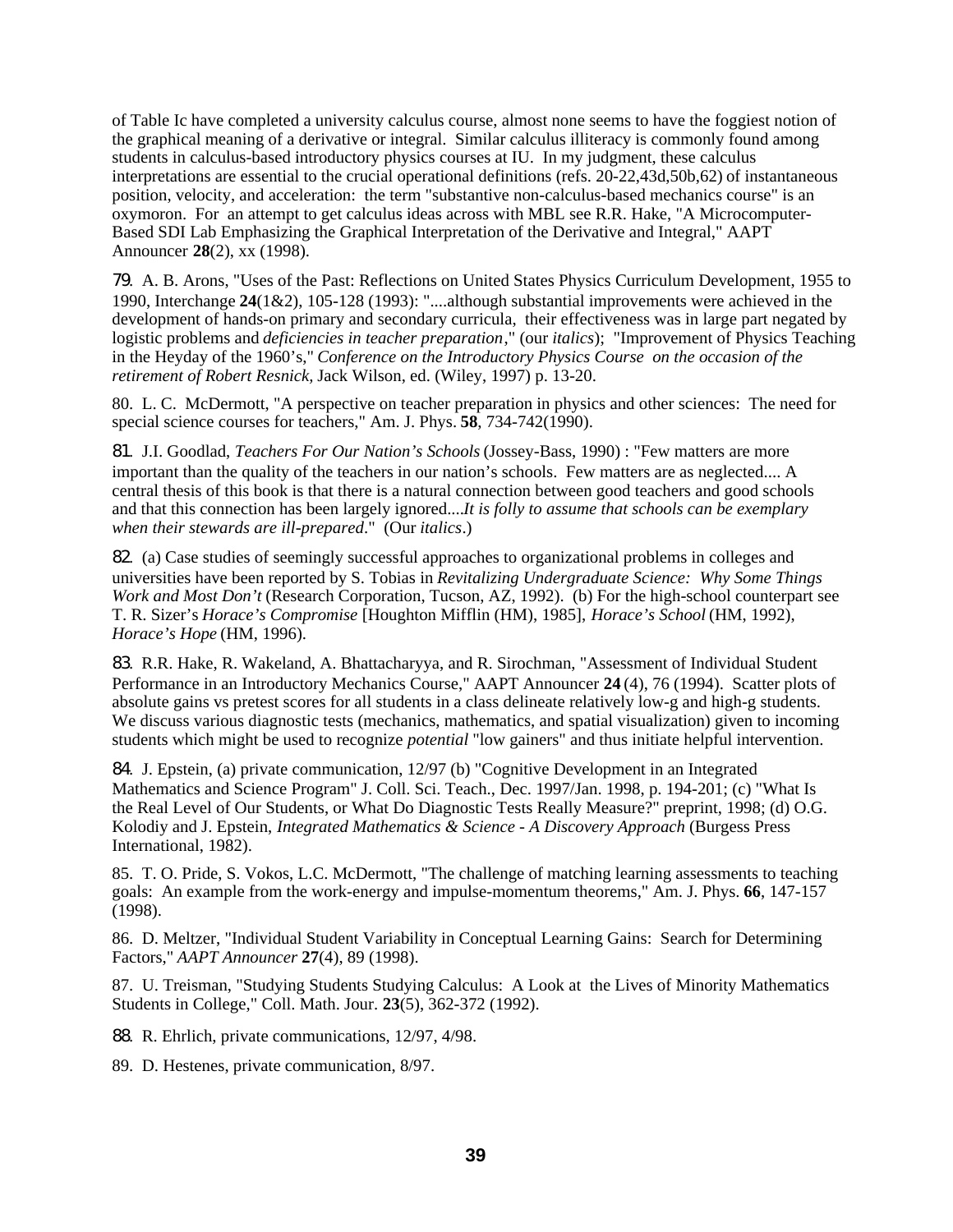of Table Ic have completed a university calculus course, almost none seems to have the foggiest notion of the graphical meaning of a derivative or integral. Similar calculus illiteracy is commonly found among students in calculus-based introductory physics courses at IU. In my judgment, these calculus interpretations are essential to the crucial operational definitions (refs. 20-22,43d,50b,62) of instantaneous position, velocity, and acceleration: the term "substantive non-calculus-based mechanics course" is an oxymoron. For an attempt to get calculus ideas across with MBL see R.R. Hake, "A Microcomputer-Based SDI Lab Emphasizing the Graphical Interpretation of the Derivative and Integral," AAPT Announcer **28**(2), xx (1998).

79. A. B. Arons, "Uses of the Past: Reflections on United States Physics Curriculum Development, 1955 to 1990, Interchange **24**(1&2), 105-128 (1993): "....although substantial improvements were achieved in the development of hands-on primary and secondary curricula, their effectiveness was in large part negated by logistic problems and *deficiencies in teacher preparation*," (our *italics*); "Improvement of Physics Teaching in the Heyday of the 1960's," *Conference on the Introductory Physics Course on the occasion of the retirement of Robert Resnick*, Jack Wilson, ed. (Wiley, 1997) p. 13-20.

80. L. C. McDermott, "A perspective on teacher preparation in physics and other sciences: The need for special science courses for teachers," Am. J. Phys. **58**, 734-742(1990).

81. J.I. Goodlad, *Teachers For Our Nation's Schools* (Jossey-Bass, 1990) : "Few matters are more important than the quality of the teachers in our nation's schools. Few matters are as neglected.... A central thesis of this book is that there is a natural connection between good teachers and good schools and that this connection has been largely ignored....*It is folly to assume that schools can be exemplary when their stewards are ill-prepared*." (Our *italics*.)

82. (a) Case studies of seemingly successful approaches to organizational problems in colleges and universities have been reported by S. Tobias in *Revitalizing Undergraduate Science: Why Some Things Work and Most Don't* (Research Corporation, Tucson, AZ, 1992). (b) For the high-school counterpart see T. R. Sizer's *Horace's Compromise* [Houghton Mifflin (HM), 1985], *Horace's School* (HM, 1992), *Horace's Hope* (HM, 1996).

83. R.R. Hake, R. Wakeland, A. Bhattacharyya, and R. Sirochman, "Assessment of Individual Student Performance in an Introductory Mechanics Course," AAPT Announcer **24** (4), 76 (1994). Scatter plots of absolute gains vs pretest scores for all students in a class delineate relatively low-g and high-g students. We discuss various diagnostic tests (mechanics, mathematics, and spatial visualization) given to incoming students which might be used to recognize *potential* "low gainers" and thus initiate helpful intervention.

84. J. Epstein, (a) private communication, 12/97 (b) "Cognitive Development in an Integrated Mathematics and Science Program" J. Coll. Sci. Teach., Dec. 1997/Jan. 1998, p. 194-201; (c) "What Is the Real Level of Our Students, or What Do Diagnostic Tests Really Measure?" preprint, 1998; (d) O.G. Kolodiy and J. Epstein, *Integrated Mathematics & Science - A Discovery Approach* (Burgess Press International, 1982).

85. T. O. Pride, S. Vokos, L.C. McDermott, "The challenge of matching learning assessments to teaching goals: An example from the work-energy and impulse-momentum theorems," Am. J. Phys. **66**, 147-157 (1998).

86. D. Meltzer, "Individual Student Variability in Conceptual Learning Gains: Search for Determining Factors," *AAPT Announcer* **27**(4), 89 (1998).

87. U. Treisman, "Studying Students Studying Calculus: A Look at the Lives of Minority Mathematics Students in College," Coll. Math. Jour. **23**(5), 362-372 (1992).

88. R. Ehrlich, private communications, 12/97, 4/98.

89. D. Hestenes, private communication, 8/97.